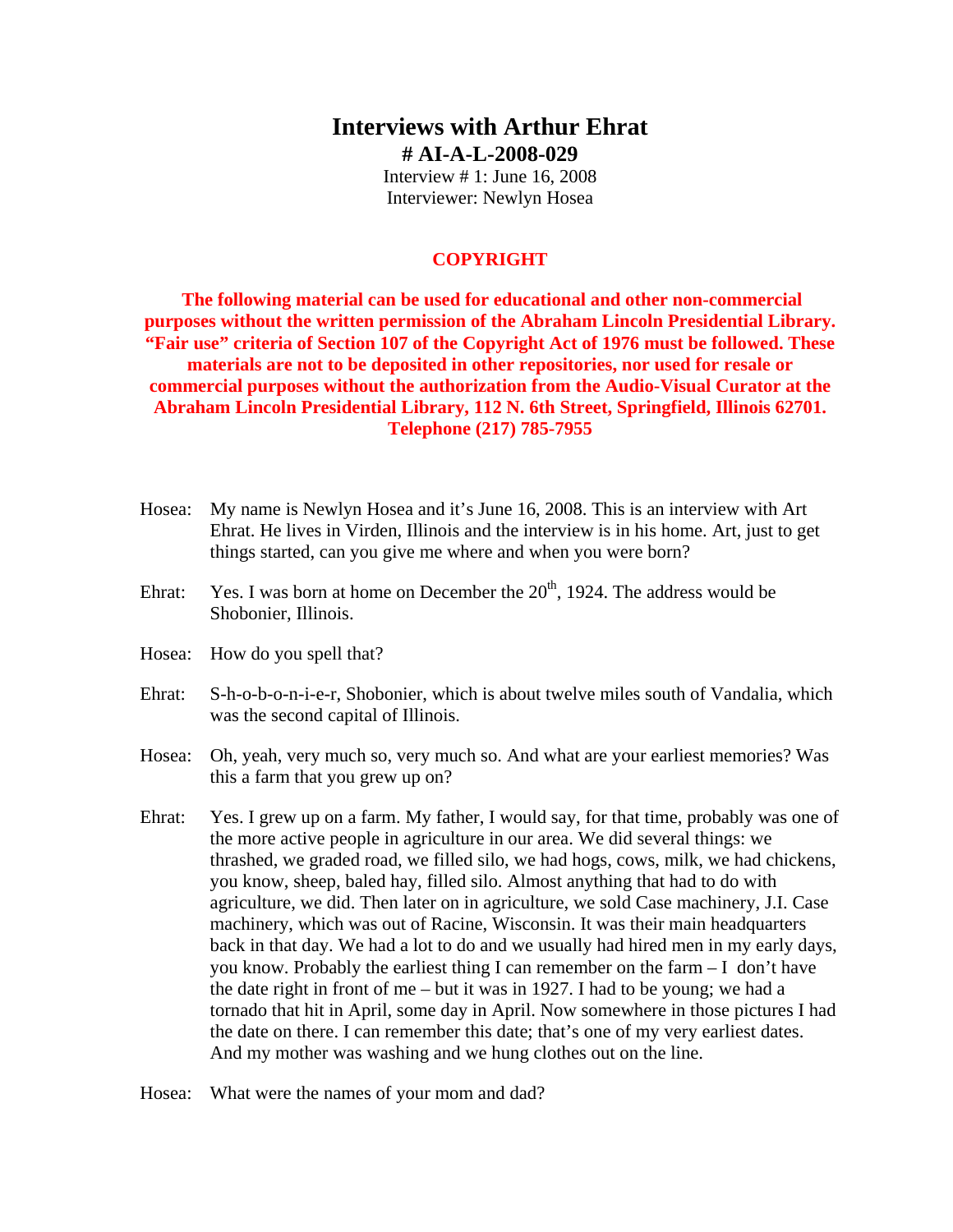# Interviews with Arthur Ehrat

**# AI-A-L-2008-029**

Interview # 1: June 16, 2008
Interviewer: Newlyn Hosea

**COPYRIGHT**

**The following material can be used for educational and other non-commercial purposes without the written permission of the Abraham Lincoln Presidential Library. "Fair use" criteria of Section 107 of the Copyright Act of 1976 must be followed. These materials are not to be deposited in other repositories, nor used for resale or commercial purposes without the authorization from the Audio-Visual Curator at the Abraham Lincoln Presidential Library, 112 N. 6th Street, Springfield, Illinois 62701. Telephone (217) 785-7955**

Hosea: My name is Newlyn Hosea and it's June 16, 2008. This is an interview with Art Ehrat. He lives in Virden, Illinois and the interview is in his home. Art, just to get things started, can you give me where and when you were born?

Ehrat: Yes. I was born at home on December the 20th, 1924. The address would be Shobonier, Illinois.

Hosea: How do you spell that?

Ehrat: S-h-o-b-o-n-i-e-r, Shobonier, which is about twelve miles south of Vandalia, which was the second capital of Illinois.

Hosea: Oh, yeah, very much so, very much so. And what are your earliest memories? Was this a farm that you grew up on?

Ehrat: Yes. I grew up on a farm. My father, I would say, for that time, probably was one of the more active people in agriculture in our area. We did several things: we thrashed, we graded road, we filled silo, we had hogs, cows, milk, we had chickens, you know, sheep, baled hay, filled silo. Almost anything that had to do with agriculture, we did. Then later on in agriculture, we sold Case machinery, J.I. Case machinery, which was out of Racine, Wisconsin. It was their main headquarters back in that day. We had a lot to do and we usually had hired men in my early days, you know. Probably the earliest thing I can remember on the farm – I don't have the date right in front of me – but it was in 1927. I had to be young; we had a tornado that hit in April, some day in April. Now somewhere in those pictures I had the date on there. I can remember this date; that's one of my very earliest dates. And my mother was washing and we hung clothes out on the line.

Hosea: What were the names of your mom and dad?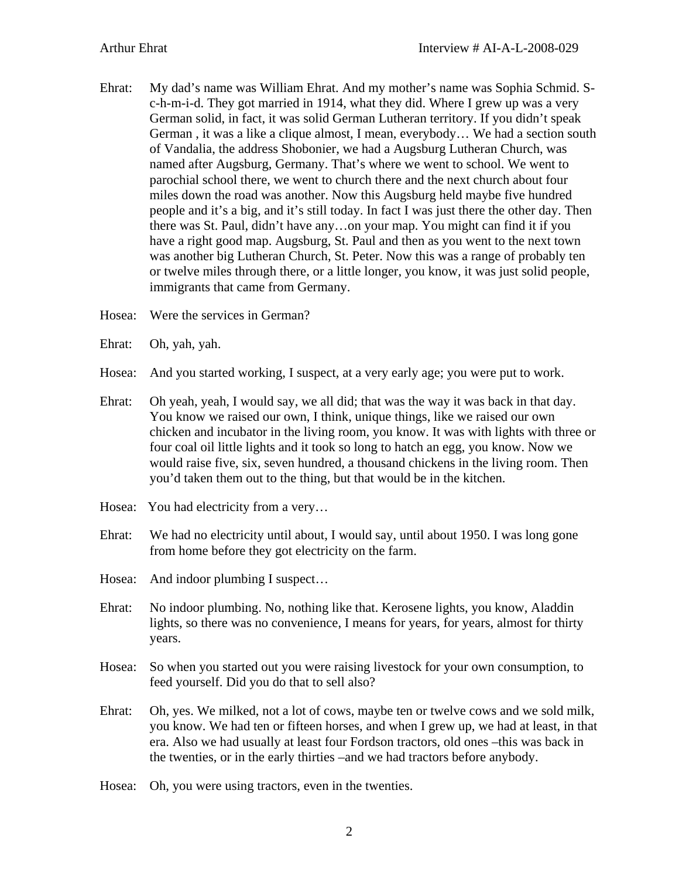Ehrat: My dad's name was William Ehrat. And my mother's name was Sophia Schmid. S-c-h-m-i-d. They got married in 1914, what they did. Where I grew up was a very German solid, in fact, it was solid German Lutheran territory. If you didn't speak German , it was a like a clique almost, I mean, everybody… We had a section south of Vandalia, the address Shobonier, we had a Augsburg Lutheran Church, was named after Augsburg, Germany. That's where we went to school. We went to parochial school there, we went to church there and the next church about four miles down the road was another. Now this Augsburg held maybe five hundred people and it's a big, and it's still today. In fact I was just there the other day. Then there was St. Paul, didn't have any…on your map. You might can find it if you have a right good map. Augsburg, St. Paul and then as you went to the next town was another big Lutheran Church, St. Peter. Now this was a range of probably ten or twelve miles through there, or a little longer, you know, it was just solid people, immigrants that came from Germany.

Hosea: Were the services in German?

Ehrat: Oh, yah, yah.

Hosea: And you started working, I suspect, at a very early age; you were put to work.

Ehrat: Oh yeah, yeah, I would say, we all did; that was the way it was back in that day. You know we raised our own, I think, unique things, like we raised our own chicken and incubator in the living room, you know. It was with lights with three or four coal oil little lights and it took so long to hatch an egg, you know. Now we would raise five, six, seven hundred, a thousand chickens in the living room. Then you'd taken them out to the thing, but that would be in the kitchen.

Hosea: You had electricity from a very…

Ehrat: We had no electricity until about, I would say, until about 1950. I was long gone from home before they got electricity on the farm.

Hosea: And indoor plumbing I suspect…

Ehrat: No indoor plumbing. No, nothing like that. Kerosene lights, you know, Aladdin lights, so there was no convenience, I means for years, for years, almost for thirty years.

Hosea: So when you started out you were raising livestock for your own consumption, to feed yourself. Did you do that to sell also?

Ehrat: Oh, yes. We milked, not a lot of cows, maybe ten or twelve cows and we sold milk, you know. We had ten or fifteen horses, and when I grew up, we had at least, in that era. Also we had usually at least four Fordson tractors, old ones –this was back in the twenties, or in the early thirties –and we had tractors before anybody.

Hosea: Oh, you were using tractors, even in the twenties.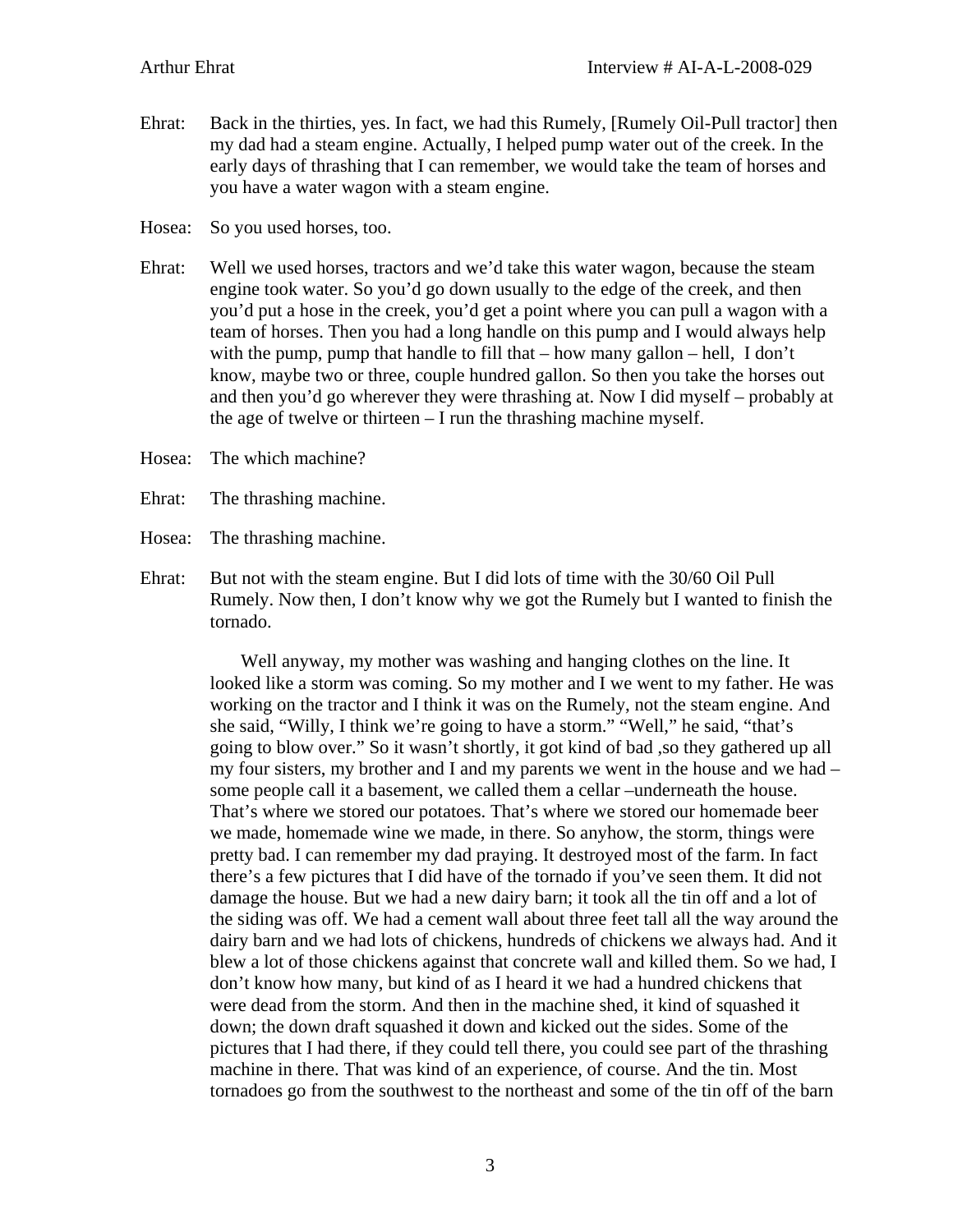Ehrat: Back in the thirties, yes. In fact, we had this Rumely, [Rumely Oil-Pull tractor] then my dad had a steam engine. Actually, I helped pump water out of the creek. In the early days of thrashing that I can remember, we would take the team of horses and you have a water wagon with a steam engine.

Hosea: So you used horses, too.

Ehrat: Well we used horses, tractors and we'd take this water wagon, because the steam engine took water. So you'd go down usually to the edge of the creek, and then you'd put a hose in the creek, you'd get a point where you can pull a wagon with a team of horses. Then you had a long handle on this pump and I would always help with the pump, pump that handle to fill that – how many gallon – hell, I don't know, maybe two or three, couple hundred gallon. So then you take the horses out and then you'd go wherever they were thrashing at. Now I did myself – probably at the age of twelve or thirteen – I run the thrashing machine myself.

Hosea: The which machine?

Ehrat: The thrashing machine.

Hosea: The thrashing machine.

Ehrat: But not with the steam engine. But I did lots of time with the 30/60 Oil Pull Rumely. Now then, I don't know why we got the Rumely but I wanted to finish the tornado.

Well anyway, my mother was washing and hanging clothes on the line. It looked like a storm was coming. So my mother and I we went to my father. He was working on the tractor and I think it was on the Rumely, not the steam engine. And she said, "Willy, I think we're going to have a storm." "Well," he said, "that's going to blow over." So it wasn't shortly, it got kind of bad ,so they gathered up all my four sisters, my brother and I and my parents we went in the house and we had – some people call it a basement, we called them a cellar –underneath the house. That's where we stored our potatoes. That's where we stored our homemade beer we made, homemade wine we made, in there. So anyhow, the storm, things were pretty bad. I can remember my dad praying. It destroyed most of the farm. In fact there's a few pictures that I did have of the tornado if you've seen them. It did not damage the house. But we had a new dairy barn; it took all the tin off and a lot of the siding was off. We had a cement wall about three feet tall all the way around the dairy barn and we had lots of chickens, hundreds of chickens we always had. And it blew a lot of those chickens against that concrete wall and killed them. So we had, I don't know how many, but kind of as I heard it we had a hundred chickens that were dead from the storm. And then in the machine shed, it kind of squashed it down; the down draft squashed it down and kicked out the sides. Some of the pictures that I had there, if they could tell there, you could see part of the thrashing machine in there. That was kind of an experience, of course. And the tin. Most tornadoes go from the southwest to the northeast and some of the tin off of the barn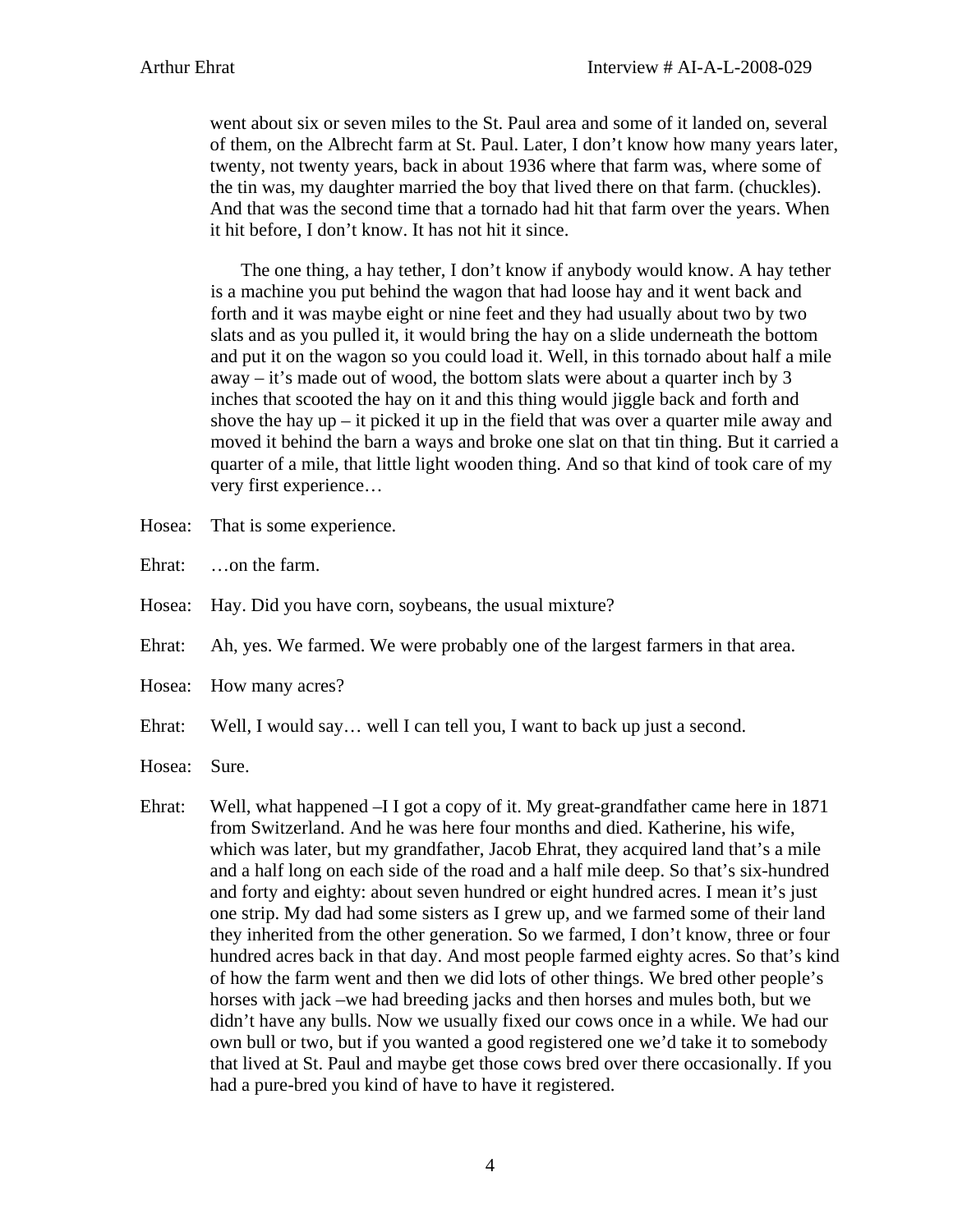went about six or seven miles to the St. Paul area and some of it landed on, several of them, on the Albrecht farm at St. Paul. Later, I don't know how many years later, twenty, not twenty years, back in about 1936 where that farm was, where some of the tin was, my daughter married the boy that lived there on that farm. (chuckles). And that was the second time that a tornado had hit that farm over the years. When it hit before, I don't know. It has not hit it since.

The one thing, a hay tether, I don't know if anybody would know. A hay tether is a machine you put behind the wagon that had loose hay and it went back and forth and it was maybe eight or nine feet and they had usually about two by two slats and as you pulled it, it would bring the hay on a slide underneath the bottom and put it on the wagon so you could load it. Well, in this tornado about half a mile away – it's made out of wood, the bottom slats were about a quarter inch by 3 inches that scooted the hay on it and this thing would jiggle back and forth and shove the hay up – it picked it up in the field that was over a quarter mile away and moved it behind the barn a ways and broke one slat on that tin thing. But it carried a quarter of a mile, that little light wooden thing. And so that kind of took care of my very first experience…

Hosea: That is some experience.

Ehrat: …on the farm.

Hosea: Hay. Did you have corn, soybeans, the usual mixture?

Ehrat: Ah, yes. We farmed. We were probably one of the largest farmers in that area.

Hosea: How many acres?

Ehrat: Well, I would say… well I can tell you, I want to back up just a second.

Hosea: Sure.

Ehrat: Well, what happened –I I got a copy of it. My great-grandfather came here in 1871 from Switzerland. And he was here four months and died. Katherine, his wife, which was later, but my grandfather, Jacob Ehrat, they acquired land that's a mile and a half long on each side of the road and a half mile deep. So that's six-hundred and forty and eighty: about seven hundred or eight hundred acres. I mean it's just one strip. My dad had some sisters as I grew up, and we farmed some of their land they inherited from the other generation. So we farmed, I don't know, three or four hundred acres back in that day. And most people farmed eighty acres. So that's kind of how the farm went and then we did lots of other things. We bred other people's horses with jack –we had breeding jacks and then horses and mules both, but we didn't have any bulls. Now we usually fixed our cows once in a while. We had our own bull or two, but if you wanted a good registered one we'd take it to somebody that lived at St. Paul and maybe get those cows bred over there occasionally. If you had a pure-bred you kind of have to have it registered.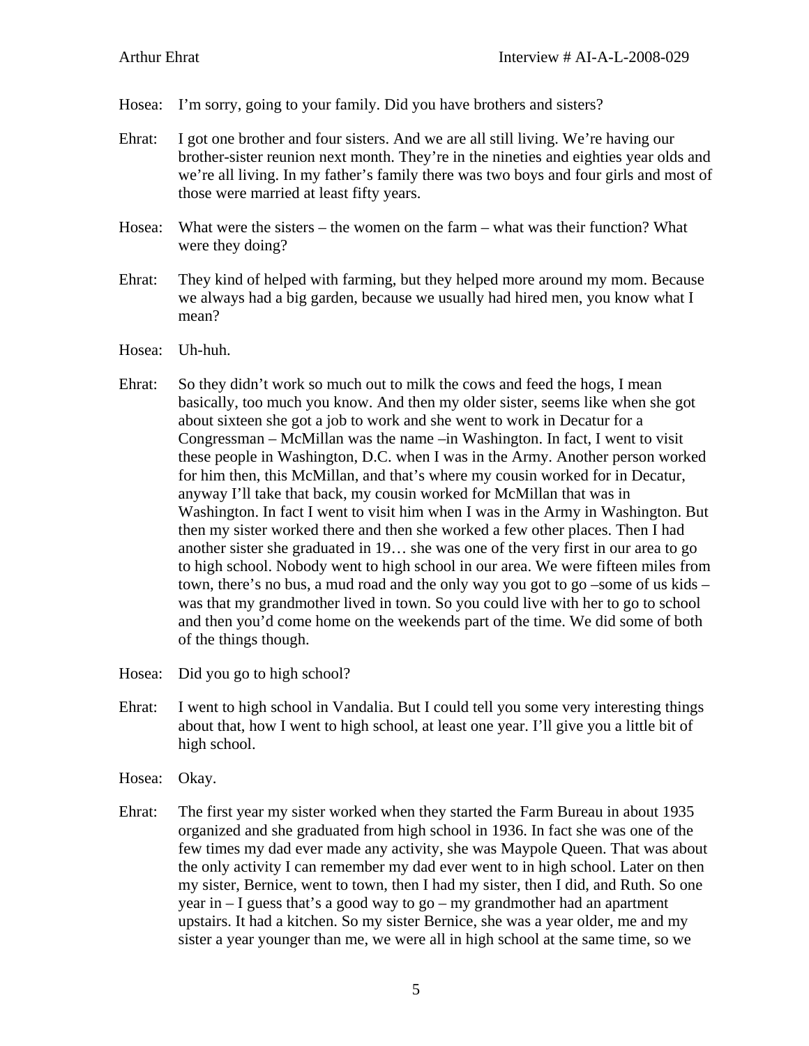Hosea: I'm sorry, going to your family. Did you have brothers and sisters?

Ehrat: I got one brother and four sisters. And we are all still living. We're having our brother-sister reunion next month. They're in the nineties and eighties year olds and we're all living. In my father's family there was two boys and four girls and most of those were married at least fifty years.

Hosea: What were the sisters – the women on the farm – what was their function? What were they doing?

Ehrat: They kind of helped with farming, but they helped more around my mom. Because we always had a big garden, because we usually had hired men, you know what I mean?

Hosea: Uh-huh.

Ehrat: So they didn't work so much out to milk the cows and feed the hogs, I mean basically, too much you know. And then my older sister, seems like when she got about sixteen she got a job to work and she went to work in Decatur for a Congressman – McMillan was the name –in Washington. In fact, I went to visit these people in Washington, D.C. when I was in the Army. Another person worked for him then, this McMillan, and that's where my cousin worked for in Decatur, anyway I'll take that back, my cousin worked for McMillan that was in Washington. In fact I went to visit him when I was in the Army in Washington. But then my sister worked there and then she worked a few other places. Then I had another sister she graduated in 19… she was one of the very first in our area to go to high school. Nobody went to high school in our area. We were fifteen miles from town, there's no bus, a mud road and the only way you got to go –some of us kids – was that my grandmother lived in town. So you could live with her to go to school and then you'd come home on the weekends part of the time. We did some of both of the things though.

Hosea: Did you go to high school?

Ehrat: I went to high school in Vandalia. But I could tell you some very interesting things about that, how I went to high school, at least one year. I'll give you a little bit of high school.

Hosea: Okay.

Ehrat: The first year my sister worked when they started the Farm Bureau in about 1935 organized and she graduated from high school in 1936. In fact she was one of the few times my dad ever made any activity, she was Maypole Queen. That was about the only activity I can remember my dad ever went to in high school. Later on then my sister, Bernice, went to town, then I had my sister, then I did, and Ruth. So one year in – I guess that's a good way to go – my grandmother had an apartment upstairs. It had a kitchen. So my sister Bernice, she was a year older, me and my sister a year younger than me, we were all in high school at the same time, so we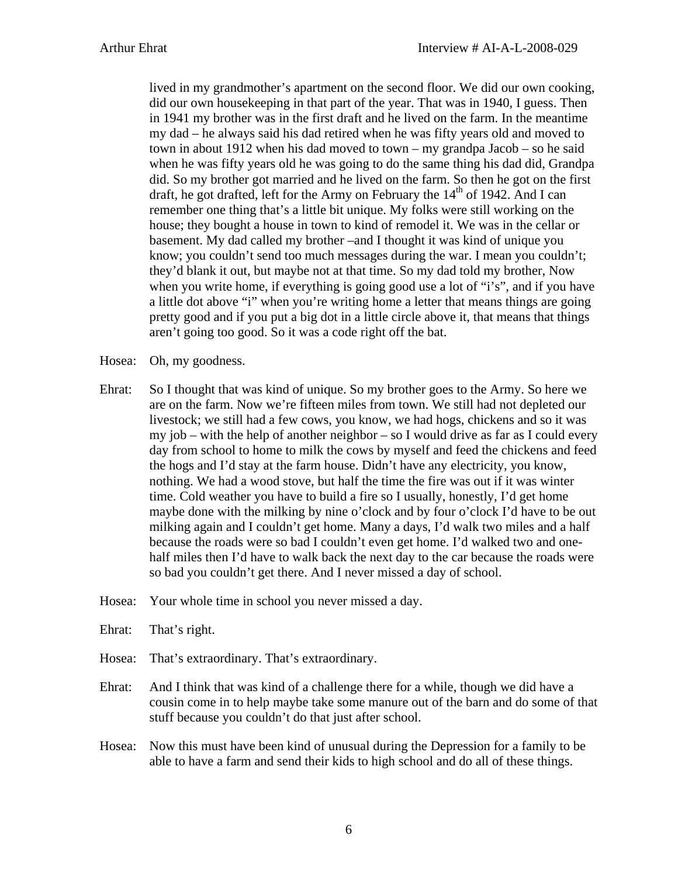lived in my grandmother's apartment on the second floor. We did our own cooking, did our own housekeeping in that part of the year. That was in 1940, I guess. Then in 1941 my brother was in the first draft and he lived on the farm. In the meantime my dad – he always said his dad retired when he was fifty years old and moved to town in about 1912 when his dad moved to town – my grandpa Jacob – so he said when he was fifty years old he was going to do the same thing his dad did, Grandpa did. So my brother got married and he lived on the farm. So then he got on the first draft, he got drafted, left for the Army on February the 14th of 1942. And I can remember one thing that's a little bit unique. My folks were still working on the house; they bought a house in town to kind of remodel it. We was in the cellar or basement. My dad called my brother –and I thought it was kind of unique you know; you couldn't send too much messages during the war. I mean you couldn't; they'd blank it out, but maybe not at that time. So my dad told my brother, Now when you write home, if everything is going good use a lot of "i's", and if you have a little dot above "i" when you're writing home a letter that means things are going pretty good and if you put a big dot in a little circle above it, that means that things aren't going too good. So it was a code right off the bat.

Hosea: Oh, my goodness.

Ehrat: So I thought that was kind of unique. So my brother goes to the Army. So here we are on the farm. Now we're fifteen miles from town. We still had not depleted our livestock; we still had a few cows, you know, we had hogs, chickens and so it was my job – with the help of another neighbor – so I would drive as far as I could every day from school to home to milk the cows by myself and feed the chickens and feed the hogs and I'd stay at the farm house. Didn't have any electricity, you know, nothing. We had a wood stove, but half the time the fire was out if it was winter time. Cold weather you have to build a fire so I usually, honestly, I'd get home maybe done with the milking by nine o'clock and by four o'clock I'd have to be out milking again and I couldn't get home. Many a days, I'd walk two miles and a half because the roads were so bad I couldn't even get home. I'd walked two and one-half miles then I'd have to walk back the next day to the car because the roads were so bad you couldn't get there. And I never missed a day of school.

Hosea: Your whole time in school you never missed a day.

Ehrat: That's right.

Hosea: That's extraordinary. That's extraordinary.

Ehrat: And I think that was kind of a challenge there for a while, though we did have a cousin come in to help maybe take some manure out of the barn and do some of that stuff because you couldn't do that just after school.

Hosea: Now this must have been kind of unusual during the Depression for a family to be able to have a farm and send their kids to high school and do all of these things.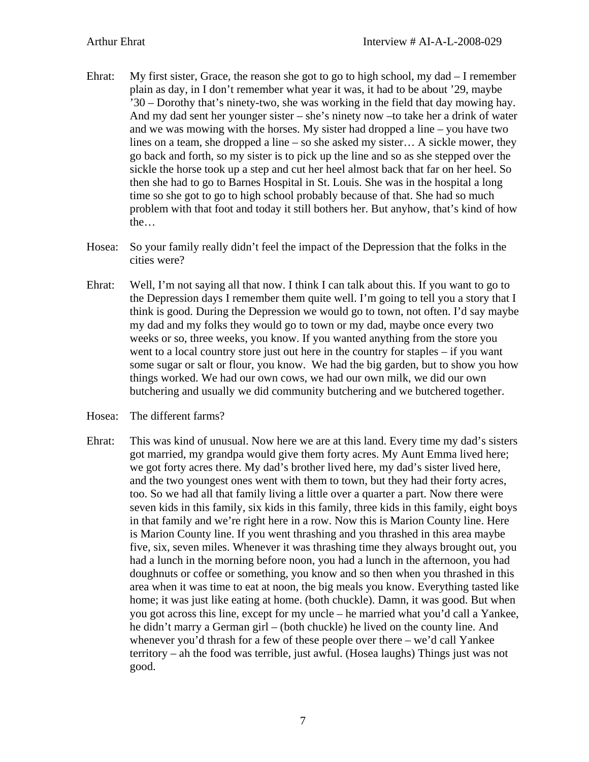Ehrat: My first sister, Grace, the reason she got to go to high school, my dad – I remember plain as day, in I don't remember what year it was, it had to be about '29, maybe '30 – Dorothy that's ninety-two, she was working in the field that day mowing hay. And my dad sent her younger sister – she's ninety now –to take her a drink of water and we was mowing with the horses. My sister had dropped a line – you have two lines on a team, she dropped a line – so she asked my sister… A sickle mower, they go back and forth, so my sister is to pick up the line and so as she stepped over the sickle the horse took up a step and cut her heel almost back that far on her heel. So then she had to go to Barnes Hospital in St. Louis. She was in the hospital a long time so she got to go to high school probably because of that. She had so much problem with that foot and today it still bothers her. But anyhow, that's kind of how the…

Hosea: So your family really didn't feel the impact of the Depression that the folks in the cities were?

Ehrat: Well, I'm not saying all that now. I think I can talk about this. If you want to go to the Depression days I remember them quite well. I'm going to tell you a story that I think is good. During the Depression we would go to town, not often. I'd say maybe my dad and my folks they would go to town or my dad, maybe once every two weeks or so, three weeks, you know. If you wanted anything from the store you went to a local country store just out here in the country for staples – if you want some sugar or salt or flour, you know. We had the big garden, but to show you how things worked. We had our own cows, we had our own milk, we did our own butchering and usually we did community butchering and we butchered together.

Hosea: The different farms?

Ehrat: This was kind of unusual. Now here we are at this land. Every time my dad's sisters got married, my grandpa would give them forty acres. My Aunt Emma lived here; we got forty acres there. My dad's brother lived here, my dad's sister lived here, and the two youngest ones went with them to town, but they had their forty acres, too. So we had all that family living a little over a quarter a part. Now there were seven kids in this family, six kids in this family, three kids in this family, eight boys in that family and we're right here in a row. Now this is Marion County line. Here is Marion County line. If you went thrashing and you thrashed in this area maybe five, six, seven miles. Whenever it was thrashing time they always brought out, you had a lunch in the morning before noon, you had a lunch in the afternoon, you had doughnuts or coffee or something, you know and so then when you thrashed in this area when it was time to eat at noon, the big meals you know. Everything tasted like home; it was just like eating at home. (both chuckle). Damn, it was good. But when you got across this line, except for my uncle – he married what you'd call a Yankee, he didn't marry a German girl – (both chuckle) he lived on the county line. And whenever you'd thrash for a few of these people over there – we'd call Yankee territory – ah the food was terrible, just awful. (Hosea laughs) Things just was not good.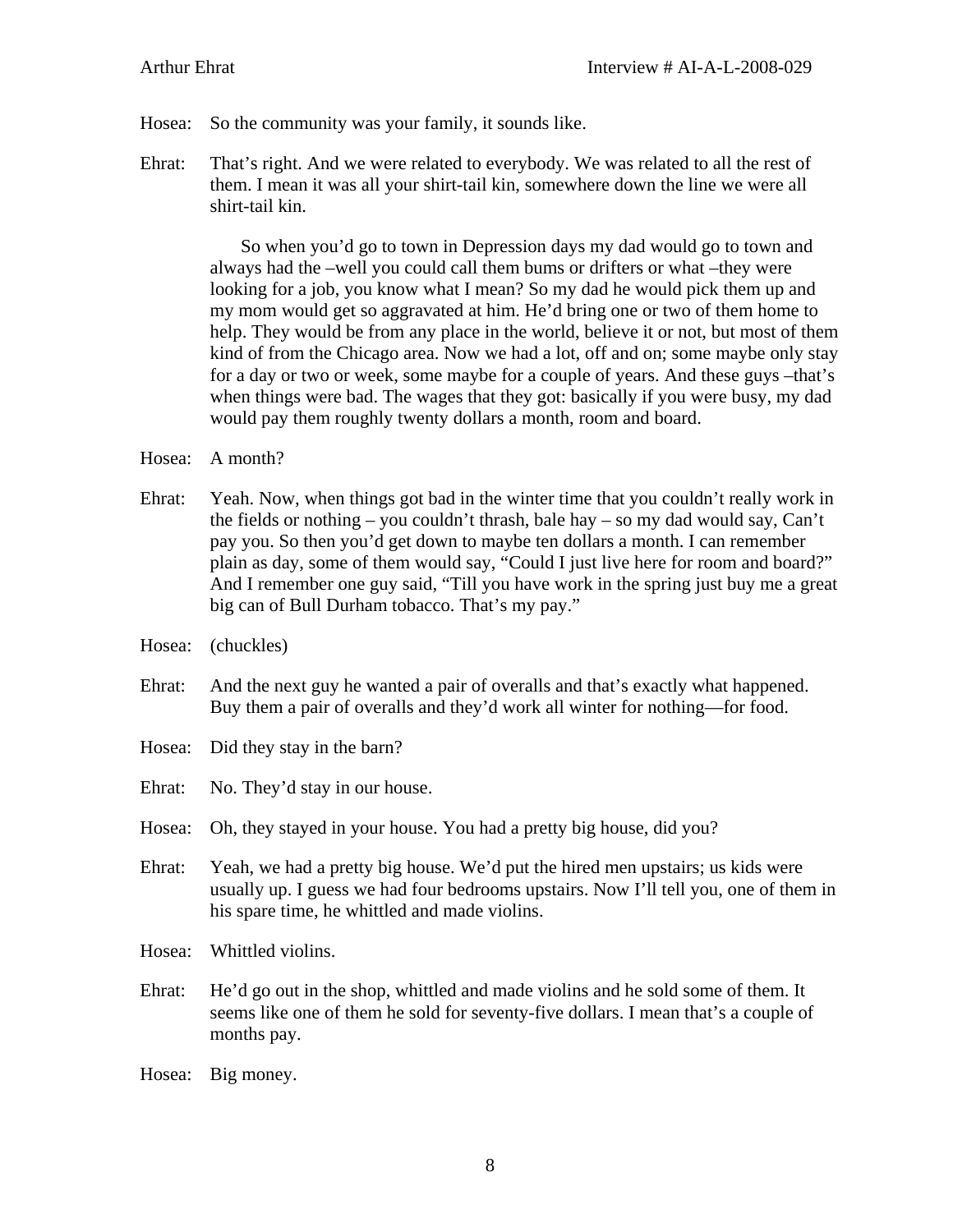Hosea: So the community was your family, it sounds like.

Ehrat: That's right. And we were related to everybody. We was related to all the rest of them. I mean it was all your shirt-tail kin, somewhere down the line we were all shirt-tail kin.

So when you'd go to town in Depression days my dad would go to town and always had the –well you could call them bums or drifters or what –they were looking for a job, you know what I mean? So my dad he would pick them up and my mom would get so aggravated at him. He'd bring one or two of them home to help. They would be from any place in the world, believe it or not, but most of them kind of from the Chicago area. Now we had a lot, off and on; some maybe only stay for a day or two or week, some maybe for a couple of years. And these guys –that's when things were bad. The wages that they got: basically if you were busy, my dad would pay them roughly twenty dollars a month, room and board.

Hosea: A month?

Ehrat: Yeah. Now, when things got bad in the winter time that you couldn't really work in the fields or nothing – you couldn't thrash, bale hay – so my dad would say, Can't pay you. So then you'd get down to maybe ten dollars a month. I can remember plain as day, some of them would say, "Could I just live here for room and board?" And I remember one guy said, "Till you have work in the spring just buy me a great big can of Bull Durham tobacco. That's my pay."

Hosea: (chuckles)

Ehrat: And the next guy he wanted a pair of overalls and that's exactly what happened. Buy them a pair of overalls and they'd work all winter for nothing—for food.

Hosea: Did they stay in the barn?

Ehrat: No. They'd stay in our house.

Hosea: Oh, they stayed in your house. You had a pretty big house, did you?

Ehrat: Yeah, we had a pretty big house. We'd put the hired men upstairs; us kids were usually up. I guess we had four bedrooms upstairs. Now I'll tell you, one of them in his spare time, he whittled and made violins.

Hosea: Whittled violins.

Ehrat: He'd go out in the shop, whittled and made violins and he sold some of them. It seems like one of them he sold for seventy-five dollars. I mean that's a couple of months pay.

Hosea: Big money.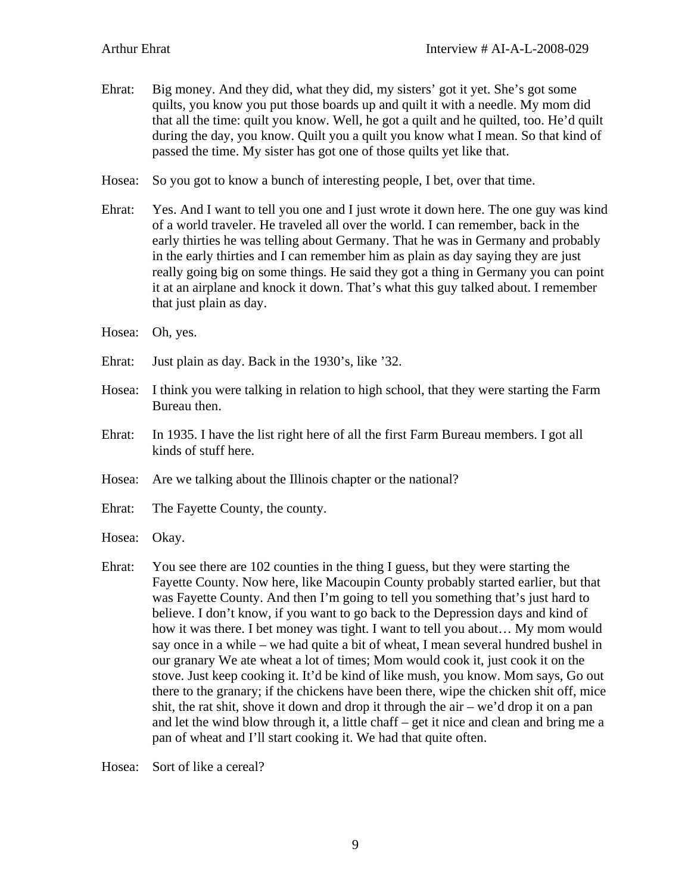Ehrat: Big money. And they did, what they did, my sisters' got it yet. She's got some quilts, you know you put those boards up and quilt it with a needle. My mom did that all the time: quilt you know. Well, he got a quilt and he quilted, too. He'd quilt during the day, you know. Quilt you a quilt you know what I mean. So that kind of passed the time. My sister has got one of those quilts yet like that.

Hosea: So you got to know a bunch of interesting people, I bet, over that time.

Ehrat: Yes. And I want to tell you one and I just wrote it down here. The one guy was kind of a world traveler. He traveled all over the world. I can remember, back in the early thirties he was telling about Germany. That he was in Germany and probably in the early thirties and I can remember him as plain as day saying they are just really going big on some things. He said they got a thing in Germany you can point it at an airplane and knock it down. That's what this guy talked about. I remember that just plain as day.

Hosea: Oh, yes.

Ehrat: Just plain as day. Back in the 1930's, like '32.

Hosea: I think you were talking in relation to high school, that they were starting the Farm Bureau then.

Ehrat: In 1935. I have the list right here of all the first Farm Bureau members. I got all kinds of stuff here.

Hosea: Are we talking about the Illinois chapter or the national?

Ehrat: The Fayette County, the county.

Hosea: Okay.

Ehrat: You see there are 102 counties in the thing I guess, but they were starting the Fayette County. Now here, like Macoupin County probably started earlier, but that was Fayette County. And then I'm going to tell you something that's just hard to believe. I don't know, if you want to go back to the Depression days and kind of how it was there. I bet money was tight. I want to tell you about… My mom would say once in a while – we had quite a bit of wheat, I mean several hundred bushel in our granary We ate wheat a lot of times; Mom would cook it, just cook it on the stove. Just keep cooking it. It'd be kind of like mush, you know. Mom says, Go out there to the granary; if the chickens have been there, wipe the chicken shit off, mice shit, the rat shit, shove it down and drop it through the air – we'd drop it on a pan and let the wind blow through it, a little chaff – get it nice and clean and bring me a pan of wheat and I'll start cooking it. We had that quite often.

Hosea: Sort of like a cereal?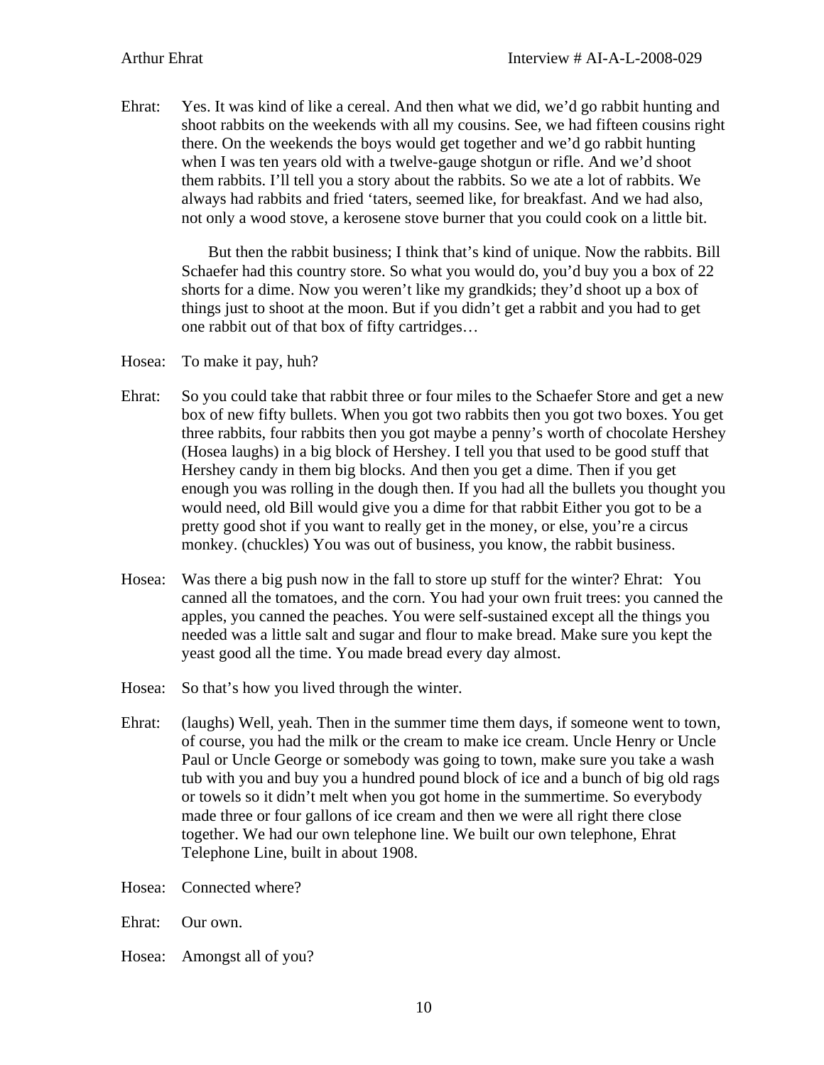Ehrat: Yes. It was kind of like a cereal. And then what we did, we'd go rabbit hunting and shoot rabbits on the weekends with all my cousins. See, we had fifteen cousins right there. On the weekends the boys would get together and we'd go rabbit hunting when I was ten years old with a twelve-gauge shotgun or rifle. And we'd shoot them rabbits. I'll tell you a story about the rabbits. So we ate a lot of rabbits. We always had rabbits and fried 'taters, seemed like, for breakfast. And we had also, not only a wood stove, a kerosene stove burner that you could cook on a little bit.

But then the rabbit business; I think that's kind of unique. Now the rabbits. Bill Schaefer had this country store. So what you would do, you'd buy you a box of 22 shorts for a dime. Now you weren't like my grandkids; they'd shoot up a box of things just to shoot at the moon. But if you didn't get a rabbit and you had to get one rabbit out of that box of fifty cartridges…

Hosea: To make it pay, huh?

Ehrat: So you could take that rabbit three or four miles to the Schaefer Store and get a new box of new fifty bullets. When you got two rabbits then you got two boxes. You get three rabbits, four rabbits then you got maybe a penny's worth of chocolate Hershey (Hosea laughs) in a big block of Hershey. I tell you that used to be good stuff that Hershey candy in them big blocks. And then you get a dime. Then if you get enough you was rolling in the dough then. If you had all the bullets you thought you would need, old Bill would give you a dime for that rabbit Either you got to be a pretty good shot if you want to really get in the money, or else, you're a circus monkey. (chuckles) You was out of business, you know, the rabbit business.

Hosea: Was there a big push now in the fall to store up stuff for the winter? Ehrat: You canned all the tomatoes, and the corn. You had your own fruit trees: you canned the apples, you canned the peaches. You were self-sustained except all the things you needed was a little salt and sugar and flour to make bread. Make sure you kept the yeast good all the time. You made bread every day almost.

Hosea: So that's how you lived through the winter.

Ehrat: (laughs) Well, yeah. Then in the summer time them days, if someone went to town, of course, you had the milk or the cream to make ice cream. Uncle Henry or Uncle Paul or Uncle George or somebody was going to town, make sure you take a wash tub with you and buy you a hundred pound block of ice and a bunch of big old rags or towels so it didn't melt when you got home in the summertime. So everybody made three or four gallons of ice cream and then we were all right there close together. We had our own telephone line. We built our own telephone, Ehrat Telephone Line, built in about 1908.

Hosea: Connected where?

Ehrat: Our own.

Hosea: Amongst all of you?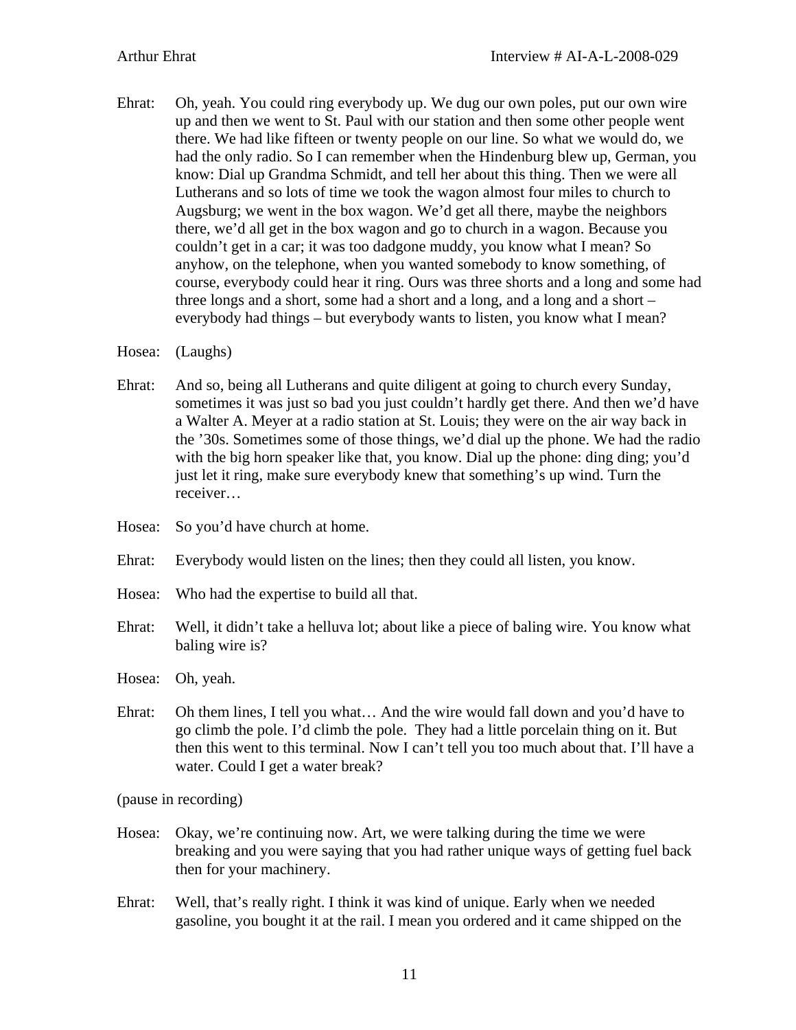Ehrat: Oh, yeah. You could ring everybody up. We dug our own poles, put our own wire up and then we went to St. Paul with our station and then some other people went there. We had like fifteen or twenty people on our line. So what we would do, we had the only radio. So I can remember when the Hindenburg blew up, German, you know: Dial up Grandma Schmidt, and tell her about this thing. Then we were all Lutherans and so lots of time we took the wagon almost four miles to church to Augsburg; we went in the box wagon. We'd get all there, maybe the neighbors there, we'd all get in the box wagon and go to church in a wagon. Because you couldn't get in a car; it was too dadgone muddy, you know what I mean? So anyhow, on the telephone, when you wanted somebody to know something, of course, everybody could hear it ring. Ours was three shorts and a long and some had three longs and a short, some had a short and a long, and a long and a short – everybody had things – but everybody wants to listen, you know what I mean?

Hosea: (Laughs)

Ehrat: And so, being all Lutherans and quite diligent at going to church every Sunday, sometimes it was just so bad you just couldn't hardly get there. And then we'd have a Walter A. Meyer at a radio station at St. Louis; they were on the air way back in the '30s. Sometimes some of those things, we'd dial up the phone. We had the radio with the big horn speaker like that, you know. Dial up the phone: ding ding; you'd just let it ring, make sure everybody knew that something's up wind. Turn the receiver…

Hosea: So you'd have church at home.

Ehrat: Everybody would listen on the lines; then they could all listen, you know.

Hosea: Who had the expertise to build all that.

Ehrat: Well, it didn't take a helluva lot; about like a piece of baling wire. You know what baling wire is?

Hosea: Oh, yeah.

Ehrat: Oh them lines, I tell you what… And the wire would fall down and you'd have to go climb the pole. I'd climb the pole. They had a little porcelain thing on it. But then this went to this terminal. Now I can't tell you too much about that. I'll have a water. Could I get a water break?

(pause in recording)

Hosea: Okay, we're continuing now. Art, we were talking during the time we were breaking and you were saying that you had rather unique ways of getting fuel back then for your machinery.

Ehrat: Well, that's really right. I think it was kind of unique. Early when we needed gasoline, you bought it at the rail. I mean you ordered and it came shipped on the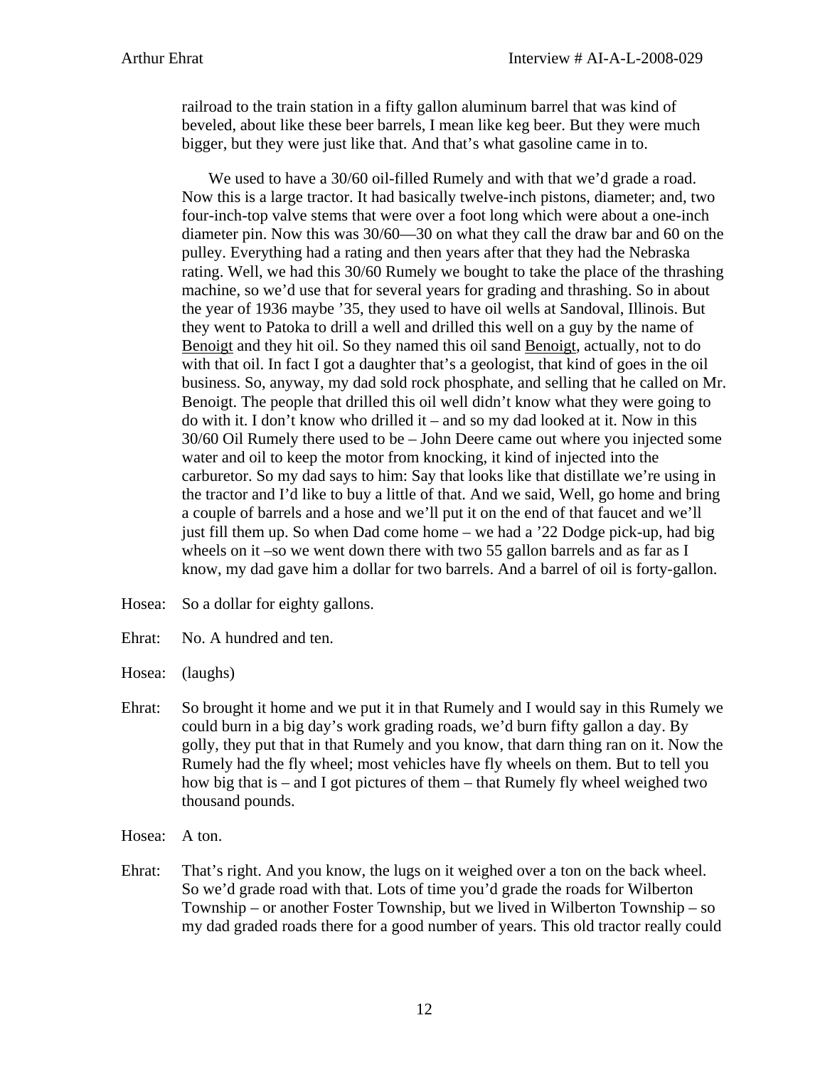railroad to the train station in a fifty gallon aluminum barrel that was kind of beveled, about like these beer barrels, I mean like keg beer. But they were much bigger, but they were just like that. And that's what gasoline came in to.

We used to have a 30/60 oil-filled Rumely and with that we'd grade a road. Now this is a large tractor. It had basically twelve-inch pistons, diameter; and, two four-inch-top valve stems that were over a foot long which were about a one-inch diameter pin. Now this was 30/60—30 on what they call the draw bar and 60 on the pulley. Everything had a rating and then years after that they had the Nebraska rating. Well, we had this 30/60 Rumely we bought to take the place of the thrashing machine, so we'd use that for several years for grading and thrashing. So in about the year of 1936 maybe '35, they used to have oil wells at Sandoval, Illinois. But they went to Patoka to drill a well and drilled this well on a guy by the name of <u>Benoigt</u> and they hit oil. So they named this oil sand <u>Benoigt</u>, actually, not to do with that oil. In fact I got a daughter that's a geologist, that kind of goes in the oil business. So, anyway, my dad sold rock phosphate, and selling that he called on Mr. Benoigt. The people that drilled this oil well didn't know what they were going to do with it. I don't know who drilled it – and so my dad looked at it. Now in this 30/60 Oil Rumely there used to be – John Deere came out where you injected some water and oil to keep the motor from knocking, it kind of injected into the carburetor. So my dad says to him: Say that looks like that distillate we're using in the tractor and I'd like to buy a little of that. And we said, Well, go home and bring a couple of barrels and a hose and we'll put it on the end of that faucet and we'll just fill them up. So when Dad come home – we had a '22 Dodge pick-up, had big wheels on it –so we went down there with two 55 gallon barrels and as far as I know, my dad gave him a dollar for two barrels. And a barrel of oil is forty-gallon.

Hosea: So a dollar for eighty gallons.

Ehrat: No. A hundred and ten.

Hosea: (laughs)

Ehrat: So brought it home and we put it in that Rumely and I would say in this Rumely we could burn in a big day's work grading roads, we'd burn fifty gallon a day. By golly, they put that in that Rumely and you know, that darn thing ran on it. Now the Rumely had the fly wheel; most vehicles have fly wheels on them. But to tell you how big that is – and I got pictures of them – that Rumely fly wheel weighed two thousand pounds.

Hosea: A ton.

Ehrat: That's right. And you know, the lugs on it weighed over a ton on the back wheel. So we'd grade road with that. Lots of time you'd grade the roads for Wilberton Township – or another Foster Township, but we lived in Wilberton Township – so my dad graded roads there for a good number of years. This old tractor really could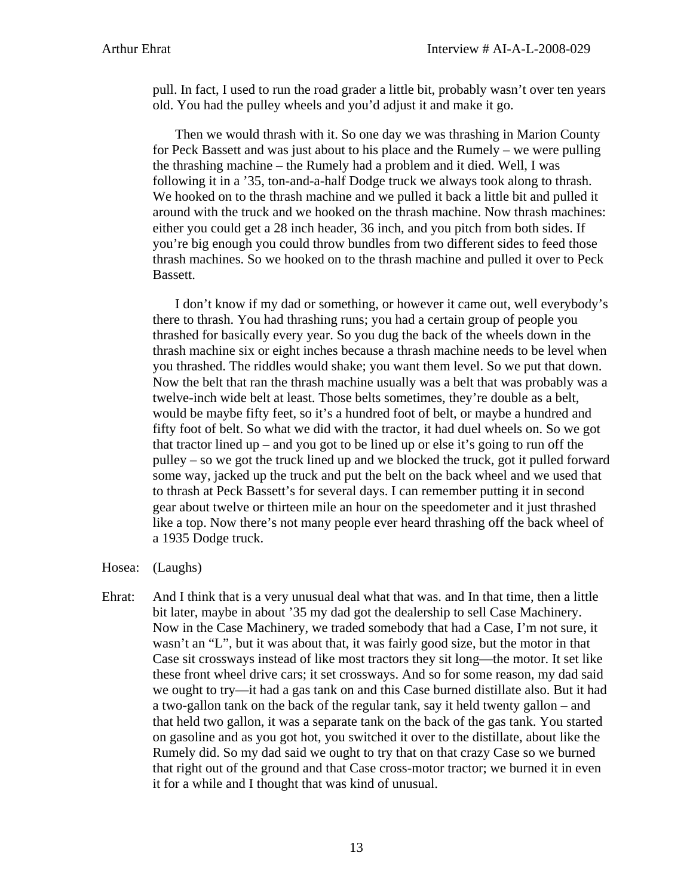pull. In fact, I used to run the road grader a little bit, probably wasn't over ten years old. You had the pulley wheels and you'd adjust it and make it go.

Then we would thrash with it. So one day we was thrashing in Marion County for Peck Bassett and was just about to his place and the Rumely – we were pulling the thrashing machine – the Rumely had a problem and it died. Well, I was following it in a '35, ton-and-a-half Dodge truck we always took along to thrash. We hooked on to the thrash machine and we pulled it back a little bit and pulled it around with the truck and we hooked on the thrash machine. Now thrash machines: either you could get a 28 inch header, 36 inch, and you pitch from both sides. If you're big enough you could throw bundles from two different sides to feed those thrash machines. So we hooked on to the thrash machine and pulled it over to Peck Bassett.

I don't know if my dad or something, or however it came out, well everybody's there to thrash. You had thrashing runs; you had a certain group of people you thrashed for basically every year. So you dug the back of the wheels down in the thrash machine six or eight inches because a thrash machine needs to be level when you thrashed. The riddles would shake; you want them level. So we put that down. Now the belt that ran the thrash machine usually was a belt that was probably was a twelve-inch wide belt at least. Those belts sometimes, they're double as a belt, would be maybe fifty feet, so it's a hundred foot of belt, or maybe a hundred and fifty foot of belt. So what we did with the tractor, it had duel wheels on. So we got that tractor lined up – and you got to be lined up or else it's going to run off the pulley – so we got the truck lined up and we blocked the truck, got it pulled forward some way, jacked up the truck and put the belt on the back wheel and we used that to thrash at Peck Bassett's for several days. I can remember putting it in second gear about twelve or thirteen mile an hour on the speedometer and it just thrashed like a top. Now there's not many people ever heard thrashing off the back wheel of a 1935 Dodge truck.

Hosea: (Laughs)

Ehrat: And I think that is a very unusual deal what that was. and In that time, then a little bit later, maybe in about '35 my dad got the dealership to sell Case Machinery. Now in the Case Machinery, we traded somebody that had a Case, I'm not sure, it wasn't an "L", but it was about that, it was fairly good size, but the motor in that Case sit crossways instead of like most tractors they sit long—the motor. It set like these front wheel drive cars; it set crossways. And so for some reason, my dad said we ought to try—it had a gas tank on and this Case burned distillate also. But it had a two-gallon tank on the back of the regular tank, say it held twenty gallon – and that held two gallon, it was a separate tank on the back of the gas tank. You started on gasoline and as you got hot, you switched it over to the distillate, about like the Rumely did. So my dad said we ought to try that on that crazy Case so we burned that right out of the ground and that Case cross-motor tractor; we burned it in even it for a while and I thought that was kind of unusual.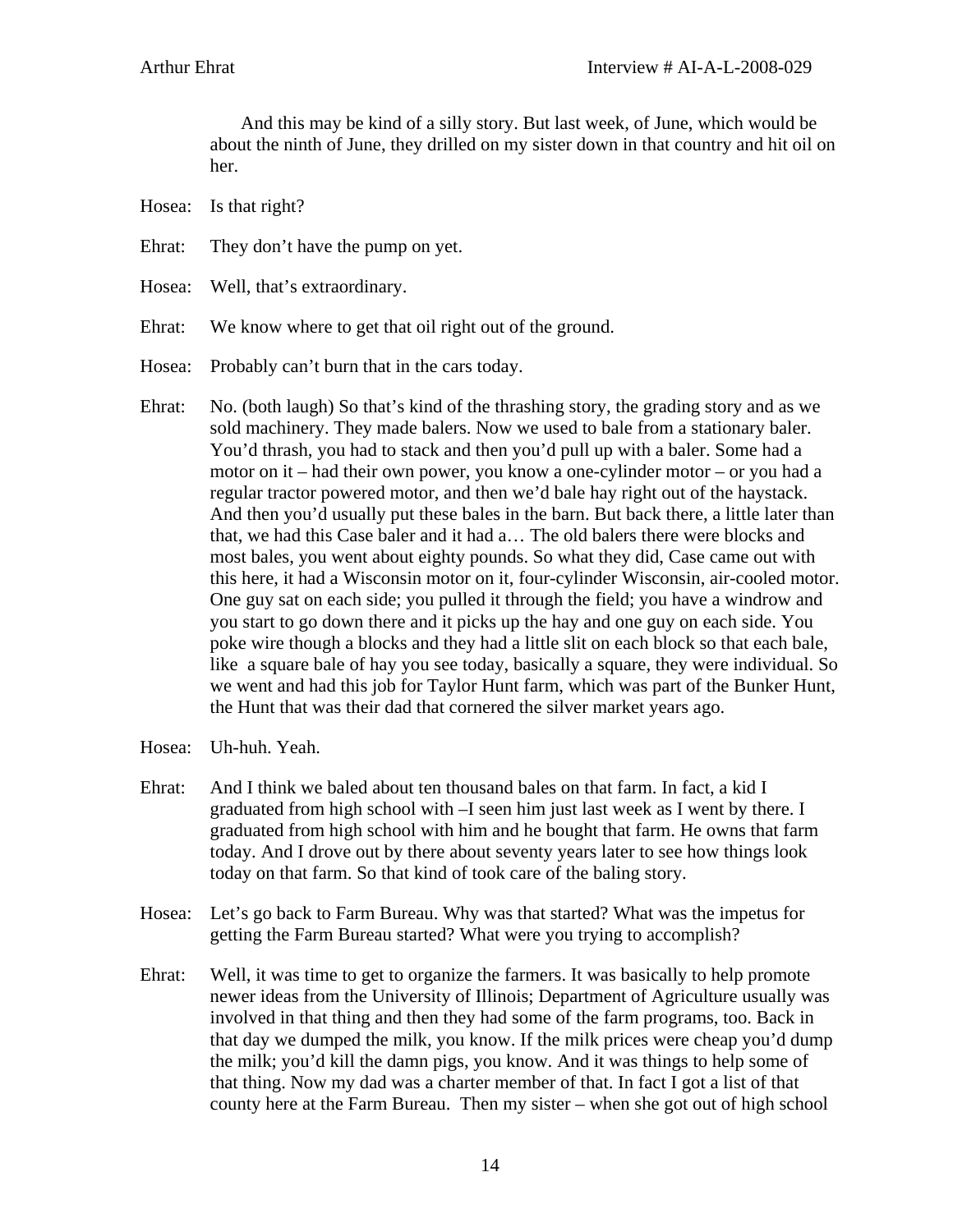And this may be kind of a silly story. But last week, of June, which would be about the ninth of June, they drilled on my sister down in that country and hit oil on her.

Hosea: Is that right?

Ehrat: They don't have the pump on yet.

Hosea: Well, that's extraordinary.

Ehrat: We know where to get that oil right out of the ground.

Hosea: Probably can't burn that in the cars today.

Ehrat: No. (both laugh) So that's kind of the thrashing story, the grading story and as we sold machinery. They made balers. Now we used to bale from a stationary baler. You'd thrash, you had to stack and then you'd pull up with a baler. Some had a motor on it – had their own power, you know a one-cylinder motor – or you had a regular tractor powered motor, and then we'd bale hay right out of the haystack. And then you'd usually put these bales in the barn. But back there, a little later than that, we had this Case baler and it had a… The old balers there were blocks and most bales, you went about eighty pounds. So what they did, Case came out with this here, it had a Wisconsin motor on it, four-cylinder Wisconsin, air-cooled motor. One guy sat on each side; you pulled it through the field; you have a windrow and you start to go down there and it picks up the hay and one guy on each side. You poke wire though a blocks and they had a little slit on each block so that each bale, like a square bale of hay you see today, basically a square, they were individual. So we went and had this job for Taylor Hunt farm, which was part of the Bunker Hunt, the Hunt that was their dad that cornered the silver market years ago.

Hosea: Uh-huh. Yeah.

Ehrat: And I think we baled about ten thousand bales on that farm. In fact, a kid I graduated from high school with –I seen him just last week as I went by there. I graduated from high school with him and he bought that farm. He owns that farm today. And I drove out by there about seventy years later to see how things look today on that farm. So that kind of took care of the baling story.

Hosea: Let's go back to Farm Bureau. Why was that started? What was the impetus for getting the Farm Bureau started? What were you trying to accomplish?

Ehrat: Well, it was time to get to organize the farmers. It was basically to help promote newer ideas from the University of Illinois; Department of Agriculture usually was involved in that thing and then they had some of the farm programs, too. Back in that day we dumped the milk, you know. If the milk prices were cheap you'd dump the milk; you'd kill the damn pigs, you know. And it was things to help some of that thing. Now my dad was a charter member of that. In fact I got a list of that county here at the Farm Bureau. Then my sister – when she got out of high school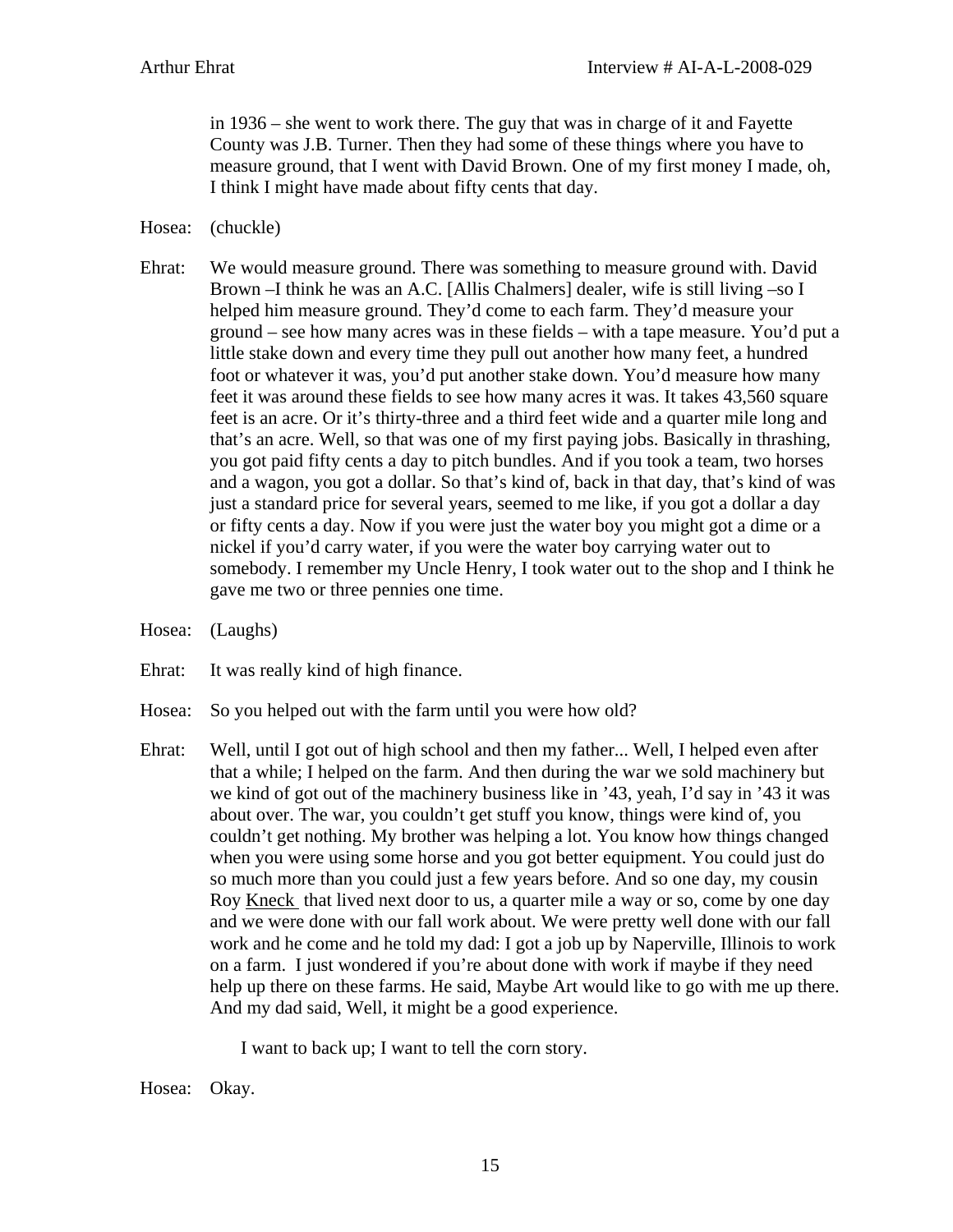in 1936 – she went to work there. The guy that was in charge of it and Fayette County was J.B. Turner. Then they had some of these things where you have to measure ground, that I went with David Brown. One of my first money I made, oh, I think I might have made about fifty cents that day.

Hosea: (chuckle)

Ehrat: We would measure ground. There was something to measure ground with. David Brown –I think he was an A.C. [Allis Chalmers] dealer, wife is still living –so I helped him measure ground. They'd come to each farm. They'd measure your ground – see how many acres was in these fields – with a tape measure. You'd put a little stake down and every time they pull out another how many feet, a hundred foot or whatever it was, you'd put another stake down. You'd measure how many feet it was around these fields to see how many acres it was. It takes 43,560 square feet is an acre. Or it's thirty-three and a third feet wide and a quarter mile long and that's an acre. Well, so that was one of my first paying jobs. Basically in thrashing, you got paid fifty cents a day to pitch bundles. And if you took a team, two horses and a wagon, you got a dollar. So that's kind of, back in that day, that's kind of was just a standard price for several years, seemed to me like, if you got a dollar a day or fifty cents a day. Now if you were just the water boy you might got a dime or a nickel if you'd carry water, if you were the water boy carrying water out to somebody. I remember my Uncle Henry, I took water out to the shop and I think he gave me two or three pennies one time.

Hosea: (Laughs)

Ehrat: It was really kind of high finance.

Hosea: So you helped out with the farm until you were how old?

Ehrat: Well, until I got out of high school and then my father... Well, I helped even after that a while; I helped on the farm. And then during the war we sold machinery but we kind of got out of the machinery business like in '43, yeah, I'd say in '43 it was about over. The war, you couldn't get stuff you know, things were kind of, you couldn't get nothing. My brother was helping a lot. You know how things changed when you were using some horse and you got better equipment. You could just do so much more than you could just a few years before. And so one day, my cousin Roy Kneck that lived next door to us, a quarter mile a way or so, come by one day and we were done with our fall work about. We were pretty well done with our fall work and he come and he told my dad: I got a job up by Naperville, Illinois to work on a farm. I just wondered if you're about done with work if maybe if they need help up there on these farms. He said, Maybe Art would like to go with me up there. And my dad said, Well, it might be a good experience.

I want to back up; I want to tell the corn story.

Hosea: Okay.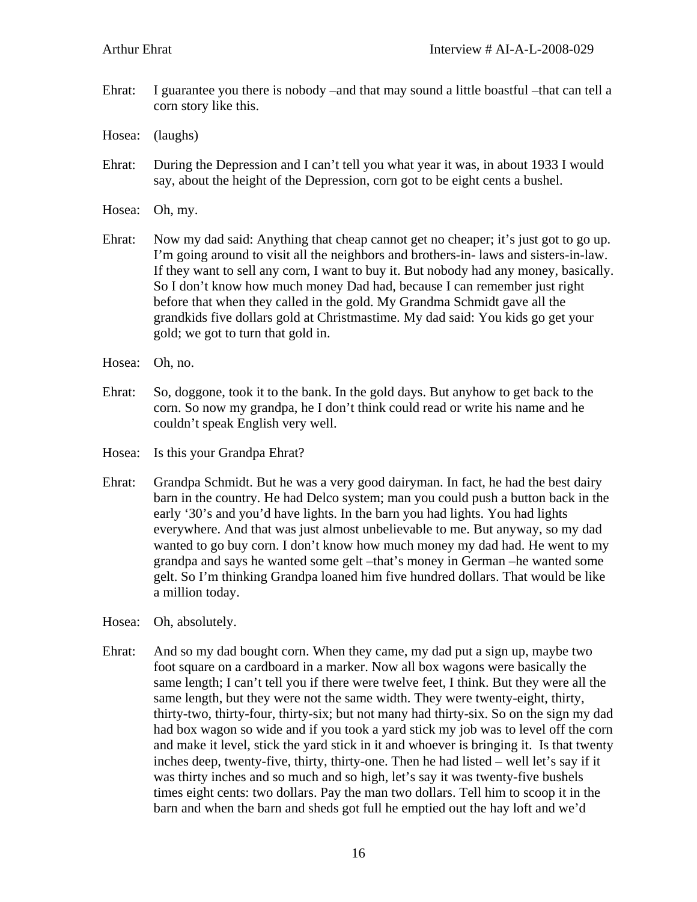Ehrat: I guarantee you there is nobody –and that may sound a little boastful –that can tell a corn story like this.

Hosea: (laughs)

Ehrat: During the Depression and I can't tell you what year it was, in about 1933 I would say, about the height of the Depression, corn got to be eight cents a bushel.

Hosea: Oh, my.

Ehrat: Now my dad said: Anything that cheap cannot get no cheaper; it's just got to go up. I'm going around to visit all the neighbors and brothers-in- laws and sisters-in-law. If they want to sell any corn, I want to buy it. But nobody had any money, basically. So I don't know how much money Dad had, because I can remember just right before that when they called in the gold. My Grandma Schmidt gave all the grandkids five dollars gold at Christmastime. My dad said: You kids go get your gold; we got to turn that gold in.

Hosea: Oh, no.

Ehrat: So, doggone, took it to the bank. In the gold days. But anyhow to get back to the corn. So now my grandpa, he I don't think could read or write his name and he couldn't speak English very well.

Hosea: Is this your Grandpa Ehrat?

Ehrat: Grandpa Schmidt. But he was a very good dairyman. In fact, he had the best dairy barn in the country. He had Delco system; man you could push a button back in the early '30's and you'd have lights. In the barn you had lights. You had lights everywhere. And that was just almost unbelievable to me. But anyway, so my dad wanted to go buy corn. I don't know how much money my dad had. He went to my grandpa and says he wanted some gelt –that's money in German –he wanted some gelt. So I'm thinking Grandpa loaned him five hundred dollars. That would be like a million today.

Hosea: Oh, absolutely.

Ehrat: And so my dad bought corn. When they came, my dad put a sign up, maybe two foot square on a cardboard in a marker. Now all box wagons were basically the same length; I can't tell you if there were twelve feet, I think. But they were all the same length, but they were not the same width. They were twenty-eight, thirty, thirty-two, thirty-four, thirty-six; but not many had thirty-six. So on the sign my dad had box wagon so wide and if you took a yard stick my job was to level off the corn and make it level, stick the yard stick in it and whoever is bringing it. Is that twenty inches deep, twenty-five, thirty, thirty-one. Then he had listed – well let's say if it was thirty inches and so much and so high, let's say it was twenty-five bushels times eight cents: two dollars. Pay the man two dollars. Tell him to scoop it in the barn and when the barn and sheds got full he emptied out the hay loft and we'd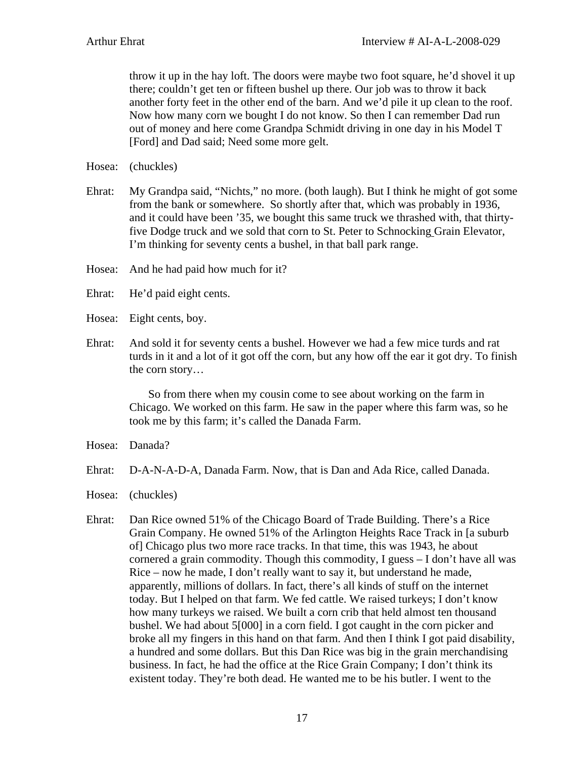throw it up in the hay loft. The doors were maybe two foot square, he'd shovel it up there; couldn't get ten or fifteen bushel up there. Our job was to throw it back another forty feet in the other end of the barn. And we'd pile it up clean to the roof. Now how many corn we bought I do not know. So then I can remember Dad run out of money and here come Grandpa Schmidt driving in one day in his Model T [Ford] and Dad said; Need some more gelt.

Hosea: (chuckles)

Ehrat: My Grandpa said, "Nichts," no more. (both laugh). But I think he might of got some from the bank or somewhere. So shortly after that, which was probably in 1936, and it could have been '35, we bought this same truck we thrashed with, that thirty-five Dodge truck and we sold that corn to St. Peter to Schnocking Grain Elevator, I'm thinking for seventy cents a bushel, in that ball park range.

Hosea: And he had paid how much for it?

Ehrat: He'd paid eight cents.

Hosea: Eight cents, boy.

Ehrat: And sold it for seventy cents a bushel. However we had a few mice turds and rat turds in it and a lot of it got off the corn, but any how off the ear it got dry. To finish the corn story…

So from there when my cousin come to see about working on the farm in Chicago. We worked on this farm. He saw in the paper where this farm was, so he took me by this farm; it's called the Danada Farm.

Hosea: Danada?

Ehrat: D-A-N-A-D-A, Danada Farm. Now, that is Dan and Ada Rice, called Danada.

Hosea: (chuckles)

Ehrat: Dan Rice owned 51% of the Chicago Board of Trade Building. There's a Rice Grain Company. He owned 51% of the Arlington Heights Race Track in [a suburb of] Chicago plus two more race tracks. In that time, this was 1943, he about cornered a grain commodity. Though this commodity, I guess – I don't have all was Rice – now he made, I don't really want to say it, but understand he made, apparently, millions of dollars. In fact, there's all kinds of stuff on the internet today. But I helped on that farm. We fed cattle. We raised turkeys; I don't know how many turkeys we raised. We built a corn crib that held almost ten thousand bushel. We had about 5[000] in a corn field. I got caught in the corn picker and broke all my fingers in this hand on that farm. And then I think I got paid disability, a hundred and some dollars. But this Dan Rice was big in the grain merchandising business. In fact, he had the office at the Rice Grain Company; I don't think its existent today. They're both dead. He wanted me to be his butler. I went to the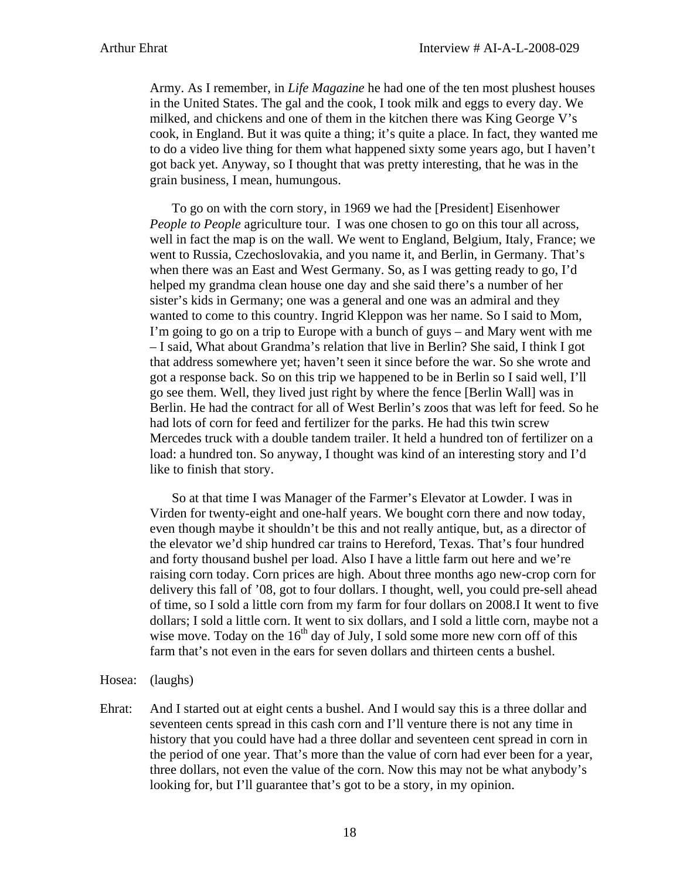Army. As I remember, in *Life Magazine* he had one of the ten most plushest houses in the United States. The gal and the cook, I took milk and eggs to every day. We milked, and chickens and one of them in the kitchen there was King George V's cook, in England. But it was quite a thing; it's quite a place. In fact, they wanted me to do a video live thing for them what happened sixty some years ago, but I haven't got back yet. Anyway, so I thought that was pretty interesting, that he was in the grain business, I mean, humungous.

To go on with the corn story, in 1969 we had the [President] Eisenhower *People to People* agriculture tour. I was one chosen to go on this tour all across, well in fact the map is on the wall. We went to England, Belgium, Italy, France; we went to Russia, Czechoslovakia, and you name it, and Berlin, in Germany. That's when there was an East and West Germany. So, as I was getting ready to go, I'd helped my grandma clean house one day and she said there's a number of her sister's kids in Germany; one was a general and one was an admiral and they wanted to come to this country. Ingrid Kleppon was her name. So I said to Mom, I'm going to go on a trip to Europe with a bunch of guys – and Mary went with me – I said, What about Grandma's relation that live in Berlin? She said, I think I got that address somewhere yet; haven't seen it since before the war. So she wrote and got a response back. So on this trip we happened to be in Berlin so I said well, I'll go see them. Well, they lived just right by where the fence [Berlin Wall] was in Berlin. He had the contract for all of West Berlin's zoos that was left for feed. So he had lots of corn for feed and fertilizer for the parks. He had this twin screw Mercedes truck with a double tandem trailer. It held a hundred ton of fertilizer on a load: a hundred ton. So anyway, I thought was kind of an interesting story and I'd like to finish that story.

So at that time I was Manager of the Farmer's Elevator at Lowder. I was in Virden for twenty-eight and one-half years. We bought corn there and now today, even though maybe it shouldn't be this and not really antique, but, as a director of the elevator we'd ship hundred car trains to Hereford, Texas. That's four hundred and forty thousand bushel per load. Also I have a little farm out here and we're raising corn today. Corn prices are high. About three months ago new-crop corn for delivery this fall of '08, got to four dollars. I thought, well, you could pre-sell ahead of time, so I sold a little corn from my farm for four dollars on 2008.I It went to five dollars; I sold a little corn. It went to six dollars, and I sold a little corn, maybe not a wise move. Today on the 16th day of July, I sold some more new corn off of this farm that's not even in the ears for seven dollars and thirteen cents a bushel.

Hosea: (laughs)

Ehrat: And I started out at eight cents a bushel. And I would say this is a three dollar and seventeen cents spread in this cash corn and I'll venture there is not any time in history that you could have had a three dollar and seventeen cent spread in corn in the period of one year. That's more than the value of corn had ever been for a year, three dollars, not even the value of the corn. Now this may not be what anybody's looking for, but I'll guarantee that's got to be a story, in my opinion.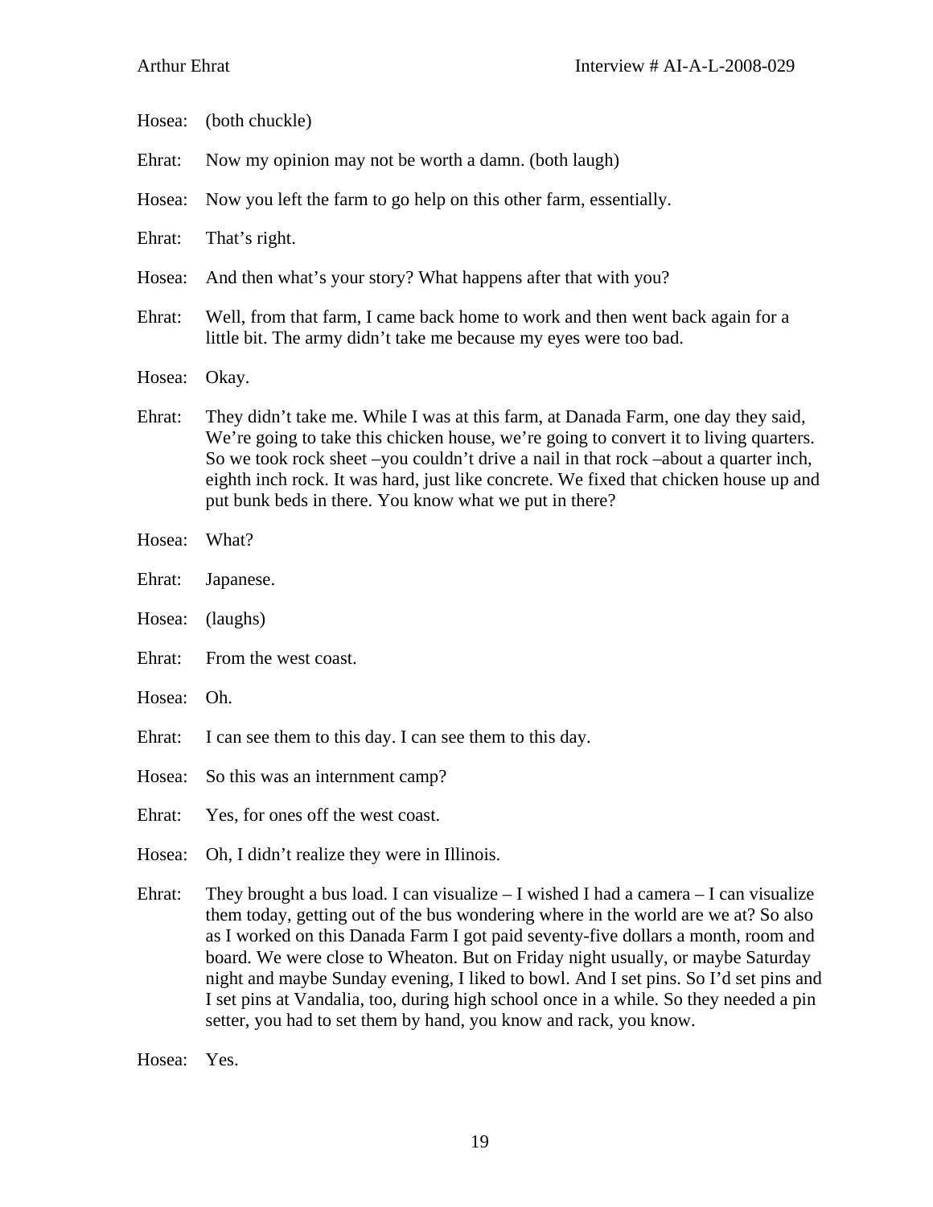Hosea: (both chuckle)

Ehrat: Now my opinion may not be worth a damn. (both laugh)

Hosea: Now you left the farm to go help on this other farm, essentially.

Ehrat: That's right.

Hosea: And then what's your story? What happens after that with you?

Ehrat: Well, from that farm, I came back home to work and then went back again for a little bit. The army didn't take me because my eyes were too bad.

Hosea: Okay.

Ehrat: They didn't take me. While I was at this farm, at Danada Farm, one day they said, We're going to take this chicken house, we're going to convert it to living quarters. So we took rock sheet –you couldn't drive a nail in that rock –about a quarter inch, eighth inch rock. It was hard, just like concrete. We fixed that chicken house up and put bunk beds in there. You know what we put in there?

Hosea: What?

Ehrat: Japanese.

Hosea: (laughs)

Ehrat: From the west coast.

Hosea: Oh.

Ehrat: I can see them to this day. I can see them to this day.

Hosea: So this was an internment camp?

Ehrat: Yes, for ones off the west coast.

Hosea: Oh, I didn't realize they were in Illinois.

Ehrat: They brought a bus load. I can visualize – I wished I had a camera – I can visualize them today, getting out of the bus wondering where in the world are we at? So also as I worked on this Danada Farm I got paid seventy-five dollars a month, room and board. We were close to Wheaton. But on Friday night usually, or maybe Saturday night and maybe Sunday evening, I liked to bowl. And I set pins. So I'd set pins and I set pins at Vandalia, too, during high school once in a while. So they needed a pin setter, you had to set them by hand, you know and rack, you know.

Hosea: Yes.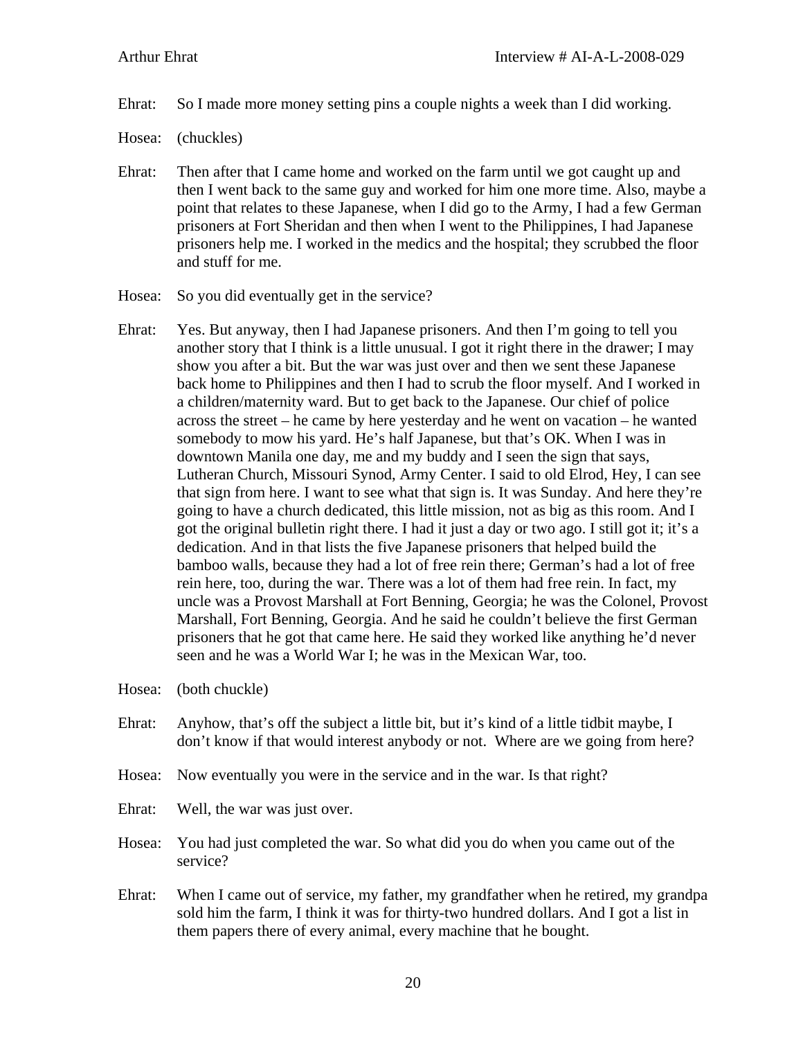Ehrat: So I made more money setting pins a couple nights a week than I did working.

Hosea: (chuckles)

Ehrat: Then after that I came home and worked on the farm until we got caught up and then I went back to the same guy and worked for him one more time. Also, maybe a point that relates to these Japanese, when I did go to the Army, I had a few German prisoners at Fort Sheridan and then when I went to the Philippines, I had Japanese prisoners help me. I worked in the medics and the hospital; they scrubbed the floor and stuff for me.

Hosea: So you did eventually get in the service?

Ehrat: Yes. But anyway, then I had Japanese prisoners. And then I'm going to tell you another story that I think is a little unusual. I got it right there in the drawer; I may show you after a bit. But the war was just over and then we sent these Japanese back home to Philippines and then I had to scrub the floor myself. And I worked in a children/maternity ward. But to get back to the Japanese. Our chief of police across the street – he came by here yesterday and he went on vacation – he wanted somebody to mow his yard. He's half Japanese, but that's OK. When I was in downtown Manila one day, me and my buddy and I seen the sign that says, Lutheran Church, Missouri Synod, Army Center. I said to old Elrod, Hey, I can see that sign from here. I want to see what that sign is. It was Sunday. And here they're going to have a church dedicated, this little mission, not as big as this room. And I got the original bulletin right there. I had it just a day or two ago. I still got it; it's a dedication. And in that lists the five Japanese prisoners that helped build the bamboo walls, because they had a lot of free rein there; German's had a lot of free rein here, too, during the war. There was a lot of them had free rein. In fact, my uncle was a Provost Marshall at Fort Benning, Georgia; he was the Colonel, Provost Marshall, Fort Benning, Georgia. And he said he couldn't believe the first German prisoners that he got that came here. He said they worked like anything he'd never seen and he was a World War I; he was in the Mexican War, too.

Hosea: (both chuckle)

Ehrat: Anyhow, that's off the subject a little bit, but it's kind of a little tidbit maybe, I don't know if that would interest anybody or not. Where are we going from here?

Hosea: Now eventually you were in the service and in the war. Is that right?

Ehrat: Well, the war was just over.

Hosea: You had just completed the war. So what did you do when you came out of the service?

Ehrat: When I came out of service, my father, my grandfather when he retired, my grandpa sold him the farm, I think it was for thirty-two hundred dollars. And I got a list in them papers there of every animal, every machine that he bought.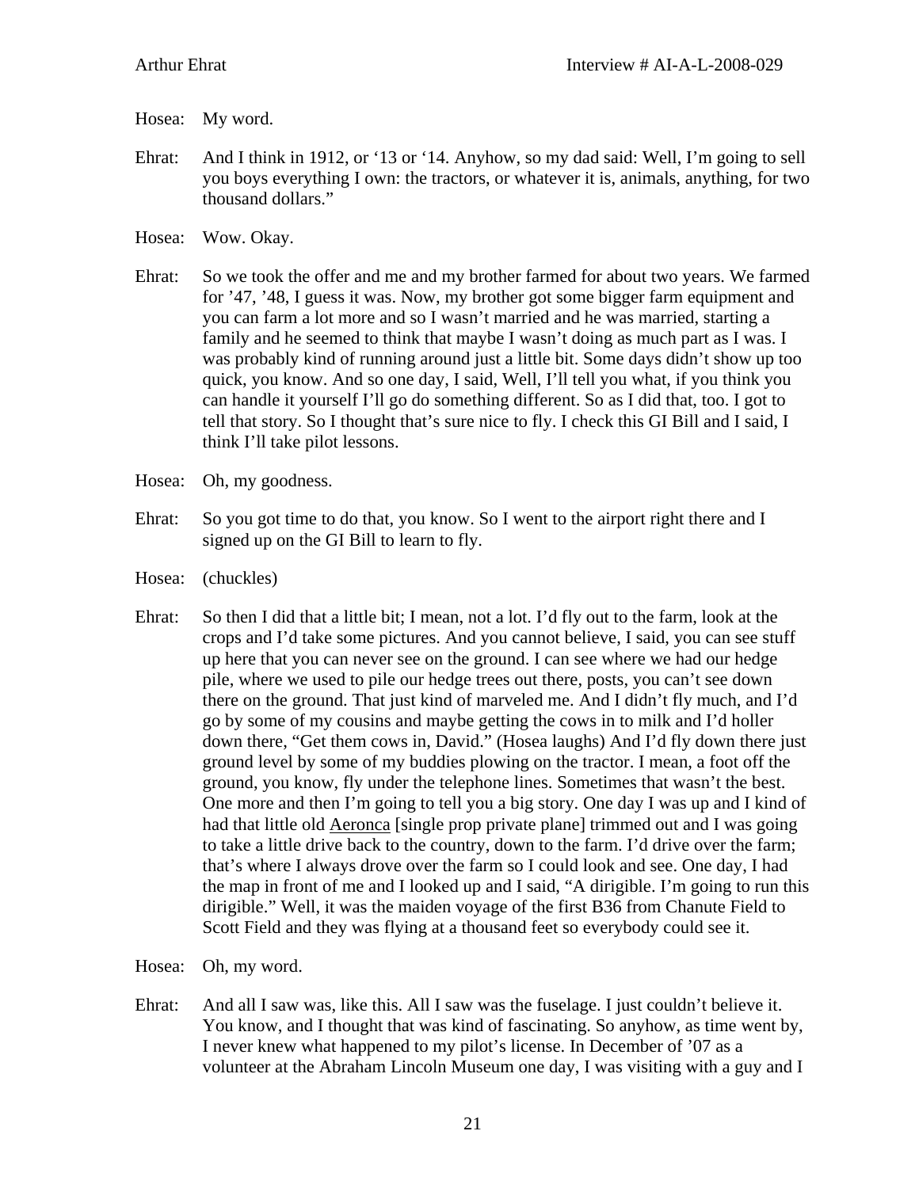Hosea: My word.

Ehrat: And I think in 1912, or ‘13 or ‘14. Anyhow, so my dad said: Well, I’m going to sell you boys everything I own: the tractors, or whatever it is, animals, anything, for two thousand dollars.”

Hosea: Wow. Okay.

Ehrat: So we took the offer and me and my brother farmed for about two years. We farmed for ’47, ’48, I guess it was. Now, my brother got some bigger farm equipment and you can farm a lot more and so I wasn’t married and he was married, starting a family and he seemed to think that maybe I wasn’t doing as much part as I was. I was probably kind of running around just a little bit. Some days didn’t show up too quick, you know. And so one day, I said, Well, I’ll tell you what, if you think you can handle it yourself I’ll go do something different. So as I did that, too. I got to tell that story. So I thought that’s sure nice to fly. I check this GI Bill and I said, I think I’ll take pilot lessons.

Hosea: Oh, my goodness.

Ehrat: So you got time to do that, you know. So I went to the airport right there and I signed up on the GI Bill to learn to fly.

Hosea: (chuckles)

Ehrat: So then I did that a little bit; I mean, not a lot. I’d fly out to the farm, look at the crops and I’d take some pictures. And you cannot believe, I said, you can see stuff up here that you can never see on the ground. I can see where we had our hedge pile, where we used to pile our hedge trees out there, posts, you can’t see down there on the ground. That just kind of marveled me. And I didn’t fly much, and I’d go by some of my cousins and maybe getting the cows in to milk and I’d holler down there, “Get them cows in, David.” (Hosea laughs) And I’d fly down there just ground level by some of my buddies plowing on the tractor. I mean, a foot off the ground, you know, fly under the telephone lines. Sometimes that wasn’t the best. One more and then I’m going to tell you a big story. One day I was up and I kind of had that little old <u>Aeronca</u> [single prop private plane] trimmed out and I was going to take a little drive back to the country, down to the farm. I’d drive over the farm; that’s where I always drove over the farm so I could look and see. One day, I had the map in front of me and I looked up and I said, “A dirigible. I’m going to run this dirigible.” Well, it was the maiden voyage of the first B36 from Chanute Field to Scott Field and they was flying at a thousand feet so everybody could see it.

Hosea: Oh, my word.

Ehrat: And all I saw was, like this. All I saw was the fuselage. I just couldn’t believe it. You know, and I thought that was kind of fascinating. So anyhow, as time went by, I never knew what happened to my pilot’s license. In December of ’07 as a volunteer at the Abraham Lincoln Museum one day, I was visiting with a guy and I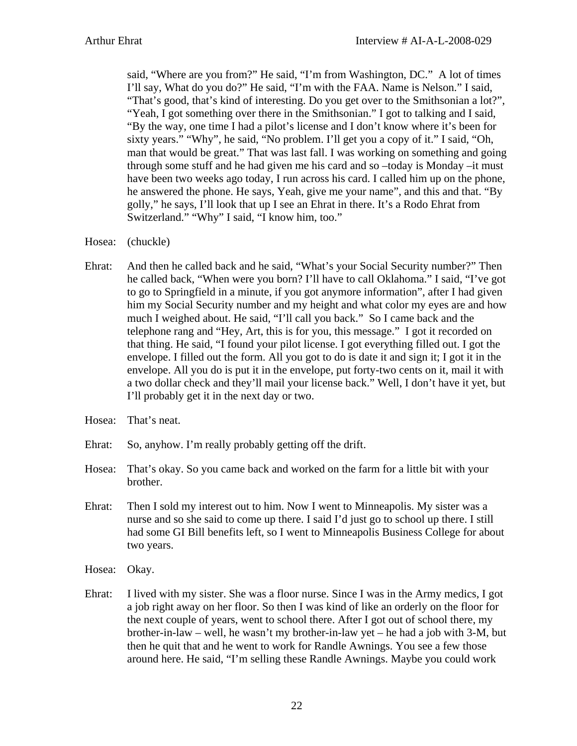said, "Where are you from?" He said, "I'm from Washington, DC." A lot of times I'll say, What do you do?" He said, "I'm with the FAA. Name is Nelson." I said, "That's good, that's kind of interesting. Do you get over to the Smithsonian a lot?", "Yeah, I got something over there in the Smithsonian." I got to talking and I said, "By the way, one time I had a pilot's license and I don't know where it's been for sixty years." "Why", he said, "No problem. I'll get you a copy of it." I said, "Oh, man that would be great." That was last fall. I was working on something and going through some stuff and he had given me his card and so –today is Monday –it must have been two weeks ago today, I run across his card. I called him up on the phone, he answered the phone. He says, Yeah, give me your name", and this and that. "By golly," he says, I'll look that up I see an Ehrat in there. It's a Rodo Ehrat from Switzerland." "Why" I said, "I know him, too."

Hosea: (chuckle)

Ehrat: And then he called back and he said, "What's your Social Security number?" Then he called back, "When were you born? I'll have to call Oklahoma." I said, "I've got to go to Springfield in a minute, if you got anymore information", after I had given him my Social Security number and my height and what color my eyes are and how much I weighed about. He said, "I'll call you back." So I came back and the telephone rang and "Hey, Art, this is for you, this message." I got it recorded on that thing. He said, "I found your pilot license. I got everything filled out. I got the envelope. I filled out the form. All you got to do is date it and sign it; I got it in the envelope. All you do is put it in the envelope, put forty-two cents on it, mail it with a two dollar check and they'll mail your license back." Well, I don't have it yet, but I'll probably get it in the next day or two.

Hosea: That's neat.

Ehrat: So, anyhow. I'm really probably getting off the drift.

Hosea: That's okay. So you came back and worked on the farm for a little bit with your brother.

Ehrat: Then I sold my interest out to him. Now I went to Minneapolis. My sister was a nurse and so she said to come up there. I said I'd just go to school up there. I still had some GI Bill benefits left, so I went to Minneapolis Business College for about two years.

Hosea: Okay.

Ehrat: I lived with my sister. She was a floor nurse. Since I was in the Army medics, I got a job right away on her floor. So then I was kind of like an orderly on the floor for the next couple of years, went to school there. After I got out of school there, my brother-in-law – well, he wasn't my brother-in-law yet – he had a job with 3-M, but then he quit that and he went to work for Randle Awnings. You see a few those around here. He said, "I'm selling these Randle Awnings. Maybe you could work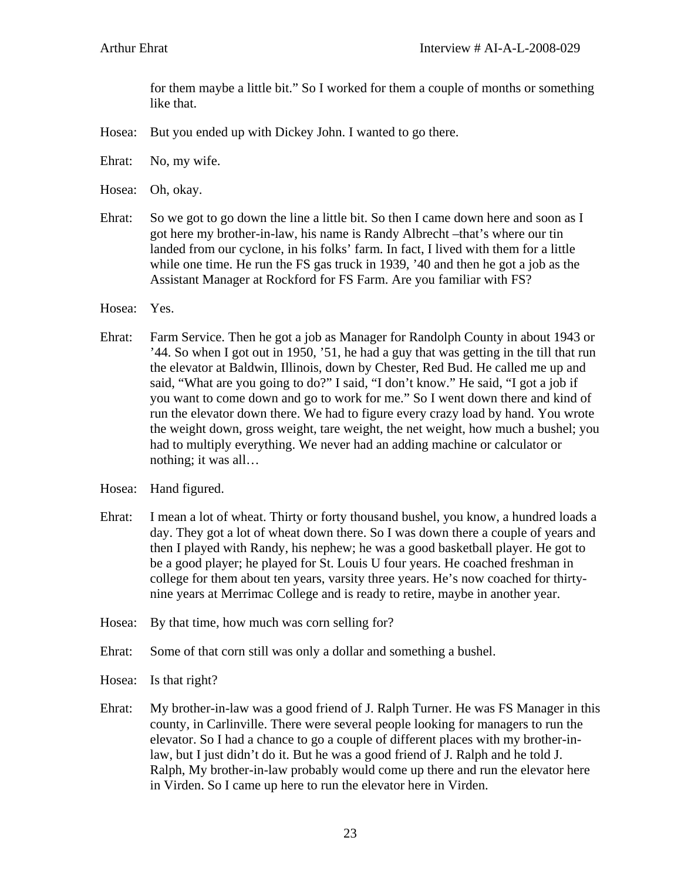for them maybe a little bit." So I worked for them a couple of months or something like that.

Hosea: But you ended up with Dickey John. I wanted to go there.

Ehrat: No, my wife.

Hosea: Oh, okay.

Ehrat: So we got to go down the line a little bit. So then I came down here and soon as I got here my brother-in-law, his name is Randy Albrecht –that's where our tin landed from our cyclone, in his folks' farm. In fact, I lived with them for a little while one time. He run the FS gas truck in 1939, '40 and then he got a job as the Assistant Manager at Rockford for FS Farm. Are you familiar with FS?

Hosea: Yes.

Ehrat: Farm Service. Then he got a job as Manager for Randolph County in about 1943 or '44. So when I got out in 1950, '51, he had a guy that was getting in the till that run the elevator at Baldwin, Illinois, down by Chester, Red Bud. He called me up and said, "What are you going to do?" I said, "I don't know." He said, "I got a job if you want to come down and go to work for me." So I went down there and kind of run the elevator down there. We had to figure every crazy load by hand. You wrote the weight down, gross weight, tare weight, the net weight, how much a bushel; you had to multiply everything. We never had an adding machine or calculator or nothing; it was all…

Hosea: Hand figured.

Ehrat: I mean a lot of wheat. Thirty or forty thousand bushel, you know, a hundred loads a day. They got a lot of wheat down there. So I was down there a couple of years and then I played with Randy, his nephew; he was a good basketball player. He got to be a good player; he played for St. Louis U four years. He coached freshman in college for them about ten years, varsity three years. He's now coached for thirty-nine years at Merrimac College and is ready to retire, maybe in another year.

Hosea: By that time, how much was corn selling for?

Ehrat: Some of that corn still was only a dollar and something a bushel.

Hosea: Is that right?

Ehrat: My brother-in-law was a good friend of J. Ralph Turner. He was FS Manager in this county, in Carlinville. There were several people looking for managers to run the elevator. So I had a chance to go a couple of different places with my brother-in-law, but I just didn't do it. But he was a good friend of J. Ralph and he told J. Ralph, My brother-in-law probably would come up there and run the elevator here in Virden. So I came up here to run the elevator here in Virden.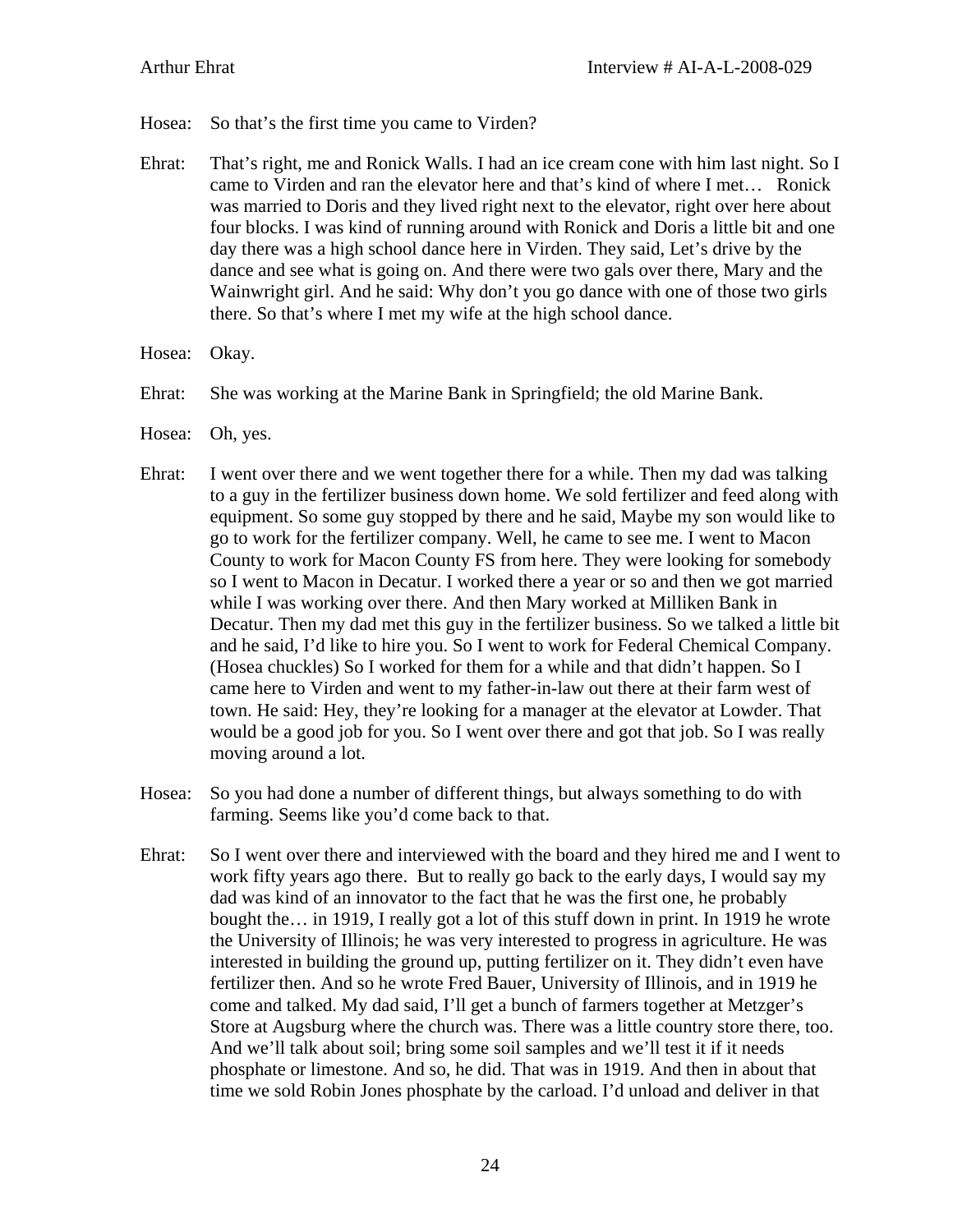Hosea: So that's the first time you came to Virden?

Ehrat: That's right, me and Ronick Walls. I had an ice cream cone with him last night. So I came to Virden and ran the elevator here and that's kind of where I met… Ronick was married to Doris and they lived right next to the elevator, right over here about four blocks. I was kind of running around with Ronick and Doris a little bit and one day there was a high school dance here in Virden. They said, Let's drive by the dance and see what is going on. And there were two gals over there, Mary and the Wainwright girl. And he said: Why don't you go dance with one of those two girls there. So that's where I met my wife at the high school dance.

Hosea: Okay.

Ehrat: She was working at the Marine Bank in Springfield; the old Marine Bank.

Hosea: Oh, yes.

Ehrat: I went over there and we went together there for a while. Then my dad was talking to a guy in the fertilizer business down home. We sold fertilizer and feed along with equipment. So some guy stopped by there and he said, Maybe my son would like to go to work for the fertilizer company. Well, he came to see me. I went to Macon County to work for Macon County FS from here. They were looking for somebody so I went to Macon in Decatur. I worked there a year or so and then we got married while I was working over there. And then Mary worked at Milliken Bank in Decatur. Then my dad met this guy in the fertilizer business. So we talked a little bit and he said, I'd like to hire you. So I went to work for Federal Chemical Company. (Hosea chuckles) So I worked for them for a while and that didn't happen. So I came here to Virden and went to my father-in-law out there at their farm west of town. He said: Hey, they're looking for a manager at the elevator at Lowder. That would be a good job for you. So I went over there and got that job. So I was really moving around a lot.

Hosea: So you had done a number of different things, but always something to do with farming. Seems like you'd come back to that.

Ehrat: So I went over there and interviewed with the board and they hired me and I went to work fifty years ago there. But to really go back to the early days, I would say my dad was kind of an innovator to the fact that he was the first one, he probably bought the… in 1919, I really got a lot of this stuff down in print. In 1919 he wrote the University of Illinois; he was very interested to progress in agriculture. He was interested in building the ground up, putting fertilizer on it. They didn't even have fertilizer then. And so he wrote Fred Bauer, University of Illinois, and in 1919 he come and talked. My dad said, I'll get a bunch of farmers together at Metzger's Store at Augsburg where the church was. There was a little country store there, too. And we'll talk about soil; bring some soil samples and we'll test it if it needs phosphate or limestone. And so, he did. That was in 1919. And then in about that time we sold Robin Jones phosphate by the carload. I'd unload and deliver in that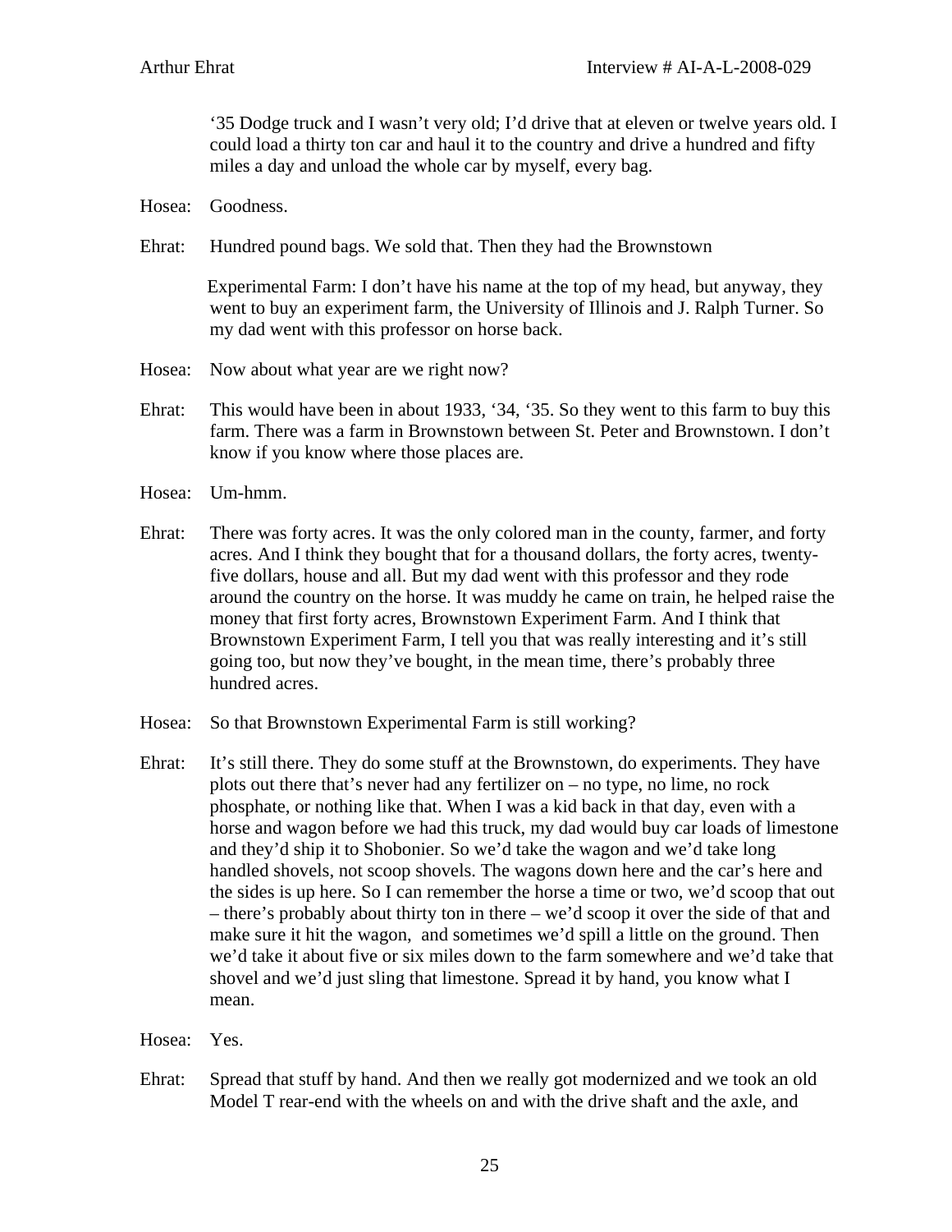'35 Dodge truck and I wasn't very old; I'd drive that at eleven or twelve years old. I could load a thirty ton car and haul it to the country and drive a hundred and fifty miles a day and unload the whole car by myself, every bag.

Hosea: Goodness.

Ehrat: Hundred pound bags. We sold that. Then they had the Brownstown

Experimental Farm: I don't have his name at the top of my head, but anyway, they went to buy an experiment farm, the University of Illinois and J. Ralph Turner. So my dad went with this professor on horse back.

Hosea: Now about what year are we right now?

Ehrat: This would have been in about 1933, '34, '35. So they went to this farm to buy this farm. There was a farm in Brownstown between St. Peter and Brownstown. I don't know if you know where those places are.

Hosea: Um-hmm.

Ehrat: There was forty acres. It was the only colored man in the county, farmer, and forty acres. And I think they bought that for a thousand dollars, the forty acres, twenty-five dollars, house and all. But my dad went with this professor and they rode around the country on the horse. It was muddy he came on train, he helped raise the money that first forty acres, Brownstown Experiment Farm. And I think that Brownstown Experiment Farm, I tell you that was really interesting and it's still going too, but now they've bought, in the mean time, there's probably three hundred acres.

Hosea: So that Brownstown Experimental Farm is still working?

Ehrat: It's still there. They do some stuff at the Brownstown, do experiments. They have plots out there that's never had any fertilizer on – no type, no lime, no rock phosphate, or nothing like that. When I was a kid back in that day, even with a horse and wagon before we had this truck, my dad would buy car loads of limestone and they'd ship it to Shobonier. So we'd take the wagon and we'd take long handled shovels, not scoop shovels. The wagons down here and the car's here and the sides is up here. So I can remember the horse a time or two, we'd scoop that out – there's probably about thirty ton in there – we'd scoop it over the side of that and make sure it hit the wagon, and sometimes we'd spill a little on the ground. Then we'd take it about five or six miles down to the farm somewhere and we'd take that shovel and we'd just sling that limestone. Spread it by hand, you know what I mean.

Hosea: Yes.

Ehrat: Spread that stuff by hand. And then we really got modernized and we took an old Model T rear-end with the wheels on and with the drive shaft and the axle, and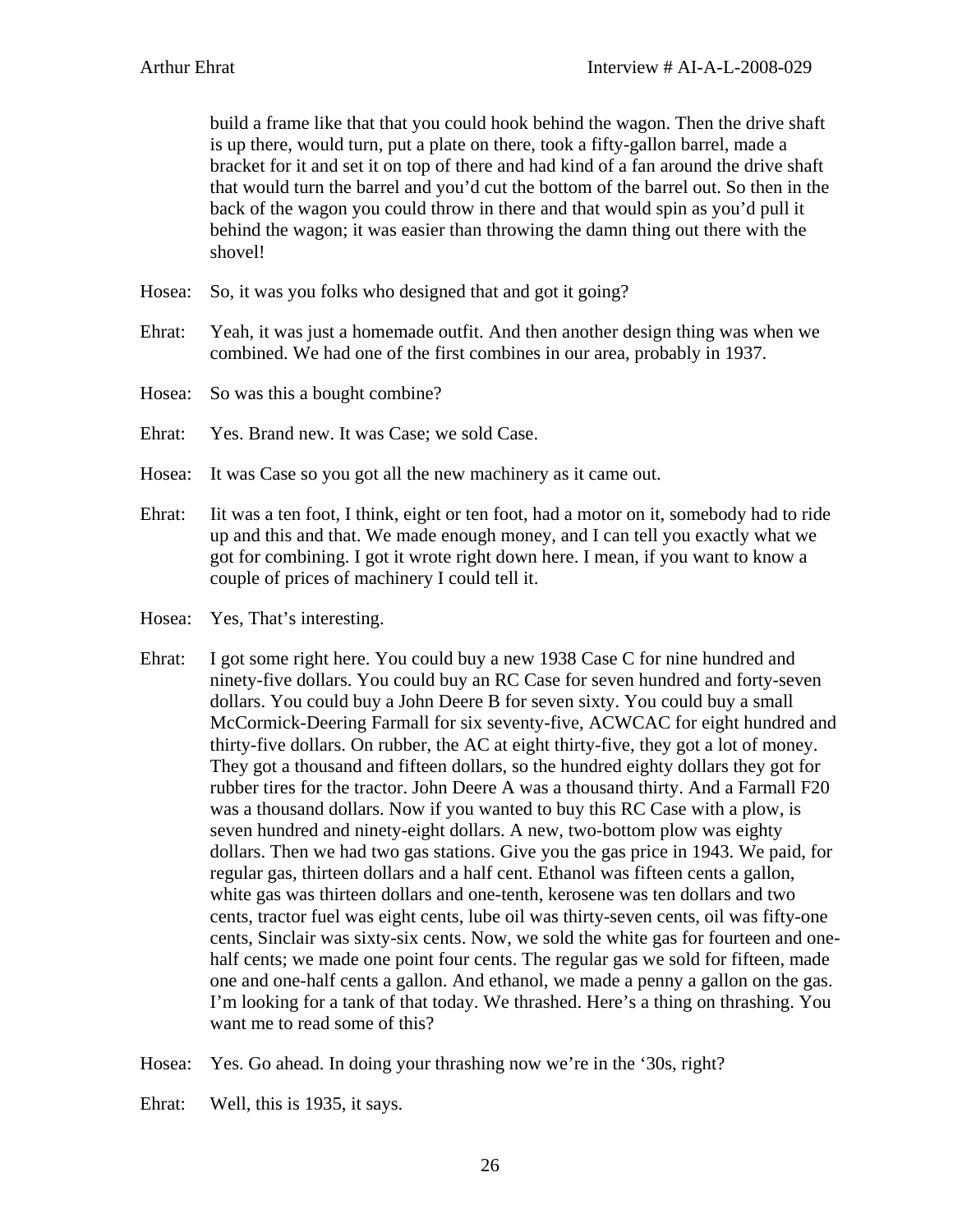build a frame like that that you could hook behind the wagon. Then the drive shaft is up there, would turn, put a plate on there, took a fifty-gallon barrel, made a bracket for it and set it on top of there and had kind of a fan around the drive shaft that would turn the barrel and you'd cut the bottom of the barrel out. So then in the back of the wagon you could throw in there and that would spin as you'd pull it behind the wagon; it was easier than throwing the damn thing out there with the shovel!

Hosea: So, it was you folks who designed that and got it going?

Ehrat: Yeah, it was just a homemade outfit. And then another design thing was when we combined. We had one of the first combines in our area, probably in 1937.

Hosea: So was this a bought combine?

Ehrat: Yes. Brand new. It was Case; we sold Case.

Hosea: It was Case so you got all the new machinery as it came out.

Ehrat: Iit was a ten foot, I think, eight or ten foot, had a motor on it, somebody had to ride up and this and that. We made enough money, and I can tell you exactly what we got for combining. I got it wrote right down here. I mean, if you want to know a couple of prices of machinery I could tell it.

Hosea: Yes, That's interesting.

Ehrat: I got some right here. You could buy a new 1938 Case C for nine hundred and ninety-five dollars. You could buy an RC Case for seven hundred and forty-seven dollars. You could buy a John Deere B for seven sixty. You could buy a small McCormick-Deering Farmall for six seventy-five, ACWCAC for eight hundred and thirty-five dollars. On rubber, the AC at eight thirty-five, they got a lot of money. They got a thousand and fifteen dollars, so the hundred eighty dollars they got for rubber tires for the tractor. John Deere A was a thousand thirty. And a Farmall F20 was a thousand dollars. Now if you wanted to buy this RC Case with a plow, is seven hundred and ninety-eight dollars. A new, two-bottom plow was eighty dollars. Then we had two gas stations. Give you the gas price in 1943. We paid, for regular gas, thirteen dollars and a half cent. Ethanol was fifteen cents a gallon, white gas was thirteen dollars and one-tenth, kerosene was ten dollars and two cents, tractor fuel was eight cents, lube oil was thirty-seven cents, oil was fifty-one cents, Sinclair was sixty-six cents. Now, we sold the white gas for fourteen and one-half cents; we made one point four cents. The regular gas we sold for fifteen, made one and one-half cents a gallon. And ethanol, we made a penny a gallon on the gas. I'm looking for a tank of that today. We thrashed. Here's a thing on thrashing. You want me to read some of this?

Hosea: Yes. Go ahead. In doing your thrashing now we're in the '30s, right?

Ehrat: Well, this is 1935, it says.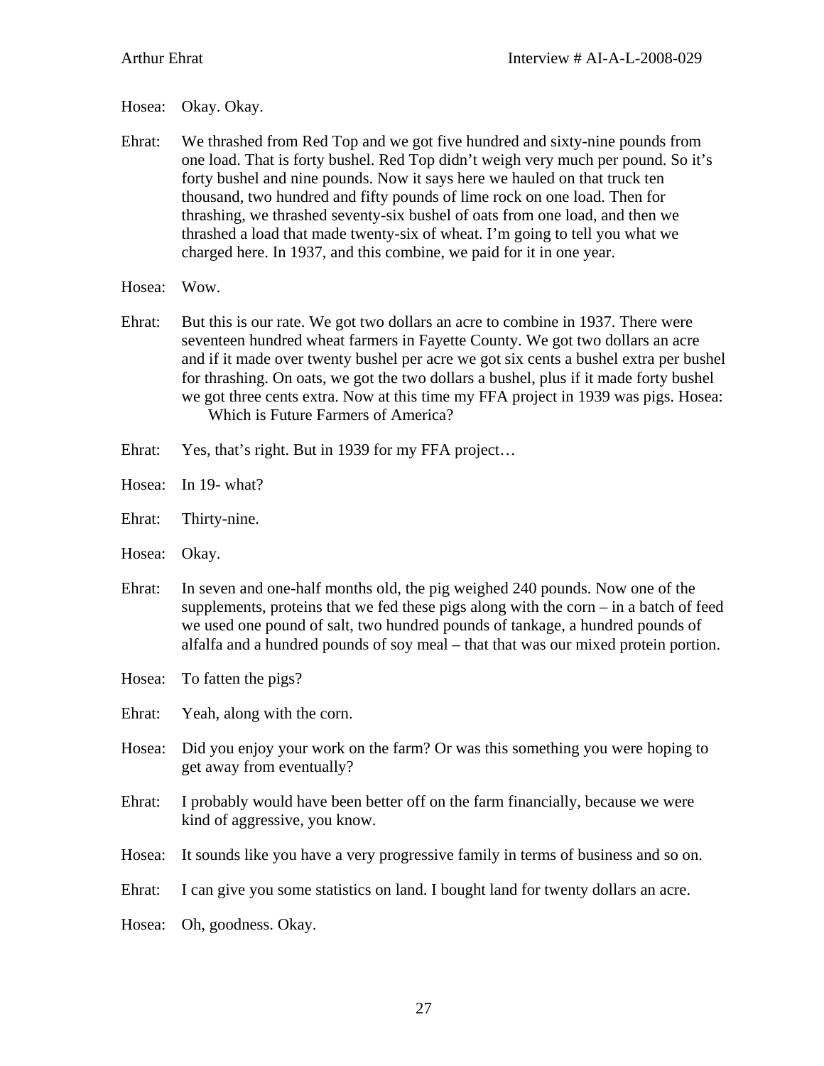Hosea: Okay. Okay.

Ehrat: We thrashed from Red Top and we got five hundred and sixty-nine pounds from one load. That is forty bushel. Red Top didn't weigh very much per pound. So it's forty bushel and nine pounds. Now it says here we hauled on that truck ten thousand, two hundred and fifty pounds of lime rock on one load. Then for thrashing, we thrashed seventy-six bushel of oats from one load, and then we thrashed a load that made twenty-six of wheat. I'm going to tell you what we charged here. In 1937, and this combine, we paid for it in one year.

Hosea: Wow.

Ehrat: But this is our rate. We got two dollars an acre to combine in 1937. There were seventeen hundred wheat farmers in Fayette County. We got two dollars an acre and if it made over twenty bushel per acre we got six cents a bushel extra per bushel for thrashing. On oats, we got the two dollars a bushel, plus if it made forty bushel we got three cents extra. Now at this time my FFA project in 1939 was pigs. Hosea: Which is Future Farmers of America?

Ehrat: Yes, that's right. But in 1939 for my FFA project…

Hosea: In 19- what?

Ehrat: Thirty-nine.

Hosea: Okay.

Ehrat: In seven and one-half months old, the pig weighed 240 pounds. Now one of the supplements, proteins that we fed these pigs along with the corn – in a batch of feed we used one pound of salt, two hundred pounds of tankage, a hundred pounds of alfalfa and a hundred pounds of soy meal – that that was our mixed protein portion.

Hosea: To fatten the pigs?

Ehrat: Yeah, along with the corn.

Hosea: Did you enjoy your work on the farm? Or was this something you were hoping to get away from eventually?

Ehrat: I probably would have been better off on the farm financially, because we were kind of aggressive, you know.

Hosea: It sounds like you have a very progressive family in terms of business and so on.

Ehrat: I can give you some statistics on land. I bought land for twenty dollars an acre.

Hosea: Oh, goodness. Okay.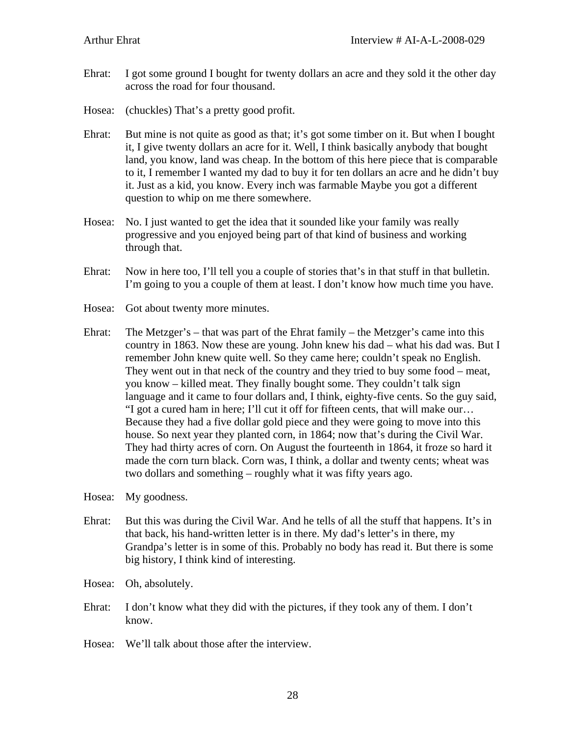Ehrat: I got some ground I bought for twenty dollars an acre and they sold it the other day across the road for four thousand.

Hosea: (chuckles) That's a pretty good profit.

Ehrat: But mine is not quite as good as that; it's got some timber on it. But when I bought it, I give twenty dollars an acre for it. Well, I think basically anybody that bought land, you know, land was cheap. In the bottom of this here piece that is comparable to it, I remember I wanted my dad to buy it for ten dollars an acre and he didn't buy it. Just as a kid, you know. Every inch was farmable Maybe you got a different question to whip on me there somewhere.

Hosea: No. I just wanted to get the idea that it sounded like your family was really progressive and you enjoyed being part of that kind of business and working through that.

Ehrat: Now in here too, I'll tell you a couple of stories that's in that stuff in that bulletin. I'm going to you a couple of them at least. I don't know how much time you have.

Hosea: Got about twenty more minutes.

Ehrat: The Metzger's – that was part of the Ehrat family – the Metzger's came into this country in 1863. Now these are young. John knew his dad – what his dad was. But I remember John knew quite well. So they came here; couldn't speak no English. They went out in that neck of the country and they tried to buy some food – meat, you know – killed meat. They finally bought some. They couldn't talk sign language and it came to four dollars and, I think, eighty-five cents. So the guy said, "I got a cured ham in here; I'll cut it off for fifteen cents, that will make our… Because they had a five dollar gold piece and they were going to move into this house. So next year they planted corn, in 1864; now that's during the Civil War. They had thirty acres of corn. On August the fourteenth in 1864, it froze so hard it made the corn turn black. Corn was, I think, a dollar and twenty cents; wheat was two dollars and something – roughly what it was fifty years ago.

Hosea: My goodness.

Ehrat: But this was during the Civil War. And he tells of all the stuff that happens. It's in that back, his hand-written letter is in there. My dad's letter's in there, my Grandpa's letter is in some of this. Probably no body has read it. But there is some big history, I think kind of interesting.

Hosea: Oh, absolutely.

Ehrat: I don't know what they did with the pictures, if they took any of them. I don't know.

Hosea: We'll talk about those after the interview.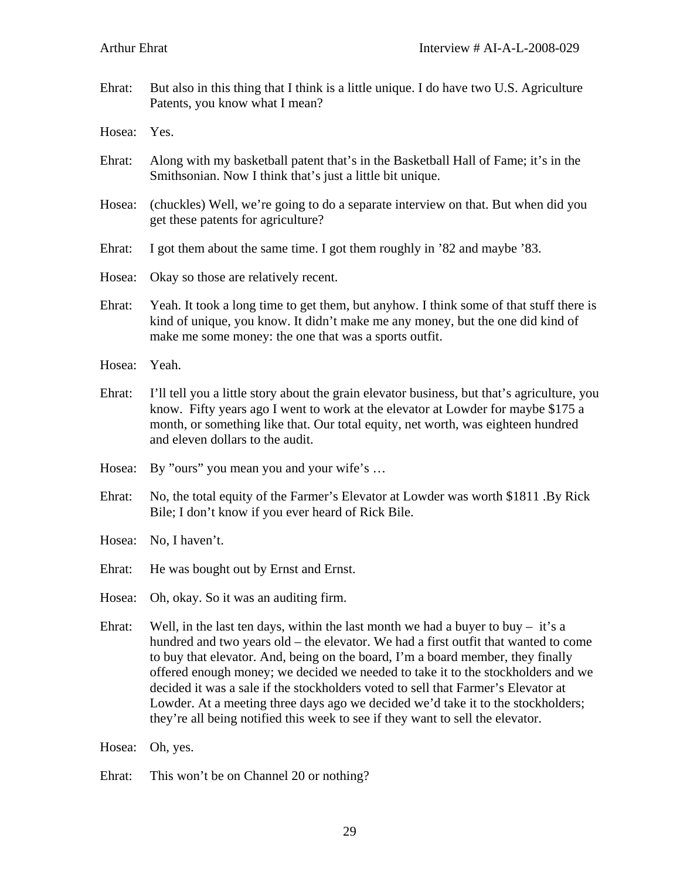Ehrat: But also in this thing that I think is a little unique. I do have two U.S. Agriculture Patents, you know what I mean?

Hosea: Yes.

Ehrat: Along with my basketball patent that's in the Basketball Hall of Fame; it's in the Smithsonian. Now I think that's just a little bit unique.

Hosea: (chuckles) Well, we're going to do a separate interview on that. But when did you get these patents for agriculture?

Ehrat: I got them about the same time. I got them roughly in '82 and maybe '83.

Hosea: Okay so those are relatively recent.

Ehrat: Yeah. It took a long time to get them, but anyhow. I think some of that stuff there is kind of unique, you know. It didn't make me any money, but the one did kind of make me some money: the one that was a sports outfit.

Hosea: Yeah.

Ehrat: I'll tell you a little story about the grain elevator business, but that's agriculture, you know. Fifty years ago I went to work at the elevator at Lowder for maybe $175 a month, or something like that. Our total equity, net worth, was eighteen hundred and eleven dollars to the audit.

Hosea: By "ours" you mean you and your wife's …

Ehrat: No, the total equity of the Farmer's Elevator at Lowder was worth $1811 .By Rick Bile; I don't know if you ever heard of Rick Bile.

Hosea: No, I haven't.

Ehrat: He was bought out by Ernst and Ernst.

Hosea: Oh, okay. So it was an auditing firm.

Ehrat: Well, in the last ten days, within the last month we had a buyer to buy – it's a hundred and two years old – the elevator. We had a first outfit that wanted to come to buy that elevator. And, being on the board, I'm a board member, they finally offered enough money; we decided we needed to take it to the stockholders and we decided it was a sale if the stockholders voted to sell that Farmer's Elevator at Lowder. At a meeting three days ago we decided we'd take it to the stockholders; they're all being notified this week to see if they want to sell the elevator.

Hosea: Oh, yes.

Ehrat: This won't be on Channel 20 or nothing?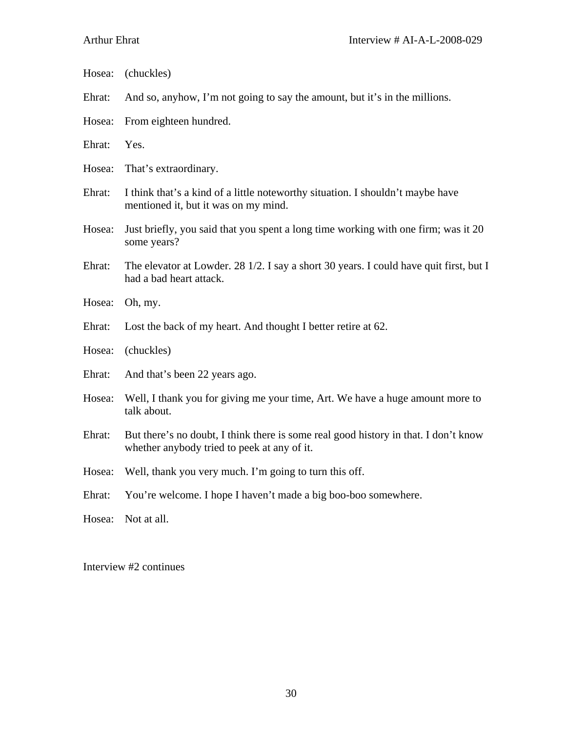Hosea: (chuckles)

Ehrat: And so, anyhow, I'm not going to say the amount, but it's in the millions.

Hosea: From eighteen hundred.

Ehrat: Yes.

Hosea: That's extraordinary.

Ehrat: I think that's a kind of a little noteworthy situation. I shouldn't maybe have mentioned it, but it was on my mind.

Hosea: Just briefly, you said that you spent a long time working with one firm; was it 20 some years?

Ehrat: The elevator at Lowder. 28 1/2. I say a short 30 years. I could have quit first, but I had a bad heart attack.

Hosea: Oh, my.

Ehrat: Lost the back of my heart. And thought I better retire at 62.

Hosea: (chuckles)

Ehrat: And that's been 22 years ago.

Hosea: Well, I thank you for giving me your time, Art. We have a huge amount more to talk about.

Ehrat: But there's no doubt, I think there is some real good history in that. I don't know whether anybody tried to peek at any of it.

Hosea: Well, thank you very much. I'm going to turn this off.

Ehrat: You're welcome. I hope I haven't made a big boo-boo somewhere.

Hosea: Not at all.

Interview #2 continues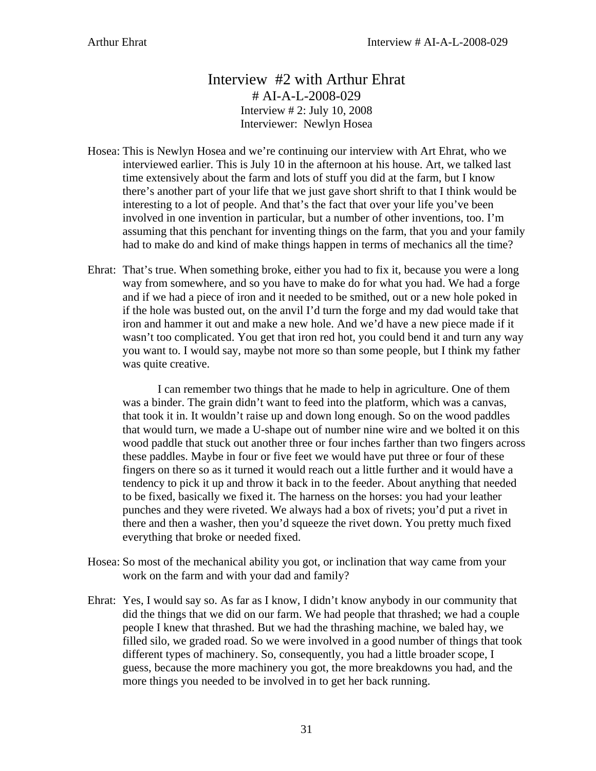# Interview #2 with Arthur Ehrat

# AI-A-L-2008-029

Interview # 2: July 10, 2008

Interviewer: Newlyn Hosea

Hosea: This is Newlyn Hosea and we're continuing our interview with Art Ehrat, who we interviewed earlier. This is July 10 in the afternoon at his house. Art, we talked last time extensively about the farm and lots of stuff you did at the farm, but I know there's another part of your life that we just gave short shrift to that I think would be interesting to a lot of people. And that's the fact that over your life you've been involved in one invention in particular, but a number of other inventions, too. I'm assuming that this penchant for inventing things on the farm, that you and your family had to make do and kind of make things happen in terms of mechanics all the time?

Ehrat: That's true. When something broke, either you had to fix it, because you were a long way from somewhere, and so you have to make do for what you had. We had a forge and if we had a piece of iron and it needed to be smithed, out or a new hole poked in if the hole was busted out, on the anvil I'd turn the forge and my dad would take that iron and hammer it out and make a new hole. And we'd have a new piece made if it wasn't too complicated. You get that iron red hot, you could bend it and turn any way you want to. I would say, maybe not more so than some people, but I think my father was quite creative.

I can remember two things that he made to help in agriculture. One of them was a binder. The grain didn't want to feed into the platform, which was a canvas, that took it in. It wouldn't raise up and down long enough. So on the wood paddles that would turn, we made a U-shape out of number nine wire and we bolted it on this wood paddle that stuck out another three or four inches farther than two fingers across these paddles. Maybe in four or five feet we would have put three or four of these fingers on there so as it turned it would reach out a little further and it would have a tendency to pick it up and throw it back in to the feeder. About anything that needed to be fixed, basically we fixed it. The harness on the horses: you had your leather punches and they were riveted. We always had a box of rivets; you'd put a rivet in there and then a washer, then you'd squeeze the rivet down. You pretty much fixed everything that broke or needed fixed.

Hosea: So most of the mechanical ability you got, or inclination that way came from your work on the farm and with your dad and family?

Ehrat: Yes, I would say so. As far as I know, I didn't know anybody in our community that did the things that we did on our farm. We had people that thrashed; we had a couple people I knew that thrashed. But we had the thrashing machine, we baled hay, we filled silo, we graded road. So we were involved in a good number of things that took different types of machinery. So, consequently, you had a little broader scope, I guess, because the more machinery you got, the more breakdowns you had, and the more things you needed to be involved in to get her back running.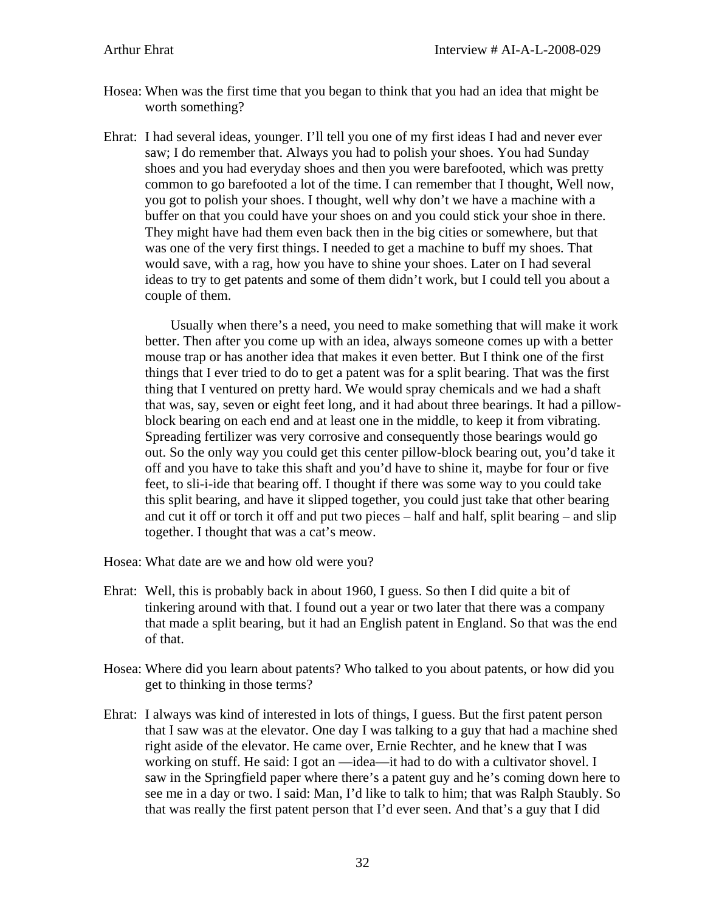Hosea: When was the first time that you began to think that you had an idea that might be worth something?

Ehrat: I had several ideas, younger. I'll tell you one of my first ideas I had and never ever saw; I do remember that. Always you had to polish your shoes. You had Sunday shoes and you had everyday shoes and then you were barefooted, which was pretty common to go barefooted a lot of the time. I can remember that I thought, Well now, you got to polish your shoes. I thought, well why don't we have a machine with a buffer on that you could have your shoes on and you could stick your shoe in there. They might have had them even back then in the big cities or somewhere, but that was one of the very first things. I needed to get a machine to buff my shoes. That would save, with a rag, how you have to shine your shoes. Later on I had several ideas to try to get patents and some of them didn't work, but I could tell you about a couple of them.

Usually when there's a need, you need to make something that will make it work better. Then after you come up with an idea, always someone comes up with a better mouse trap or has another idea that makes it even better. But I think one of the first things that I ever tried to do to get a patent was for a split bearing. That was the first thing that I ventured on pretty hard. We would spray chemicals and we had a shaft that was, say, seven or eight feet long, and it had about three bearings. It had a pillow-block bearing on each end and at least one in the middle, to keep it from vibrating. Spreading fertilizer was very corrosive and consequently those bearings would go out. So the only way you could get this center pillow-block bearing out, you'd take it off and you have to take this shaft and you'd have to shine it, maybe for four or five feet, to sli-i-ide that bearing off. I thought if there was some way to you could take this split bearing, and have it slipped together, you could just take that other bearing and cut it off or torch it off and put two pieces – half and half, split bearing – and slip together. I thought that was a cat's meow.

Hosea: What date are we and how old were you?

Ehrat: Well, this is probably back in about 1960, I guess. So then I did quite a bit of tinkering around with that. I found out a year or two later that there was a company that made a split bearing, but it had an English patent in England. So that was the end of that.

Hosea: Where did you learn about patents? Who talked to you about patents, or how did you get to thinking in those terms?

Ehrat: I always was kind of interested in lots of things, I guess. But the first patent person that I saw was at the elevator. One day I was talking to a guy that had a machine shed right aside of the elevator. He came over, Ernie Rechter, and he knew that I was working on stuff. He said: I got an —idea—it had to do with a cultivator shovel. I saw in the Springfield paper where there's a patent guy and he's coming down here to see me in a day or two. I said: Man, I'd like to talk to him; that was Ralph Staubly. So that was really the first patent person that I'd ever seen. And that's a guy that I did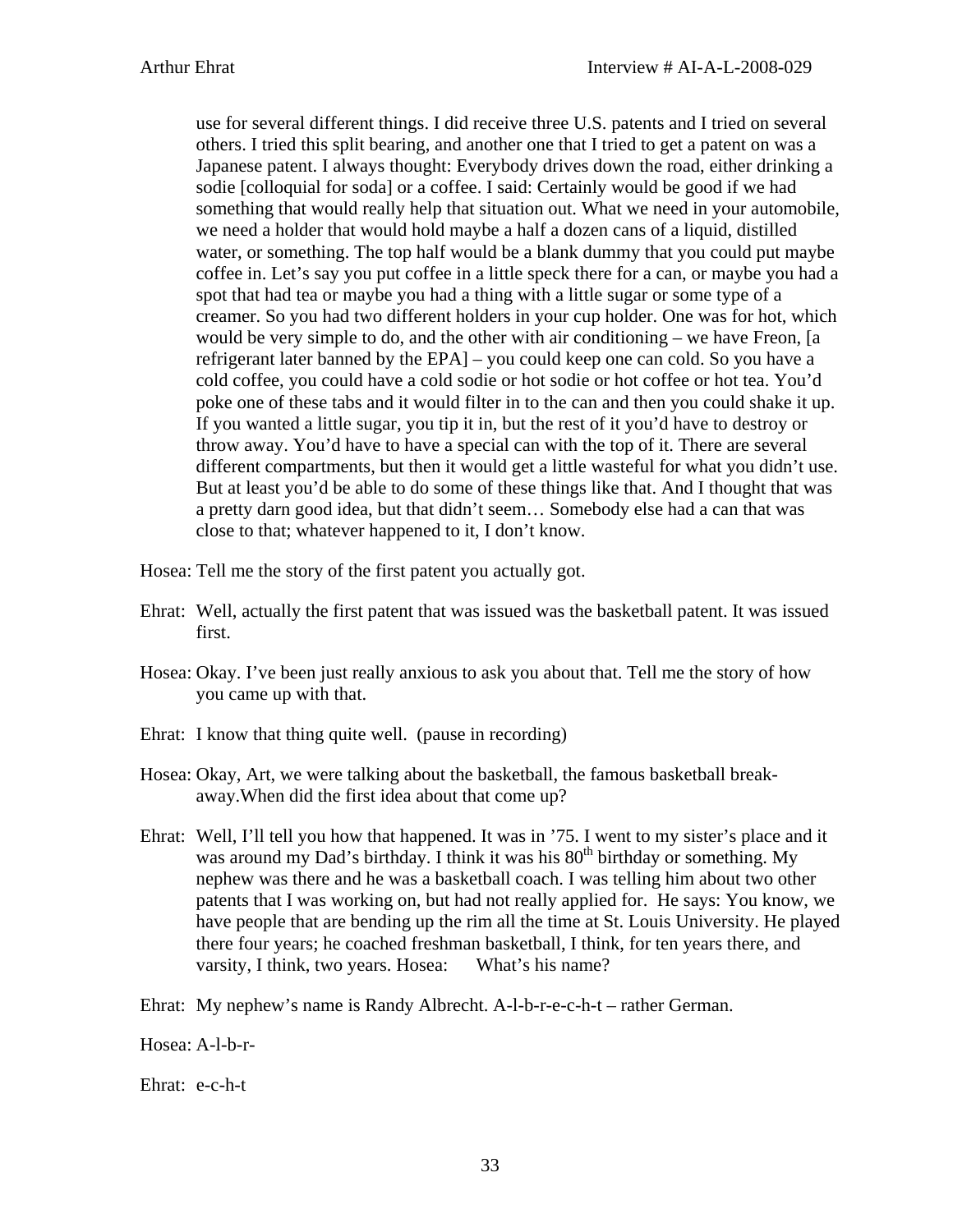use for several different things. I did receive three U.S. patents and I tried on several others. I tried this split bearing, and another one that I tried to get a patent on was a Japanese patent. I always thought: Everybody drives down the road, either drinking a sodie [colloquial for soda] or a coffee. I said: Certainly would be good if we had something that would really help that situation out. What we need in your automobile, we need a holder that would hold maybe a half a dozen cans of a liquid, distilled water, or something. The top half would be a blank dummy that you could put maybe coffee in. Let's say you put coffee in a little speck there for a can, or maybe you had a spot that had tea or maybe you had a thing with a little sugar or some type of a creamer. So you had two different holders in your cup holder. One was for hot, which would be very simple to do, and the other with air conditioning – we have Freon, [a refrigerant later banned by the EPA] – you could keep one can cold. So you have a cold coffee, you could have a cold sodie or hot sodie or hot coffee or hot tea. You'd poke one of these tabs and it would filter in to the can and then you could shake it up. If you wanted a little sugar, you tip it in, but the rest of it you'd have to destroy or throw away. You'd have to have a special can with the top of it. There are several different compartments, but then it would get a little wasteful for what you didn't use. But at least you'd be able to do some of these things like that. And I thought that was a pretty darn good idea, but that didn't seem… Somebody else had a can that was close to that; whatever happened to it, I don't know.

Hosea: Tell me the story of the first patent you actually got.

Ehrat: Well, actually the first patent that was issued was the basketball patent. It was issued first.

Hosea: Okay. I've been just really anxious to ask you about that. Tell me the story of how you came up with that.

Ehrat: I know that thing quite well. (pause in recording)

Hosea: Okay, Art, we were talking about the basketball, the famous basketball break-away.When did the first idea about that come up?

Ehrat: Well, I'll tell you how that happened. It was in '75. I went to my sister's place and it was around my Dad's birthday. I think it was his 80th birthday or something. My nephew was there and he was a basketball coach. I was telling him about two other patents that I was working on, but had not really applied for. He says: You know, we have people that are bending up the rim all the time at St. Louis University. He played there four years; he coached freshman basketball, I think, for ten years there, and varsity, I think, two years. Hosea: What's his name?

Ehrat: My nephew's name is Randy Albrecht. A-l-b-r-e-c-h-t – rather German.

Hosea: A-l-b-r-

Ehrat: e-c-h-t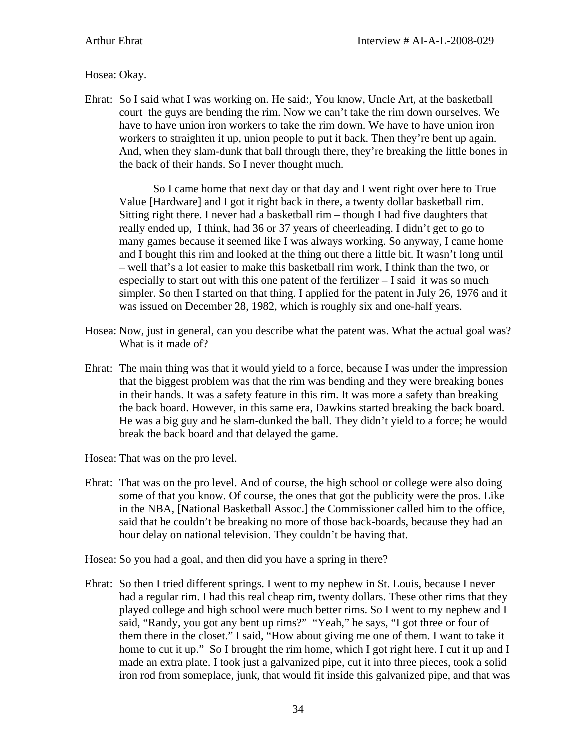Hosea: Okay.

Ehrat: So I said what I was working on. He said:, You know, Uncle Art, at the basketball court the guys are bending the rim. Now we can't take the rim down ourselves. We have to have union iron workers to take the rim down. We have to have union iron workers to straighten it up, union people to put it back. Then they're bent up again. And, when they slam-dunk that ball through there, they're breaking the little bones in the back of their hands. So I never thought much.

So I came home that next day or that day and I went right over here to True Value [Hardware] and I got it right back in there, a twenty dollar basketball rim. Sitting right there. I never had a basketball rim – though I had five daughters that really ended up, I think, had 36 or 37 years of cheerleading. I didn't get to go to many games because it seemed like I was always working. So anyway, I came home and I bought this rim and looked at the thing out there a little bit. It wasn't long until – well that's a lot easier to make this basketball rim work, I think than the two, or especially to start out with this one patent of the fertilizer – I said it was so much simpler. So then I started on that thing. I applied for the patent in July 26, 1976 and it was issued on December 28, 1982, which is roughly six and one-half years.

Hosea: Now, just in general, can you describe what the patent was. What the actual goal was? What is it made of?

Ehrat: The main thing was that it would yield to a force, because I was under the impression that the biggest problem was that the rim was bending and they were breaking bones in their hands. It was a safety feature in this rim. It was more a safety than breaking the back board. However, in this same era, Dawkins started breaking the back board. He was a big guy and he slam-dunked the ball. They didn't yield to a force; he would break the back board and that delayed the game.

Hosea: That was on the pro level.

Ehrat: That was on the pro level. And of course, the high school or college were also doing some of that you know. Of course, the ones that got the publicity were the pros. Like in the NBA, [National Basketball Assoc.] the Commissioner called him to the office, said that he couldn't be breaking no more of those back-boards, because they had an hour delay on national television. They couldn't be having that.

Hosea: So you had a goal, and then did you have a spring in there?

Ehrat: So then I tried different springs. I went to my nephew in St. Louis, because I never had a regular rim. I had this real cheap rim, twenty dollars. These other rims that they played college and high school were much better rims. So I went to my nephew and I said, "Randy, you got any bent up rims?" "Yeah," he says, "I got three or four of them there in the closet." I said, "How about giving me one of them. I want to take it home to cut it up." So I brought the rim home, which I got right here. I cut it up and I made an extra plate. I took just a galvanized pipe, cut it into three pieces, took a solid iron rod from someplace, junk, that would fit inside this galvanized pipe, and that was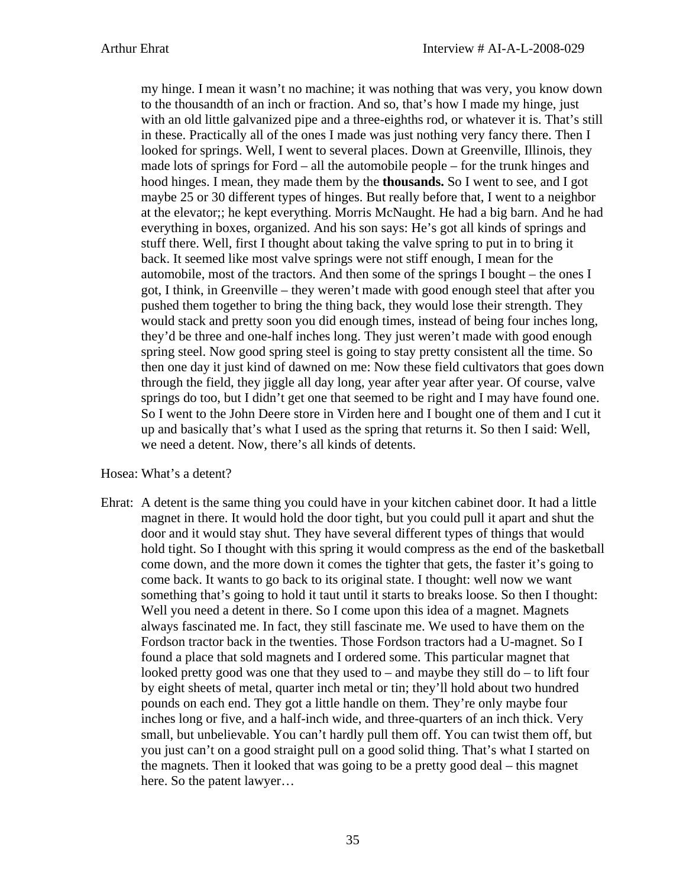my hinge. I mean it wasn't no machine; it was nothing that was very, you know down to the thousandth of an inch or fraction. And so, that's how I made my hinge, just with an old little galvanized pipe and a three-eighths rod, or whatever it is. That's still in these. Practically all of the ones I made was just nothing very fancy there. Then I looked for springs. Well, I went to several places. Down at Greenville, Illinois, they made lots of springs for Ford – all the automobile people – for the trunk hinges and hood hinges. I mean, they made them by the **thousands.** So I went to see, and I got maybe 25 or 30 different types of hinges. But really before that, I went to a neighbor at the elevator;; he kept everything. Morris McNaught. He had a big barn. And he had everything in boxes, organized. And his son says: He's got all kinds of springs and stuff there. Well, first I thought about taking the valve spring to put in to bring it back. It seemed like most valve springs were not stiff enough, I mean for the automobile, most of the tractors. And then some of the springs I bought – the ones I got, I think, in Greenville – they weren't made with good enough steel that after you pushed them together to bring the thing back, they would lose their strength. They would stack and pretty soon you did enough times, instead of being four inches long, they'd be three and one-half inches long. They just weren't made with good enough spring steel. Now good spring steel is going to stay pretty consistent all the time. So then one day it just kind of dawned on me: Now these field cultivators that goes down through the field, they jiggle all day long, year after year after year. Of course, valve springs do too, but I didn't get one that seemed to be right and I may have found one. So I went to the John Deere store in Virden here and I bought one of them and I cut it up and basically that's what I used as the spring that returns it. So then I said: Well, we need a detent. Now, there's all kinds of detents.

Hosea: What's a detent?

Ehrat: A detent is the same thing you could have in your kitchen cabinet door. It had a little magnet in there. It would hold the door tight, but you could pull it apart and shut the door and it would stay shut. They have several different types of things that would hold tight. So I thought with this spring it would compress as the end of the basketball come down, and the more down it comes the tighter that gets, the faster it's going to come back. It wants to go back to its original state. I thought: well now we want something that's going to hold it taut until it starts to breaks loose. So then I thought: Well you need a detent in there. So I come upon this idea of a magnet. Magnets always fascinated me. In fact, they still fascinate me. We used to have them on the Fordson tractor back in the twenties. Those Fordson tractors had a U-magnet. So I found a place that sold magnets and I ordered some. This particular magnet that looked pretty good was one that they used to – and maybe they still do – to lift four by eight sheets of metal, quarter inch metal or tin; they'll hold about two hundred pounds on each end. They got a little handle on them. They're only maybe four inches long or five, and a half-inch wide, and three-quarters of an inch thick. Very small, but unbelievable. You can't hardly pull them off. You can twist them off, but you just can't on a good straight pull on a good solid thing. That's what I started on the magnets. Then it looked that was going to be a pretty good deal – this magnet here. So the patent lawyer…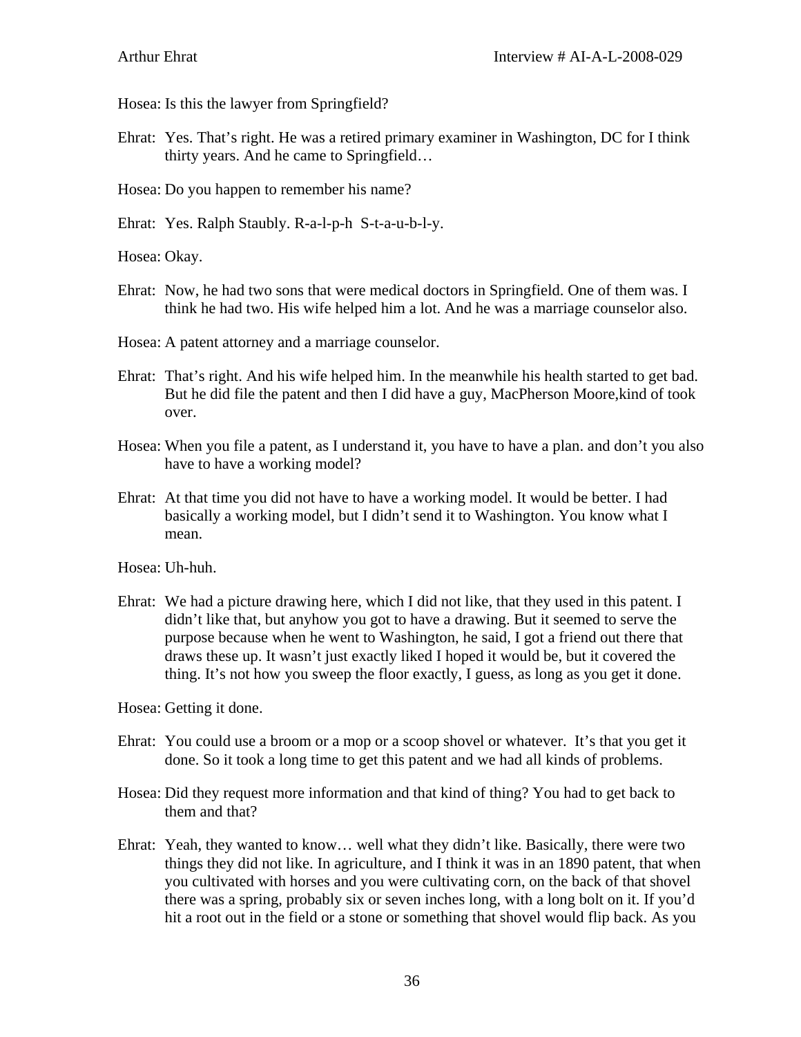Hosea: Is this the lawyer from Springfield?

Ehrat: Yes. That's right. He was a retired primary examiner in Washington, DC for I think thirty years. And he came to Springfield…

Hosea: Do you happen to remember his name?

Ehrat: Yes. Ralph Staubly. R-a-l-p-h S-t-a-u-b-l-y.

Hosea: Okay.

Ehrat: Now, he had two sons that were medical doctors in Springfield. One of them was. I think he had two. His wife helped him a lot. And he was a marriage counselor also.

Hosea: A patent attorney and a marriage counselor.

Ehrat: That's right. And his wife helped him. In the meanwhile his health started to get bad. But he did file the patent and then I did have a guy, MacPherson Moore,kind of took over.

Hosea: When you file a patent, as I understand it, you have to have a plan. and don't you also have to have a working model?

Ehrat: At that time you did not have to have a working model. It would be better. I had basically a working model, but I didn't send it to Washington. You know what I mean.

Hosea: Uh-huh.

Ehrat: We had a picture drawing here, which I did not like, that they used in this patent. I didn't like that, but anyhow you got to have a drawing. But it seemed to serve the purpose because when he went to Washington, he said, I got a friend out there that draws these up. It wasn't just exactly liked I hoped it would be, but it covered the thing. It's not how you sweep the floor exactly, I guess, as long as you get it done.

Hosea: Getting it done.

Ehrat: You could use a broom or a mop or a scoop shovel or whatever. It's that you get it done. So it took a long time to get this patent and we had all kinds of problems.

Hosea: Did they request more information and that kind of thing? You had to get back to them and that?

Ehrat: Yeah, they wanted to know… well what they didn't like. Basically, there were two things they did not like. In agriculture, and I think it was in an 1890 patent, that when you cultivated with horses and you were cultivating corn, on the back of that shovel there was a spring, probably six or seven inches long, with a long bolt on it. If you'd hit a root out in the field or a stone or something that shovel would flip back. As you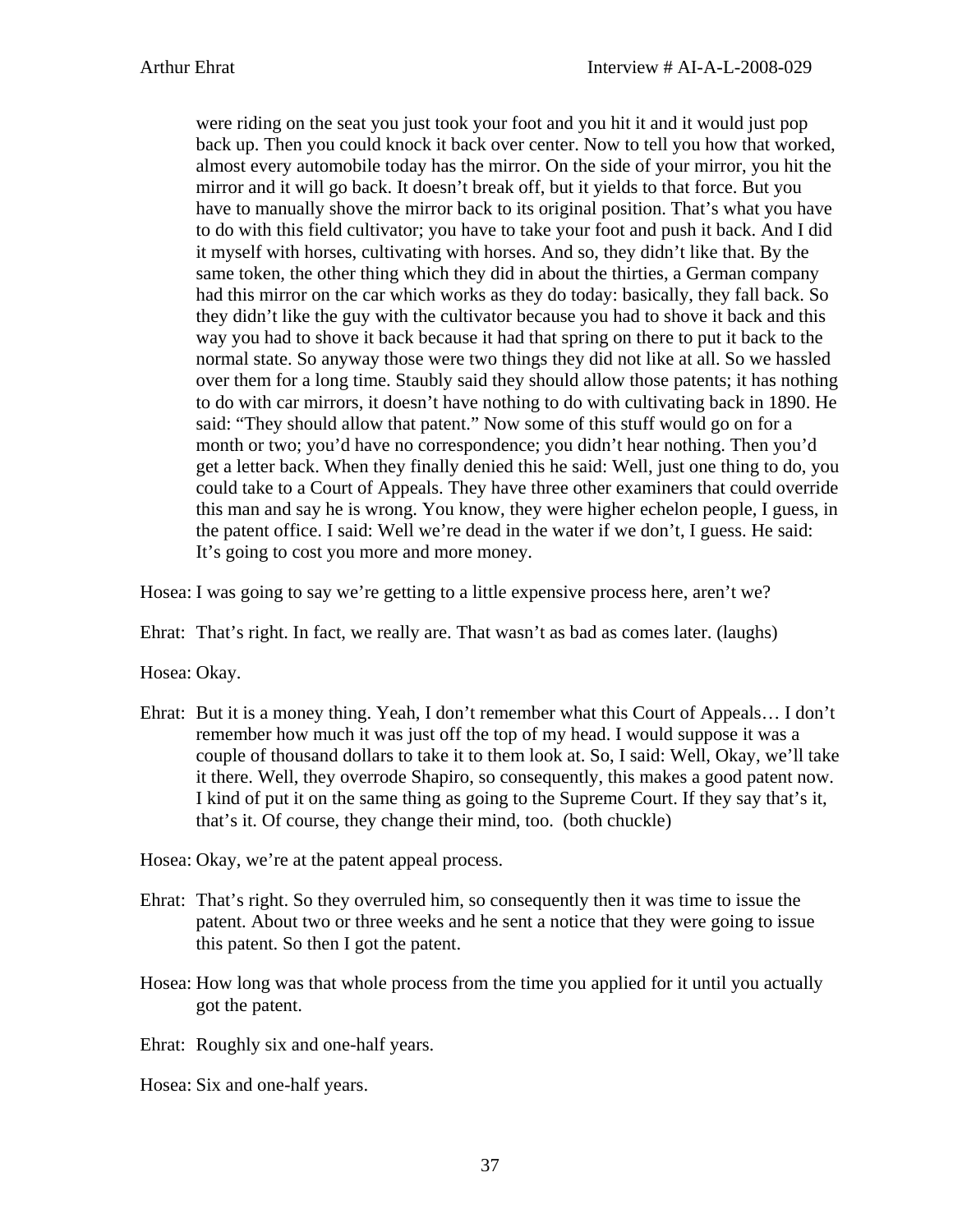were riding on the seat you just took your foot and you hit it and it would just pop back up. Then you could knock it back over center. Now to tell you how that worked, almost every automobile today has the mirror. On the side of your mirror, you hit the mirror and it will go back. It doesn't break off, but it yields to that force. But you have to manually shove the mirror back to its original position. That's what you have to do with this field cultivator; you have to take your foot and push it back. And I did it myself with horses, cultivating with horses. And so, they didn't like that. By the same token, the other thing which they did in about the thirties, a German company had this mirror on the car which works as they do today: basically, they fall back. So they didn't like the guy with the cultivator because you had to shove it back and this way you had to shove it back because it had that spring on there to put it back to the normal state. So anyway those were two things they did not like at all. So we hassled over them for a long time. Staubly said they should allow those patents; it has nothing to do with car mirrors, it doesn't have nothing to do with cultivating back in 1890. He said: "They should allow that patent." Now some of this stuff would go on for a month or two; you'd have no correspondence; you didn't hear nothing. Then you'd get a letter back. When they finally denied this he said: Well, just one thing to do, you could take to a Court of Appeals. They have three other examiners that could override this man and say he is wrong. You know, they were higher echelon people, I guess, in the patent office. I said: Well we're dead in the water if we don't, I guess. He said: It's going to cost you more and more money.

Hosea: I was going to say we're getting to a little expensive process here, aren't we?

Ehrat: That's right. In fact, we really are. That wasn't as bad as comes later. (laughs)

Hosea: Okay.

Ehrat: But it is a money thing. Yeah, I don't remember what this Court of Appeals… I don't remember how much it was just off the top of my head. I would suppose it was a couple of thousand dollars to take it to them look at. So, I said: Well, Okay, we'll take it there. Well, they overrode Shapiro, so consequently, this makes a good patent now. I kind of put it on the same thing as going to the Supreme Court. If they say that's it, that's it. Of course, they change their mind, too. (both chuckle)

Hosea: Okay, we're at the patent appeal process.

Ehrat: That's right. So they overruled him, so consequently then it was time to issue the patent. About two or three weeks and he sent a notice that they were going to issue this patent. So then I got the patent.

Hosea: How long was that whole process from the time you applied for it until you actually got the patent.

Ehrat: Roughly six and one-half years.

Hosea: Six and one-half years.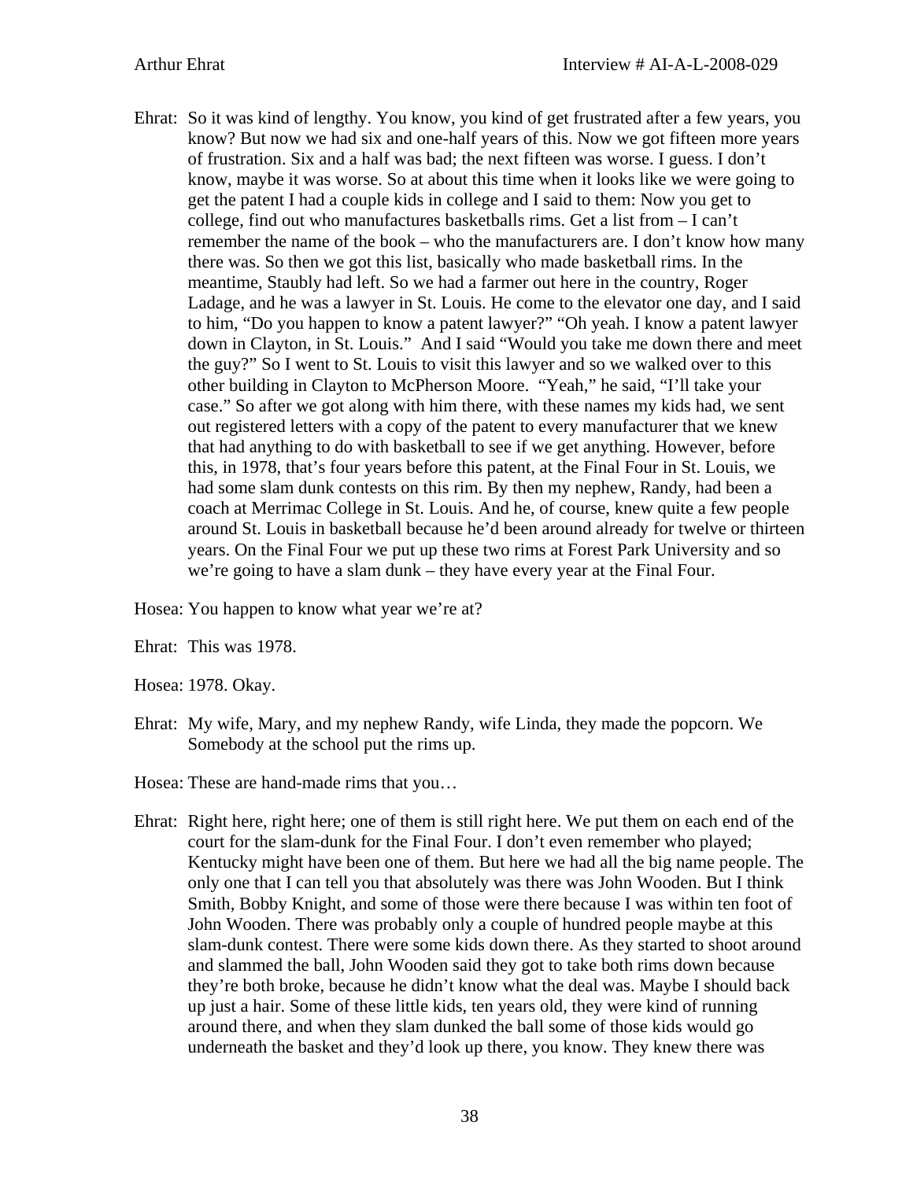Ehrat: So it was kind of lengthy. You know, you kind of get frustrated after a few years, you know? But now we had six and one-half years of this. Now we got fifteen more years of frustration. Six and a half was bad; the next fifteen was worse. I guess. I don't know, maybe it was worse. So at about this time when it looks like we were going to get the patent I had a couple kids in college and I said to them: Now you get to college, find out who manufactures basketballs rims. Get a list from – I can't remember the name of the book – who the manufacturers are. I don't know how many there was. So then we got this list, basically who made basketball rims. In the meantime, Staubly had left. So we had a farmer out here in the country, Roger Ladage, and he was a lawyer in St. Louis. He come to the elevator one day, and I said to him, "Do you happen to know a patent lawyer?" "Oh yeah. I know a patent lawyer down in Clayton, in St. Louis." And I said "Would you take me down there and meet the guy?" So I went to St. Louis to visit this lawyer and so we walked over to this other building in Clayton to McPherson Moore. "Yeah," he said, "I'll take your case." So after we got along with him there, with these names my kids had, we sent out registered letters with a copy of the patent to every manufacturer that we knew that had anything to do with basketball to see if we get anything. However, before this, in 1978, that's four years before this patent, at the Final Four in St. Louis, we had some slam dunk contests on this rim. By then my nephew, Randy, had been a coach at Merrimac College in St. Louis. And he, of course, knew quite a few people around St. Louis in basketball because he'd been around already for twelve or thirteen years. On the Final Four we put up these two rims at Forest Park University and so we're going to have a slam dunk – they have every year at the Final Four.

Hosea: You happen to know what year we're at?

Ehrat: This was 1978.

Hosea: 1978. Okay.

Ehrat: My wife, Mary, and my nephew Randy, wife Linda, they made the popcorn. We Somebody at the school put the rims up.

Hosea: These are hand-made rims that you…

Ehrat: Right here, right here; one of them is still right here. We put them on each end of the court for the slam-dunk for the Final Four. I don't even remember who played; Kentucky might have been one of them. But here we had all the big name people. The only one that I can tell you that absolutely was there was John Wooden. But I think Smith, Bobby Knight, and some of those were there because I was within ten foot of John Wooden. There was probably only a couple of hundred people maybe at this slam-dunk contest. There were some kids down there. As they started to shoot around and slammed the ball, John Wooden said they got to take both rims down because they're both broke, because he didn't know what the deal was. Maybe I should back up just a hair. Some of these little kids, ten years old, they were kind of running around there, and when they slam dunked the ball some of those kids would go underneath the basket and they'd look up there, you know. They knew there was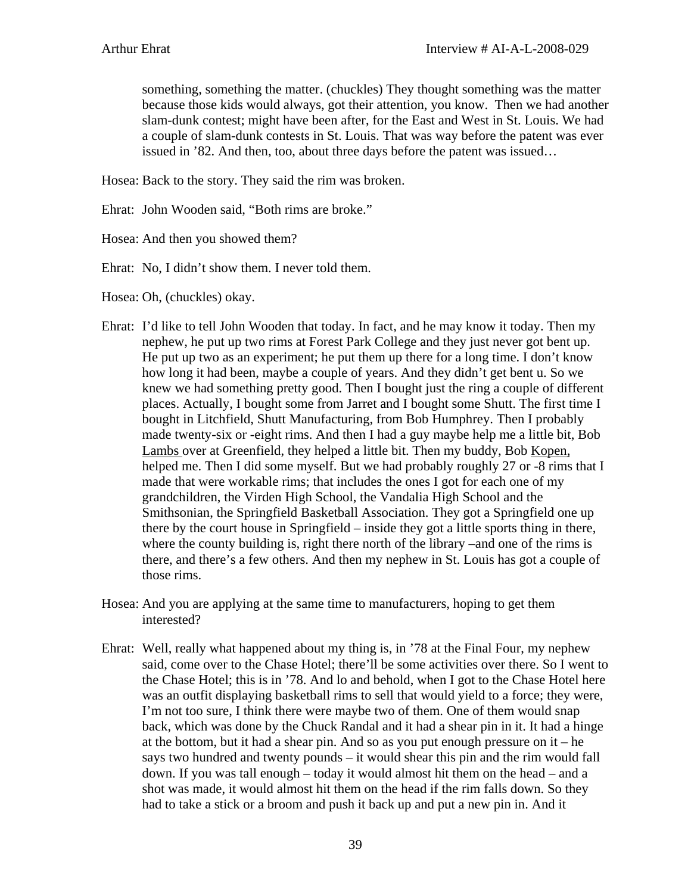something, something the matter. (chuckles) They thought something was the matter because those kids would always, got their attention, you know. Then we had another slam-dunk contest; might have been after, for the East and West in St. Louis. We had a couple of slam-dunk contests in St. Louis. That was way before the patent was ever issued in '82. And then, too, about three days before the patent was issued…

Hosea: Back to the story. They said the rim was broken.

Ehrat: John Wooden said, "Both rims are broke."

Hosea: And then you showed them?

Ehrat: No, I didn't show them. I never told them.

Hosea: Oh, (chuckles) okay.

Ehrat: I'd like to tell John Wooden that today. In fact, and he may know it today. Then my nephew, he put up two rims at Forest Park College and they just never got bent up. He put up two as an experiment; he put them up there for a long time. I don't know how long it had been, maybe a couple of years. And they didn't get bent u. So we knew we had something pretty good. Then I bought just the ring a couple of different places. Actually, I bought some from Jarret and I bought some Shutt. The first time I bought in Litchfield, Shutt Manufacturing, from Bob Humphrey. Then I probably made twenty-six or -eight rims. And then I had a guy maybe help me a little bit, Bob Lambs over at Greenfield, they helped a little bit. Then my buddy, Bob Kopen, helped me. Then I did some myself. But we had probably roughly 27 or -8 rims that I made that were workable rims; that includes the ones I got for each one of my grandchildren, the Virden High School, the Vandalia High School and the Smithsonian, the Springfield Basketball Association. They got a Springfield one up there by the court house in Springfield – inside they got a little sports thing in there, where the county building is, right there north of the library –and one of the rims is there, and there's a few others. And then my nephew in St. Louis has got a couple of those rims.

Hosea: And you are applying at the same time to manufacturers, hoping to get them interested?

Ehrat: Well, really what happened about my thing is, in '78 at the Final Four, my nephew said, come over to the Chase Hotel; there'll be some activities over there. So I went to the Chase Hotel; this is in '78. And lo and behold, when I got to the Chase Hotel here was an outfit displaying basketball rims to sell that would yield to a force; they were, I'm not too sure, I think there were maybe two of them. One of them would snap back, which was done by the Chuck Randal and it had a shear pin in it. It had a hinge at the bottom, but it had a shear pin. And so as you put enough pressure on it – he says two hundred and twenty pounds – it would shear this pin and the rim would fall down. If you was tall enough – today it would almost hit them on the head – and a shot was made, it would almost hit them on the head if the rim falls down. So they had to take a stick or a broom and push it back up and put a new pin in. And it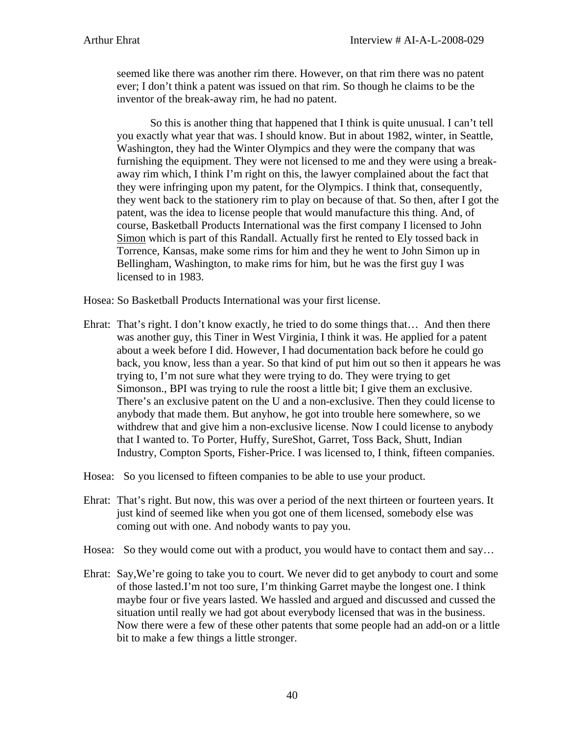seemed like there was another rim there. However, on that rim there was no patent ever; I don't think a patent was issued on that rim. So though he claims to be the inventor of the break-away rim, he had no patent.

So this is another thing that happened that I think is quite unusual. I can't tell you exactly what year that was. I should know. But in about 1982, winter, in Seattle, Washington, they had the Winter Olympics and they were the company that was furnishing the equipment. They were not licensed to me and they were using a break-away rim which, I think I'm right on this, the lawyer complained about the fact that they were infringing upon my patent, for the Olympics. I think that, consequently, they went back to the stationery rim to play on because of that. So then, after I got the patent, was the idea to license people that would manufacture this thing. And, of course, Basketball Products International was the first company I licensed to John Simon which is part of this Randall. Actually first he rented to Ely tossed back in Torrence, Kansas, make some rims for him and they he went to John Simon up in Bellingham, Washington, to make rims for him, but he was the first guy I was licensed to in 1983.

Hosea: So Basketball Products International was your first license.

Ehrat: That's right. I don't know exactly, he tried to do some things that… And then there was another guy, this Tiner in West Virginia, I think it was. He applied for a patent about a week before I did. However, I had documentation back before he could go back, you know, less than a year. So that kind of put him out so then it appears he was trying to, I'm not sure what they were trying to do. They were trying to get Simonson., BPI was trying to rule the roost a little bit; I give them an exclusive. There's an exclusive patent on the U and a non-exclusive. Then they could license to anybody that made them. But anyhow, he got into trouble here somewhere, so we withdrew that and give him a non-exclusive license. Now I could license to anybody that I wanted to. To Porter, Huffy, SureShot, Garret, Toss Back, Shutt, Indian Industry, Compton Sports, Fisher-Price. I was licensed to, I think, fifteen companies.

Hosea: So you licensed to fifteen companies to be able to use your product.

Ehrat: That's right. But now, this was over a period of the next thirteen or fourteen years. It just kind of seemed like when you got one of them licensed, somebody else was coming out with one. And nobody wants to pay you.

Hosea: So they would come out with a product, you would have to contact them and say…

Ehrat: Say,We're going to take you to court. We never did to get anybody to court and some of those lasted.I'm not too sure, I'm thinking Garret maybe the longest one. I think maybe four or five years lasted. We hassled and argued and discussed and cussed the situation until really we had got about everybody licensed that was in the business. Now there were a few of these other patents that some people had an add-on or a little bit to make a few things a little stronger.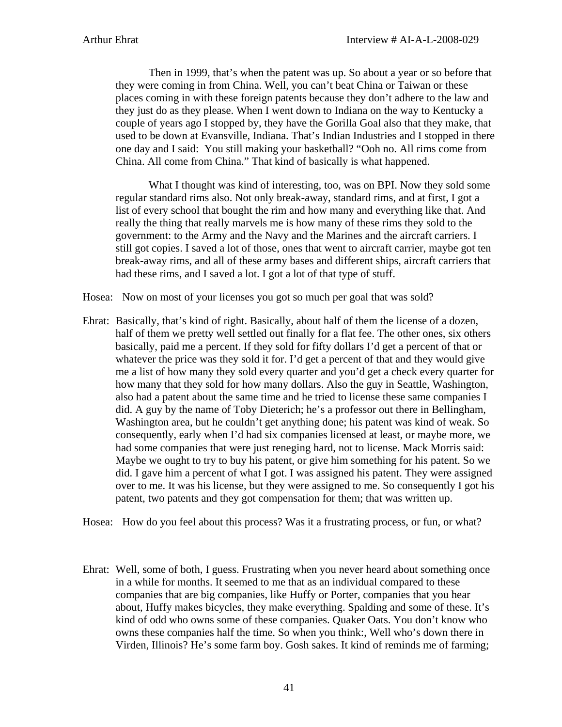Then in 1999, that's when the patent was up. So about a year or so before that they were coming in from China. Well, you can't beat China or Taiwan or these places coming in with these foreign patents because they don't adhere to the law and they just do as they please. When I went down to Indiana on the way to Kentucky a couple of years ago I stopped by, they have the Gorilla Goal also that they make, that used to be down at Evansville, Indiana. That's Indian Industries and I stopped in there one day and I said: You still making your basketball? "Ooh no. All rims come from China. All come from China." That kind of basically is what happened.

What I thought was kind of interesting, too, was on BPI. Now they sold some regular standard rims also. Not only break-away, standard rims, and at first, I got a list of every school that bought the rim and how many and everything like that. And really the thing that really marvels me is how many of these rims they sold to the government: to the Army and the Navy and the Marines and the aircraft carriers. I still got copies. I saved a lot of those, ones that went to aircraft carrier, maybe got ten break-away rims, and all of these army bases and different ships, aircraft carriers that had these rims, and I saved a lot. I got a lot of that type of stuff.

Hosea: Now on most of your licenses you got so much per goal that was sold?

Ehrat: Basically, that's kind of right. Basically, about half of them the license of a dozen, half of them we pretty well settled out finally for a flat fee. The other ones, six others basically, paid me a percent. If they sold for fifty dollars I'd get a percent of that or whatever the price was they sold it for. I'd get a percent of that and they would give me a list of how many they sold every quarter and you'd get a check every quarter for how many that they sold for how many dollars. Also the guy in Seattle, Washington, also had a patent about the same time and he tried to license these same companies I did. A guy by the name of Toby Dieterich; he's a professor out there in Bellingham, Washington area, but he couldn't get anything done; his patent was kind of weak. So consequently, early when I'd had six companies licensed at least, or maybe more, we had some companies that were just reneging hard, not to license. Mack Morris said: Maybe we ought to try to buy his patent, or give him something for his patent. So we did. I gave him a percent of what I got. I was assigned his patent. They were assigned over to me. It was his license, but they were assigned to me. So consequently I got his patent, two patents and they got compensation for them; that was written up.

Hosea: How do you feel about this process? Was it a frustrating process, or fun, or what?

Ehrat: Well, some of both, I guess. Frustrating when you never heard about something once in a while for months. It seemed to me that as an individual compared to these companies that are big companies, like Huffy or Porter, companies that you hear about, Huffy makes bicycles, they make everything. Spalding and some of these. It's kind of odd who owns some of these companies. Quaker Oats. You don't know who owns these companies half the time. So when you think:, Well who's down there in Virden, Illinois? He's some farm boy. Gosh sakes. It kind of reminds me of farming;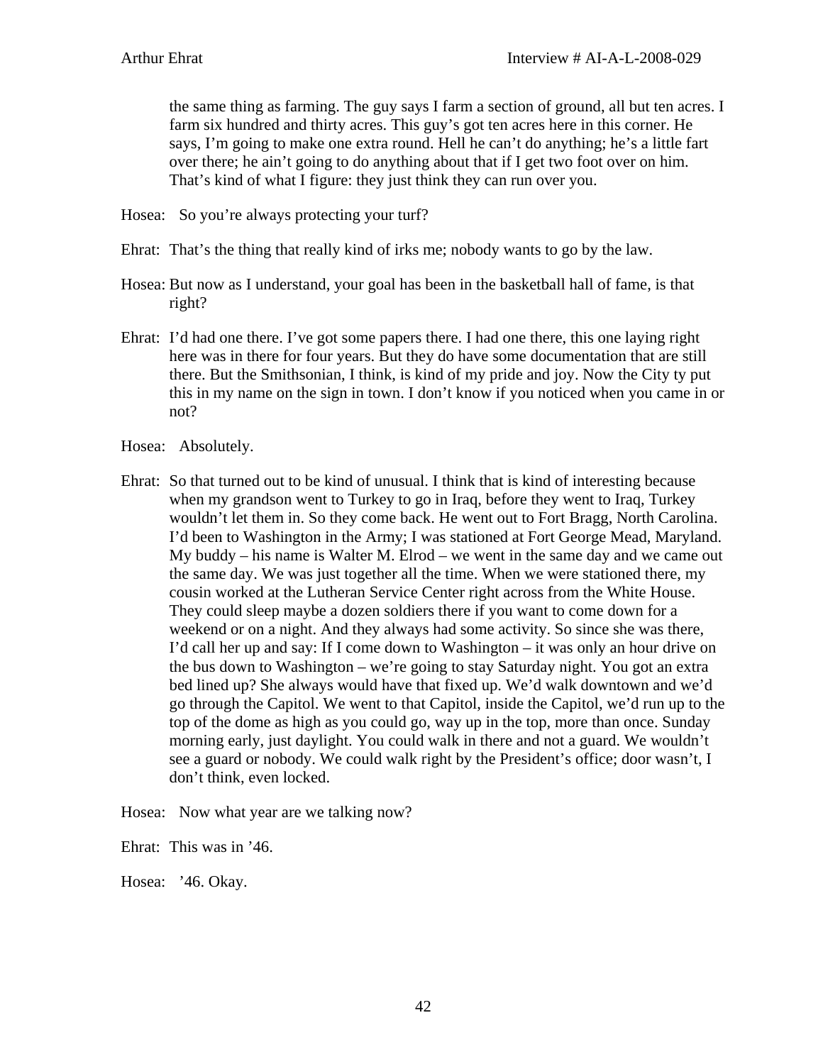the same thing as farming. The guy says I farm a section of ground, all but ten acres. I farm six hundred and thirty acres. This guy's got ten acres here in this corner. He says, I'm going to make one extra round. Hell he can't do anything; he's a little fart over there; he ain't going to do anything about that if I get two foot over on him. That's kind of what I figure: they just think they can run over you.

Hosea: So you're always protecting your turf?

Ehrat: That's the thing that really kind of irks me; nobody wants to go by the law.

Hosea: But now as I understand, your goal has been in the basketball hall of fame, is that right?

Ehrat: I'd had one there. I've got some papers there. I had one there, this one laying right here was in there for four years. But they do have some documentation that are still there. But the Smithsonian, I think, is kind of my pride and joy. Now the City ty put this in my name on the sign in town. I don't know if you noticed when you came in or not?

Hosea: Absolutely.

Ehrat: So that turned out to be kind of unusual. I think that is kind of interesting because when my grandson went to Turkey to go in Iraq, before they went to Iraq, Turkey wouldn't let them in. So they come back. He went out to Fort Bragg, North Carolina. I'd been to Washington in the Army; I was stationed at Fort George Mead, Maryland. My buddy – his name is Walter M. Elrod – we went in the same day and we came out the same day. We was just together all the time. When we were stationed there, my cousin worked at the Lutheran Service Center right across from the White House. They could sleep maybe a dozen soldiers there if you want to come down for a weekend or on a night. And they always had some activity. So since she was there, I'd call her up and say: If I come down to Washington – it was only an hour drive on the bus down to Washington – we're going to stay Saturday night. You got an extra bed lined up? She always would have that fixed up. We'd walk downtown and we'd go through the Capitol. We went to that Capitol, inside the Capitol, we'd run up to the top of the dome as high as you could go, way up in the top, more than once. Sunday morning early, just daylight. You could walk in there and not a guard. We wouldn't see a guard or nobody. We could walk right by the President's office; door wasn't, I don't think, even locked.

Hosea: Now what year are we talking now?

Ehrat: This was in '46.

Hosea: '46. Okay.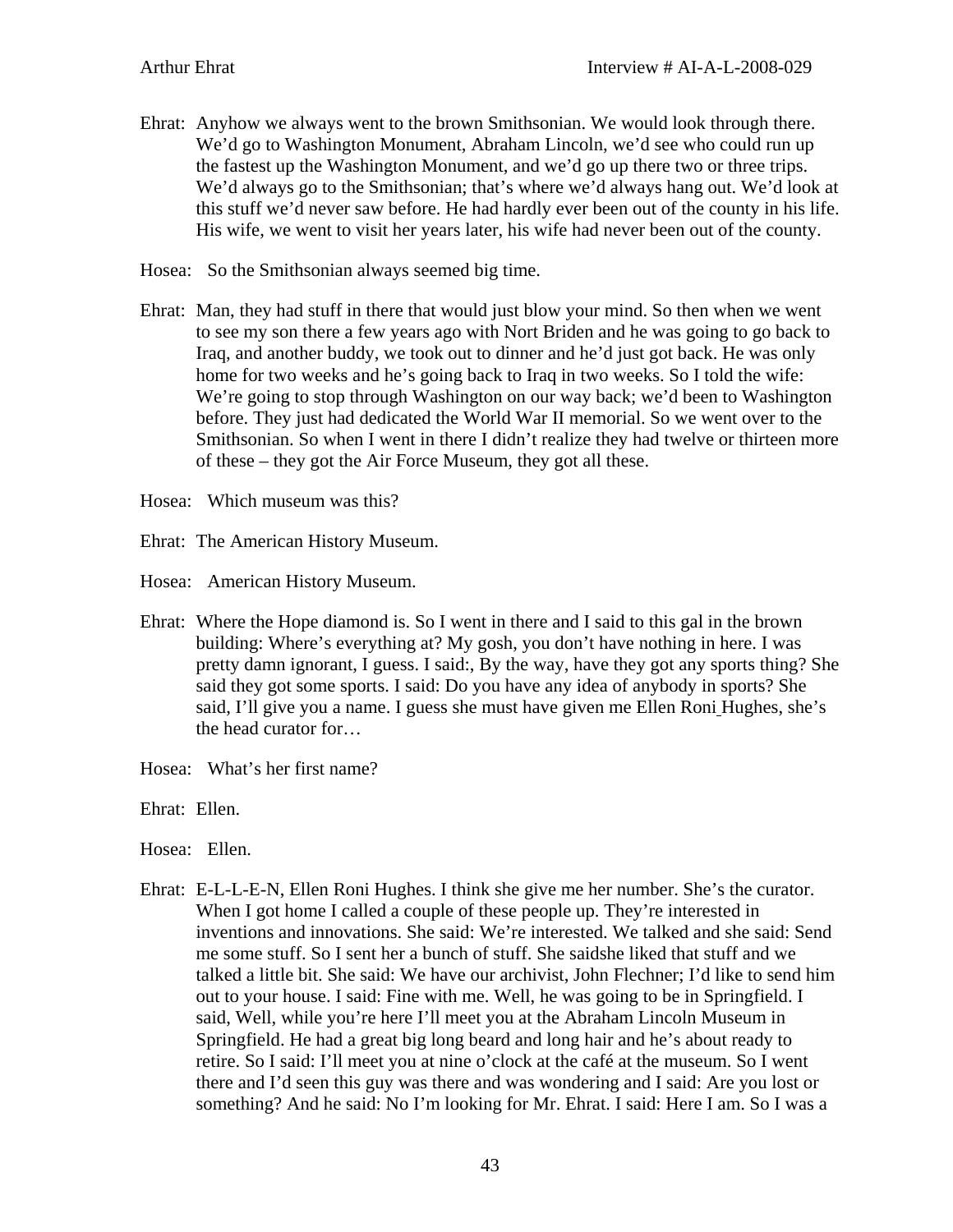Ehrat: Anyhow we always went to the brown Smithsonian. We would look through there. We'd go to Washington Monument, Abraham Lincoln, we'd see who could run up the fastest up the Washington Monument, and we'd go up there two or three trips. We'd always go to the Smithsonian; that's where we'd always hang out. We'd look at this stuff we'd never saw before. He had hardly ever been out of the county in his life. His wife, we went to visit her years later, his wife had never been out of the county.

Hosea: So the Smithsonian always seemed big time.

Ehrat: Man, they had stuff in there that would just blow your mind. So then when we went to see my son there a few years ago with Nort Briden and he was going to go back to Iraq, and another buddy, we took out to dinner and he'd just got back. He was only home for two weeks and he's going back to Iraq in two weeks. So I told the wife: We're going to stop through Washington on our way back; we'd been to Washington before. They just had dedicated the World War II memorial. So we went over to the Smithsonian. So when I went in there I didn't realize they had twelve or thirteen more of these – they got the Air Force Museum, they got all these.

Hosea: Which museum was this?

Ehrat: The American History Museum.

Hosea: American History Museum.

Ehrat: Where the Hope diamond is. So I went in there and I said to this gal in the brown building: Where's everything at? My gosh, you don't have nothing in here. I was pretty damn ignorant, I guess. I said:, By the way, have they got any sports thing? She said they got some sports. I said: Do you have any idea of anybody in sports? She said, I'll give you a name. I guess she must have given me Ellen Roni Hughes, she's the head curator for…

Hosea: What's her first name?

Ehrat: Ellen.

Hosea: Ellen.

Ehrat: E-L-L-E-N, Ellen Roni Hughes. I think she give me her number. She's the curator. When I got home I called a couple of these people up. They're interested in inventions and innovations. She said: We're interested. We talked and she said: Send me some stuff. So I sent her a bunch of stuff. She saidshe liked that stuff and we talked a little bit. She said: We have our archivist, John Flechner; I'd like to send him out to your house. I said: Fine with me. Well, he was going to be in Springfield. I said, Well, while you're here I'll meet you at the Abraham Lincoln Museum in Springfield. He had a great big long beard and long hair and he's about ready to retire. So I said: I'll meet you at nine o'clock at the café at the museum. So I went there and I'd seen this guy was there and was wondering and I said: Are you lost or something? And he said: No I'm looking for Mr. Ehrat. I said: Here I am. So I was a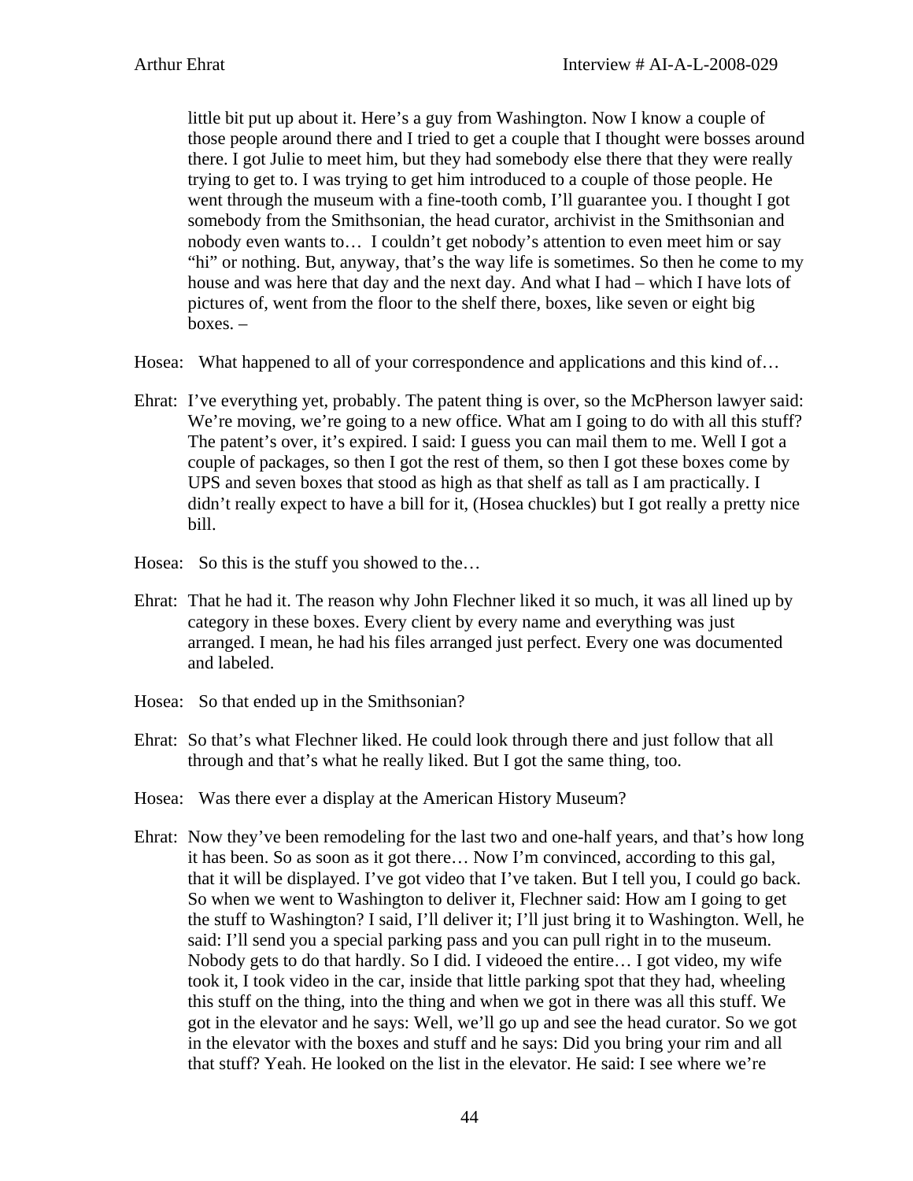little bit put up about it. Here's a guy from Washington. Now I know a couple of those people around there and I tried to get a couple that I thought were bosses around there. I got Julie to meet him, but they had somebody else there that they were really trying to get to. I was trying to get him introduced to a couple of those people. He went through the museum with a fine-tooth comb, I'll guarantee you. I thought I got somebody from the Smithsonian, the head curator, archivist in the Smithsonian and nobody even wants to… I couldn't get nobody's attention to even meet him or say "hi" or nothing. But, anyway, that's the way life is sometimes. So then he come to my house and was here that day and the next day. And what I had – which I have lots of pictures of, went from the floor to the shelf there, boxes, like seven or eight big boxes. –

Hosea: What happened to all of your correspondence and applications and this kind of…

Ehrat: I've everything yet, probably. The patent thing is over, so the McPherson lawyer said: We're moving, we're going to a new office. What am I going to do with all this stuff? The patent's over, it's expired. I said: I guess you can mail them to me. Well I got a couple of packages, so then I got the rest of them, so then I got these boxes come by UPS and seven boxes that stood as high as that shelf as tall as I am practically. I didn't really expect to have a bill for it, (Hosea chuckles) but I got really a pretty nice bill.

Hosea: So this is the stuff you showed to the…

Ehrat: That he had it. The reason why John Flechner liked it so much, it was all lined up by category in these boxes. Every client by every name and everything was just arranged. I mean, he had his files arranged just perfect. Every one was documented and labeled.

Hosea: So that ended up in the Smithsonian?

Ehrat: So that's what Flechner liked. He could look through there and just follow that all through and that's what he really liked. But I got the same thing, too.

Hosea: Was there ever a display at the American History Museum?

Ehrat: Now they've been remodeling for the last two and one-half years, and that's how long it has been. So as soon as it got there… Now I'm convinced, according to this gal, that it will be displayed. I've got video that I've taken. But I tell you, I could go back. So when we went to Washington to deliver it, Flechner said: How am I going to get the stuff to Washington? I said, I'll deliver it; I'll just bring it to Washington. Well, he said: I'll send you a special parking pass and you can pull right in to the museum. Nobody gets to do that hardly. So I did. I videoed the entire… I got video, my wife took it, I took video in the car, inside that little parking spot that they had, wheeling this stuff on the thing, into the thing and when we got in there was all this stuff. We got in the elevator and he says: Well, we'll go up and see the head curator. So we got in the elevator with the boxes and stuff and he says: Did you bring your rim and all that stuff? Yeah. He looked on the list in the elevator. He said: I see where we're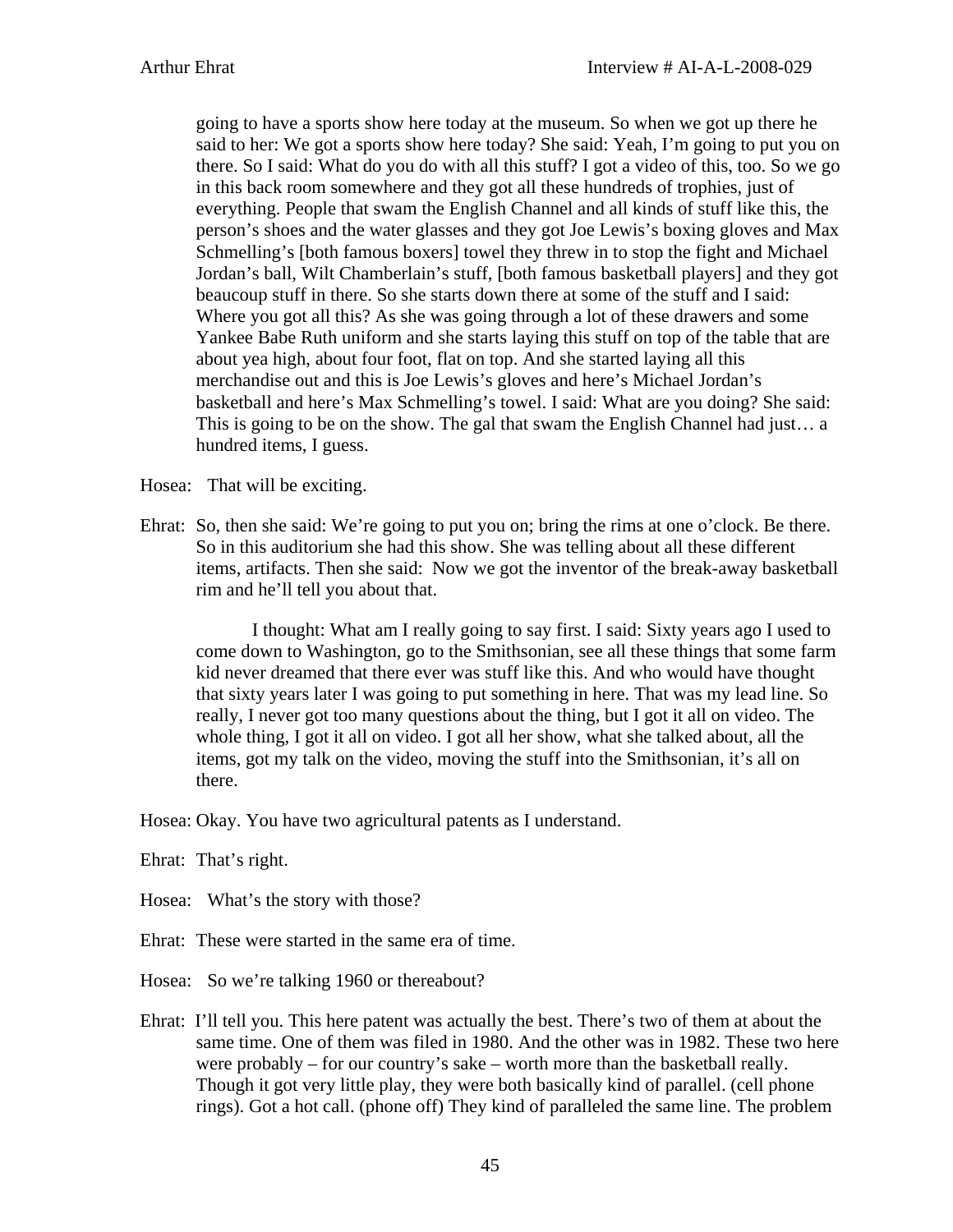going to have a sports show here today at the museum. So when we got up there he said to her: We got a sports show here today? She said: Yeah, I'm going to put you on there. So I said: What do you do with all this stuff? I got a video of this, too. So we go in this back room somewhere and they got all these hundreds of trophies, just of everything. People that swam the English Channel and all kinds of stuff like this, the person's shoes and the water glasses and they got Joe Lewis's boxing gloves and Max Schmelling's [both famous boxers] towel they threw in to stop the fight and Michael Jordan's ball, Wilt Chamberlain's stuff, [both famous basketball players] and they got beaucoup stuff in there. So she starts down there at some of the stuff and I said: Where you got all this? As she was going through a lot of these drawers and some Yankee Babe Ruth uniform and she starts laying this stuff on top of the table that are about yea high, about four foot, flat on top. And she started laying all this merchandise out and this is Joe Lewis's gloves and here's Michael Jordan's basketball and here's Max Schmelling's towel. I said: What are you doing? She said: This is going to be on the show. The gal that swam the English Channel had just… a hundred items, I guess.

Hosea: That will be exciting.

Ehrat: So, then she said: We're going to put you on; bring the rims at one o'clock. Be there. So in this auditorium she had this show. She was telling about all these different items, artifacts. Then she said: Now we got the inventor of the break-away basketball rim and he'll tell you about that.

I thought: What am I really going to say first. I said: Sixty years ago I used to come down to Washington, go to the Smithsonian, see all these things that some farm kid never dreamed that there ever was stuff like this. And who would have thought that sixty years later I was going to put something in here. That was my lead line. So really, I never got too many questions about the thing, but I got it all on video. The whole thing, I got it all on video. I got all her show, what she talked about, all the items, got my talk on the video, moving the stuff into the Smithsonian, it's all on there.

Hosea: Okay. You have two agricultural patents as I understand.

Ehrat: That's right.

Hosea: What's the story with those?

Ehrat: These were started in the same era of time.

Hosea: So we're talking 1960 or thereabout?

Ehrat: I'll tell you. This here patent was actually the best. There's two of them at about the same time. One of them was filed in 1980. And the other was in 1982. These two here were probably – for our country's sake – worth more than the basketball really. Though it got very little play, they were both basically kind of parallel. (cell phone rings). Got a hot call. (phone off) They kind of paralleled the same line. The problem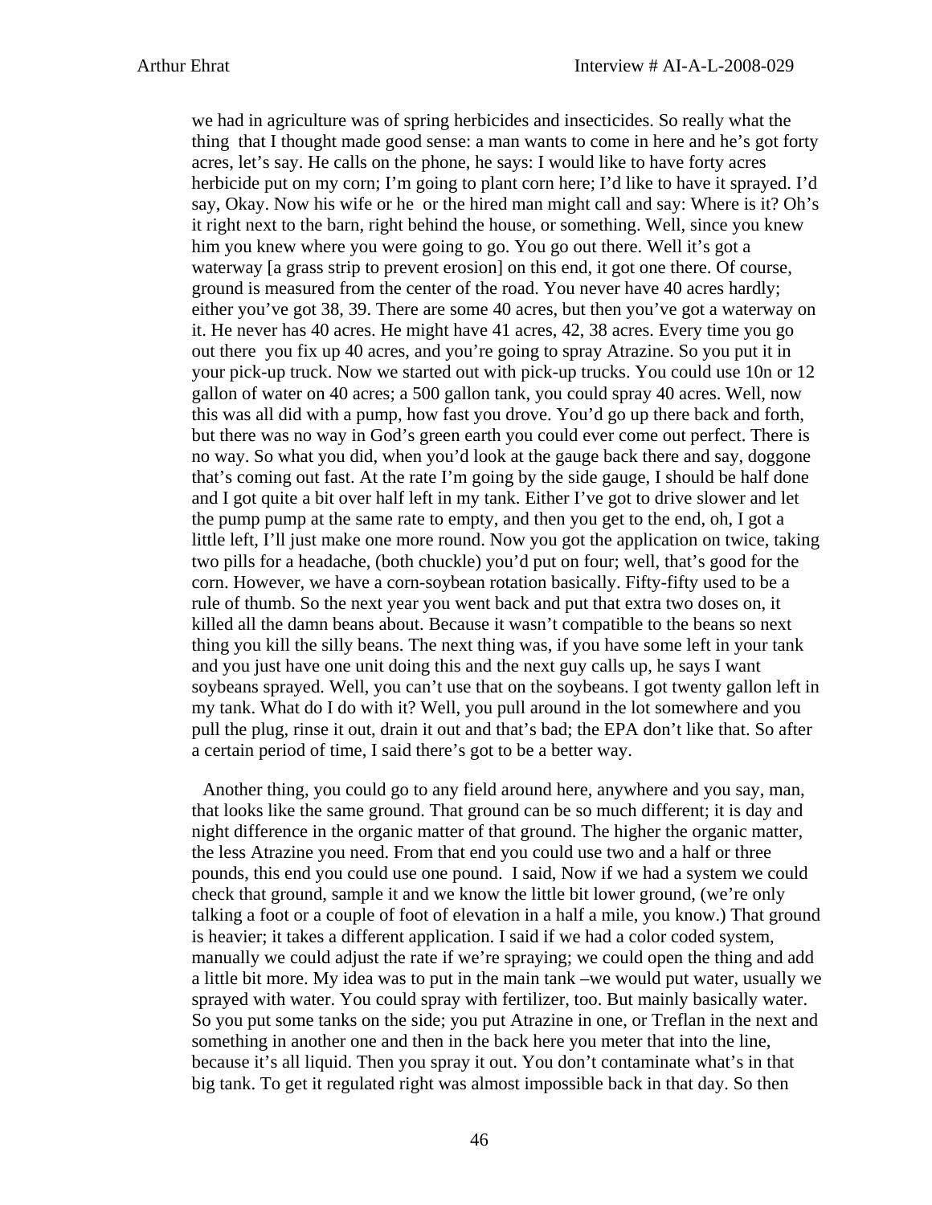we had in agriculture was of spring herbicides and insecticides. So really what the thing that I thought made good sense: a man wants to come in here and he's got forty acres, let's say. He calls on the phone, he says: I would like to have forty acres herbicide put on my corn; I'm going to plant corn here; I'd like to have it sprayed. I'd say, Okay. Now his wife or he or the hired man might call and say: Where is it? Oh's it right next to the barn, right behind the house, or something. Well, since you knew him you knew where you were going to go. You go out there. Well it's got a waterway [a grass strip to prevent erosion] on this end, it got one there. Of course, ground is measured from the center of the road. You never have 40 acres hardly; either you've got 38, 39. There are some 40 acres, but then you've got a waterway on it. He never has 40 acres. He might have 41 acres, 42, 38 acres. Every time you go out there you fix up 40 acres, and you're going to spray Atrazine. So you put it in your pick-up truck. Now we started out with pick-up trucks. You could use 10n or 12 gallon of water on 40 acres; a 500 gallon tank, you could spray 40 acres. Well, now this was all did with a pump, how fast you drove. You'd go up there back and forth, but there was no way in God's green earth you could ever come out perfect. There is no way. So what you did, when you'd look at the gauge back there and say, doggone that's coming out fast. At the rate I'm going by the side gauge, I should be half done and I got quite a bit over half left in my tank. Either I've got to drive slower and let the pump pump at the same rate to empty, and then you get to the end, oh, I got a little left, I'll just make one more round. Now you got the application on twice, taking two pills for a headache, (both chuckle) you'd put on four; well, that's good for the corn. However, we have a corn-soybean rotation basically. Fifty-fifty used to be a rule of thumb. So the next year you went back and put that extra two doses on, it killed all the damn beans about. Because it wasn't compatible to the beans so next thing you kill the silly beans. The next thing was, if you have some left in your tank and you just have one unit doing this and the next guy calls up, he says I want soybeans sprayed. Well, you can't use that on the soybeans. I got twenty gallon left in my tank. What do I do with it? Well, you pull around in the lot somewhere and you pull the plug, rinse it out, drain it out and that's bad; the EPA don't like that. So after a certain period of time, I said there's got to be a better way.

Another thing, you could go to any field around here, anywhere and you say, man, that looks like the same ground. That ground can be so much different; it is day and night difference in the organic matter of that ground. The higher the organic matter, the less Atrazine you need. From that end you could use two and a half or three pounds, this end you could use one pound. I said, Now if we had a system we could check that ground, sample it and we know the little bit lower ground, (we're only talking a foot or a couple of foot of elevation in a half a mile, you know.) That ground is heavier; it takes a different application. I said if we had a color coded system, manually we could adjust the rate if we're spraying; we could open the thing and add a little bit more. My idea was to put in the main tank –we would put water, usually we sprayed with water. You could spray with fertilizer, too. But mainly basically water. So you put some tanks on the side; you put Atrazine in one, or Treflan in the next and something in another one and then in the back here you meter that into the line, because it's all liquid. Then you spray it out. You don't contaminate what's in that big tank. To get it regulated right was almost impossible back in that day. So then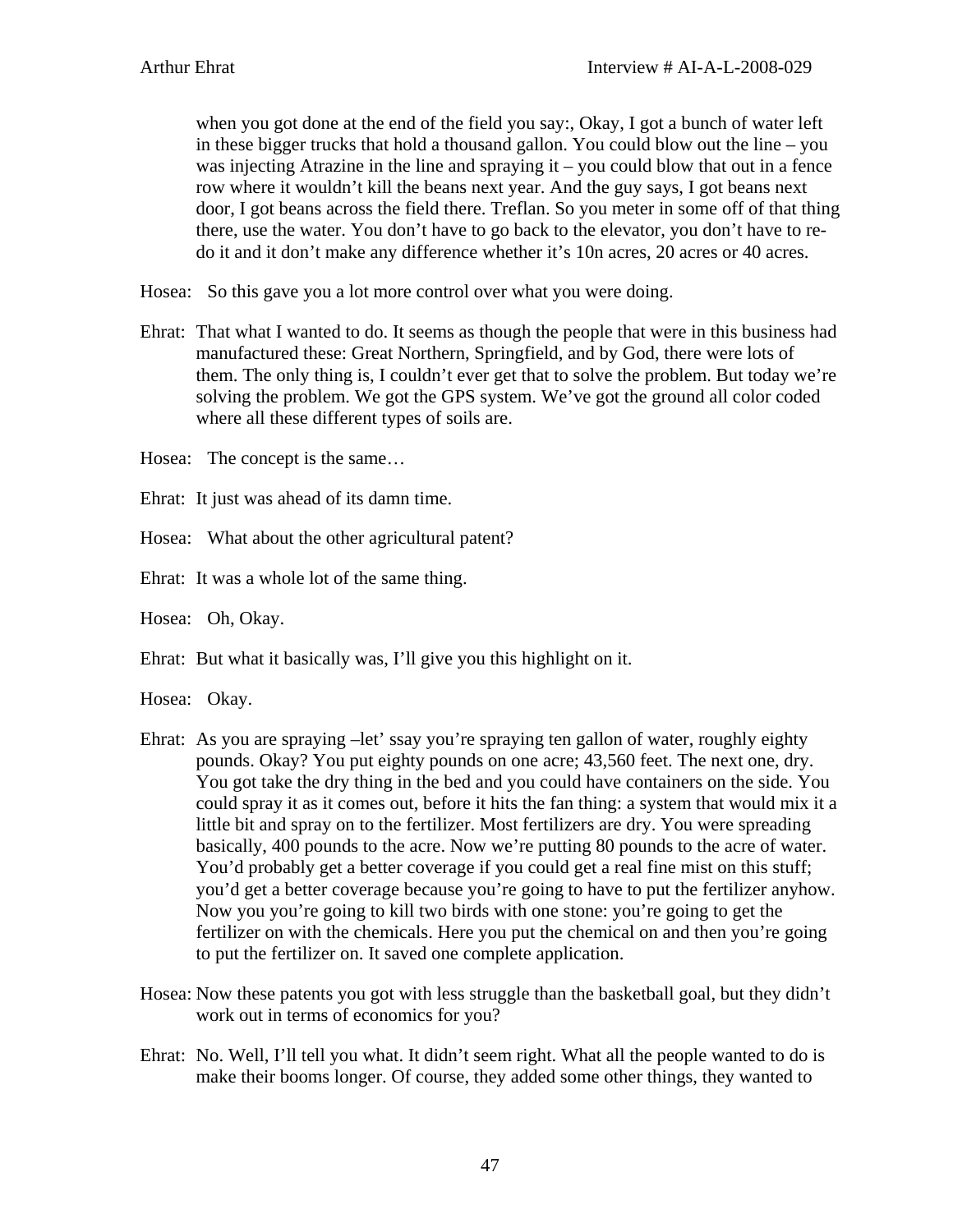when you got done at the end of the field you say:, Okay, I got a bunch of water left in these bigger trucks that hold a thousand gallon. You could blow out the line – you was injecting Atrazine in the line and spraying it – you could blow that out in a fence row where it wouldn't kill the beans next year. And the guy says, I got beans next door, I got beans across the field there. Treflan. So you meter in some off of that thing there, use the water. You don't have to go back to the elevator, you don't have to re-do it and it don't make any difference whether it's 10n acres, 20 acres or 40 acres.

Hosea: So this gave you a lot more control over what you were doing.

Ehrat: That what I wanted to do. It seems as though the people that were in this business had manufactured these: Great Northern, Springfield, and by God, there were lots of them. The only thing is, I couldn't ever get that to solve the problem. But today we're solving the problem. We got the GPS system. We've got the ground all color coded where all these different types of soils are.

Hosea: The concept is the same…

Ehrat: It just was ahead of its damn time.

Hosea: What about the other agricultural patent?

Ehrat: It was a whole lot of the same thing.

Hosea: Oh, Okay.

Ehrat: But what it basically was, I'll give you this highlight on it.

Hosea: Okay.

Ehrat: As you are spraying –let' ssay you're spraying ten gallon of water, roughly eighty pounds. Okay? You put eighty pounds on one acre; 43,560 feet. The next one, dry. You got take the dry thing in the bed and you could have containers on the side. You could spray it as it comes out, before it hits the fan thing: a system that would mix it a little bit and spray on to the fertilizer. Most fertilizers are dry. You were spreading basically, 400 pounds to the acre. Now we're putting 80 pounds to the acre of water. You'd probably get a better coverage if you could get a real fine mist on this stuff; you'd get a better coverage because you're going to have to put the fertilizer anyhow. Now you you're going to kill two birds with one stone: you're going to get the fertilizer on with the chemicals. Here you put the chemical on and then you're going to put the fertilizer on. It saved one complete application.

Hosea: Now these patents you got with less struggle than the basketball goal, but they didn't work out in terms of economics for you?

Ehrat: No. Well, I'll tell you what. It didn't seem right. What all the people wanted to do is make their booms longer. Of course, they added some other things, they wanted to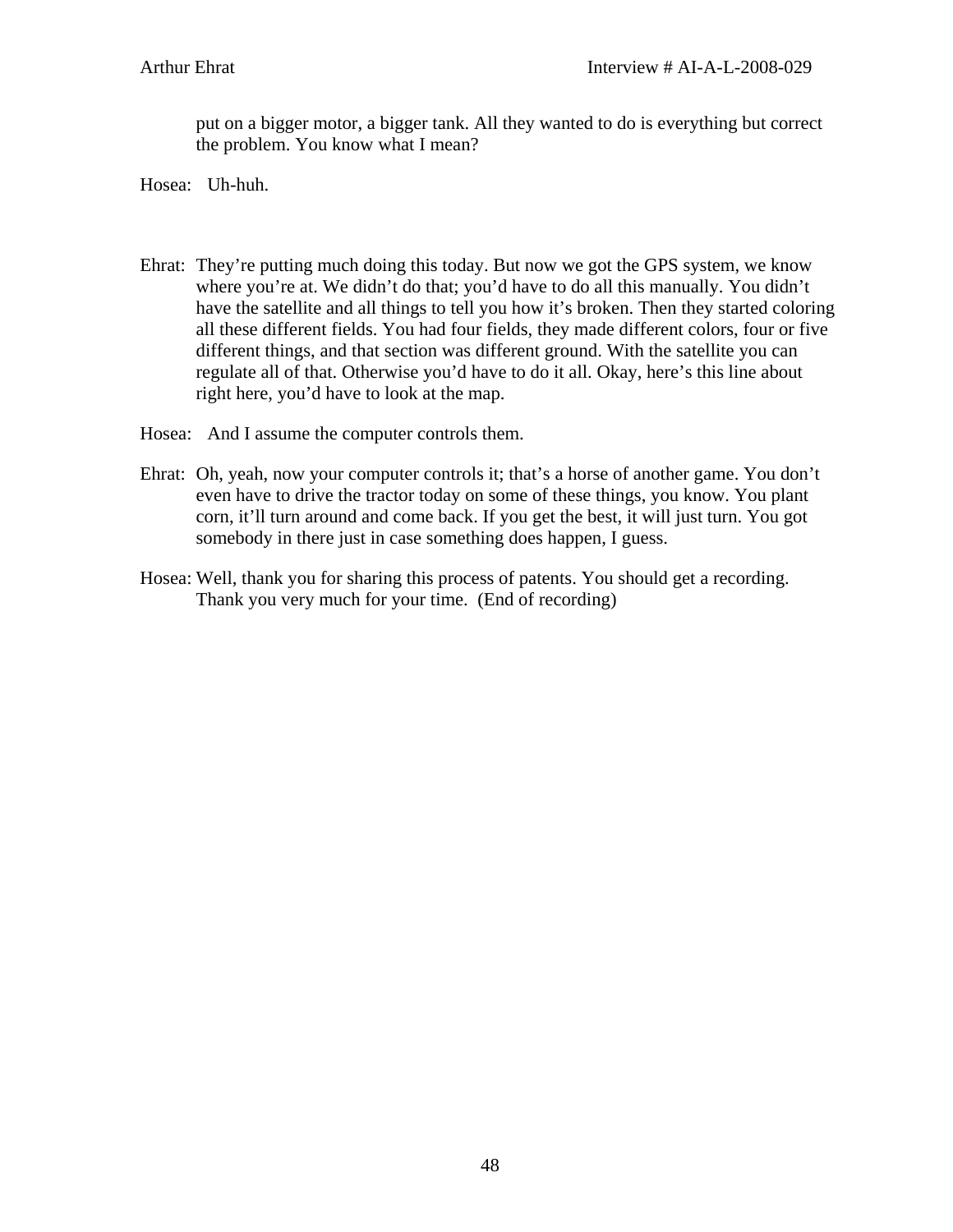put on a bigger motor, a bigger tank. All they wanted to do is everything but correct the problem. You know what I mean?

Hosea: Uh-huh.

Ehrat: They're putting much doing this today. But now we got the GPS system, we know where you're at. We didn't do that; you'd have to do all this manually. You didn't have the satellite and all things to tell you how it's broken. Then they started coloring all these different fields. You had four fields, they made different colors, four or five different things, and that section was different ground. With the satellite you can regulate all of that. Otherwise you'd have to do it all. Okay, here's this line about right here, you'd have to look at the map.

Hosea: And I assume the computer controls them.

Ehrat: Oh, yeah, now your computer controls it; that's a horse of another game. You don't even have to drive the tractor today on some of these things, you know. You plant corn, it'll turn around and come back. If you get the best, it will just turn. You got somebody in there just in case something does happen, I guess.

Hosea: Well, thank you for sharing this process of patents. You should get a recording. Thank you very much for your time. (End of recording)